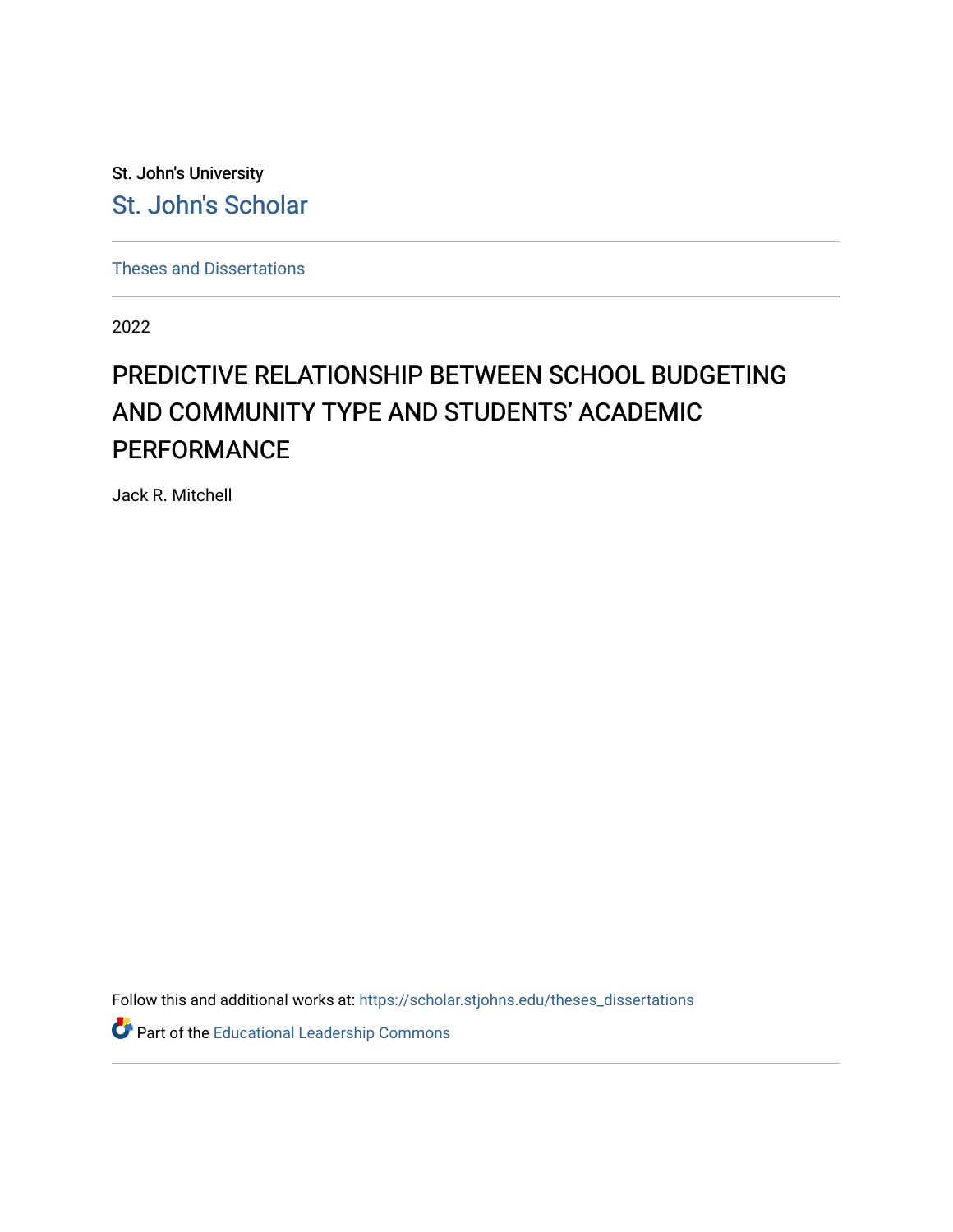St. John's University

St. John's Scholar

Theses and Dissertations

2022

# PREDICTIVE RELATIONSHIP BETWEEN SCHOOL BUDGETING AND COMMUNITY TYPE AND STUDENTS' ACADEMIC PERFORMANCE

Jack R. Mitchell

Follow this and additional works at: https://scholar.stjohns.edu/theses_dissertations

Part of the Educational Leadership Commons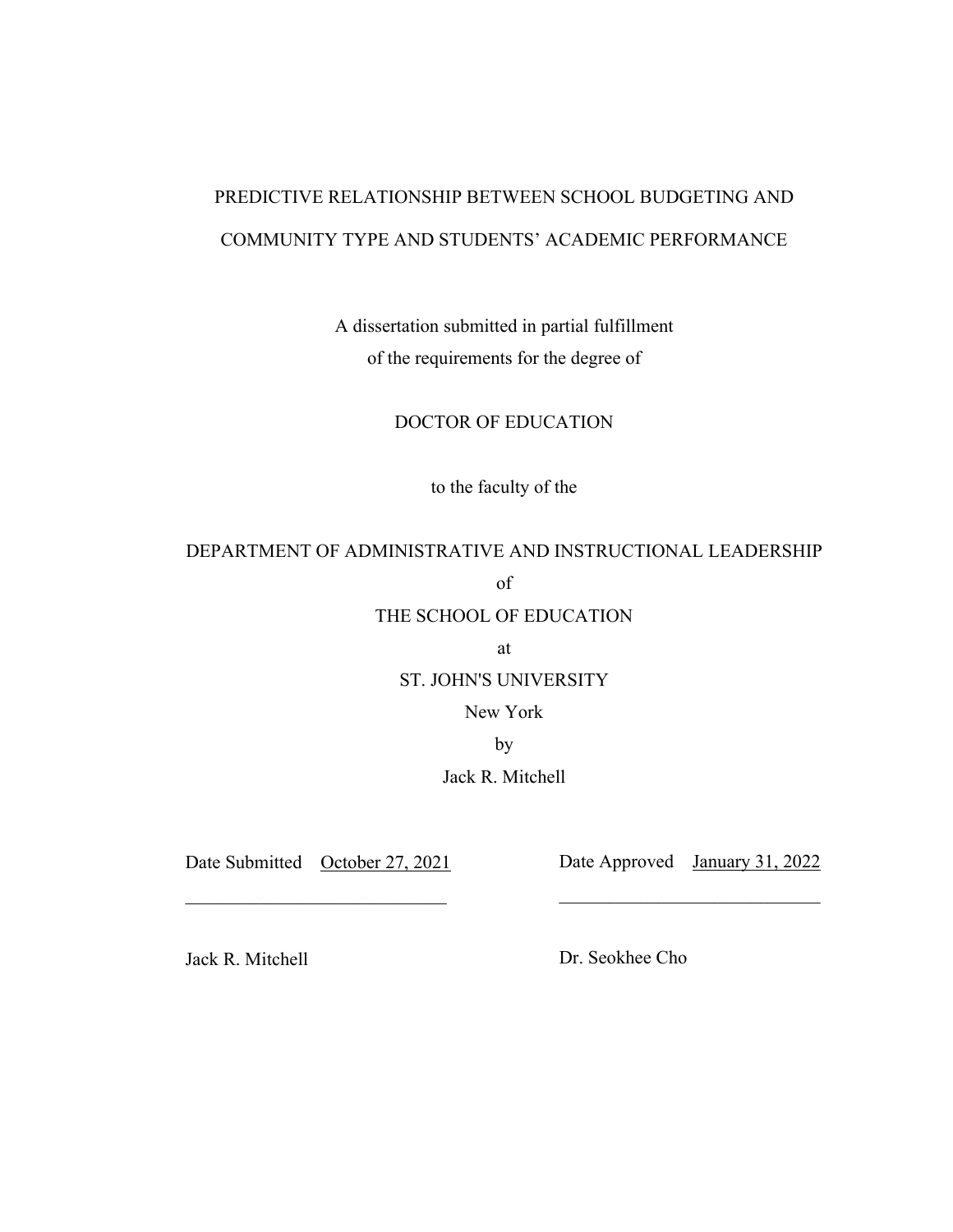PREDICTIVE RELATIONSHIP BETWEEN SCHOOL BUDGETING AND COMMUNITY TYPE AND STUDENTS' ACADEMIC PERFORMANCE

A dissertation submitted in partial fulfillment
of the requirements for the degree of

DOCTOR OF EDUCATION

to the faculty of the

DEPARTMENT OF ADMINISTRATIVE AND INSTRUCTIONAL LEADERSHIP
of
THE SCHOOL OF EDUCATION
at
ST. JOHN'S UNIVERSITY
New York
by
Jack R. Mitchell

Date Submitted October 27, 2021

Date Approved January 31, 2022

_____________________________

_____________________________

Jack R. Mitchell

Dr. Seokhee Cho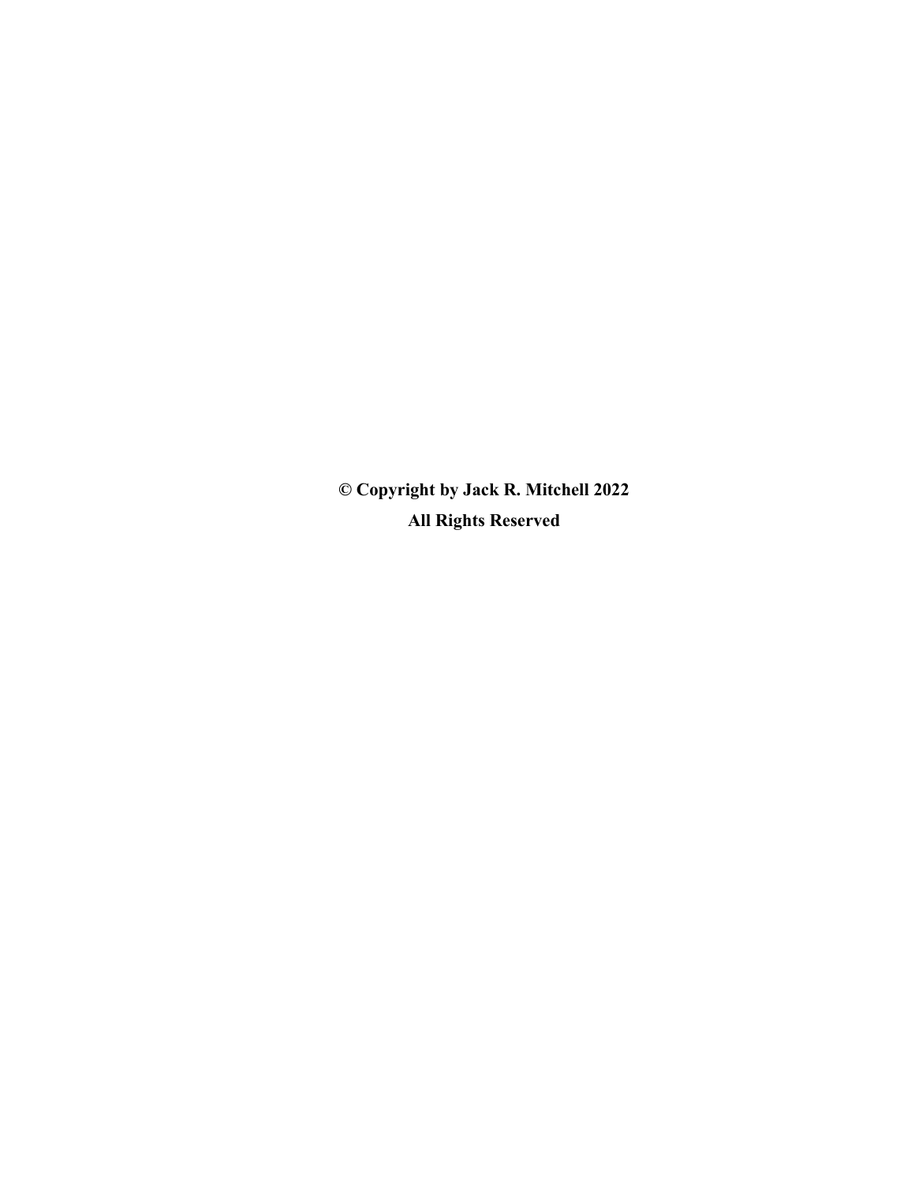**© Copyright by Jack R. Mitchell 2022**

**All Rights Reserved**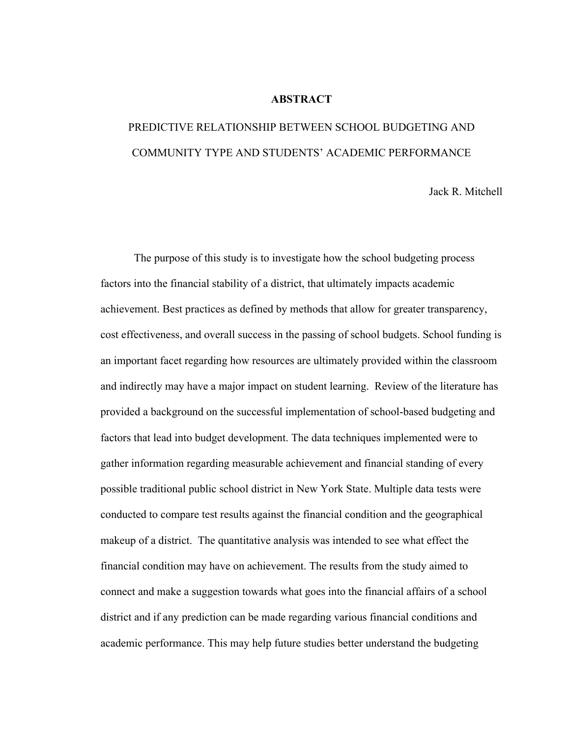# ABSTRACT

## PREDICTIVE RELATIONSHIP BETWEEN SCHOOL BUDGETING AND COMMUNITY TYPE AND STUDENTS' ACADEMIC PERFORMANCE

Jack R. Mitchell

The purpose of this study is to investigate how the school budgeting process factors into the financial stability of a district, that ultimately impacts academic achievement. Best practices as defined by methods that allow for greater transparency, cost effectiveness, and overall success in the passing of school budgets. School funding is an important facet regarding how resources are ultimately provided within the classroom and indirectly may have a major impact on student learning. Review of the literature has provided a background on the successful implementation of school-based budgeting and factors that lead into budget development. The data techniques implemented were to gather information regarding measurable achievement and financial standing of every possible traditional public school district in New York State. Multiple data tests were conducted to compare test results against the financial condition and the geographical makeup of a district. The quantitative analysis was intended to see what effect the financial condition may have on achievement. The results from the study aimed to connect and make a suggestion towards what goes into the financial affairs of a school district and if any prediction can be made regarding various financial conditions and academic performance. This may help future studies better understand the budgeting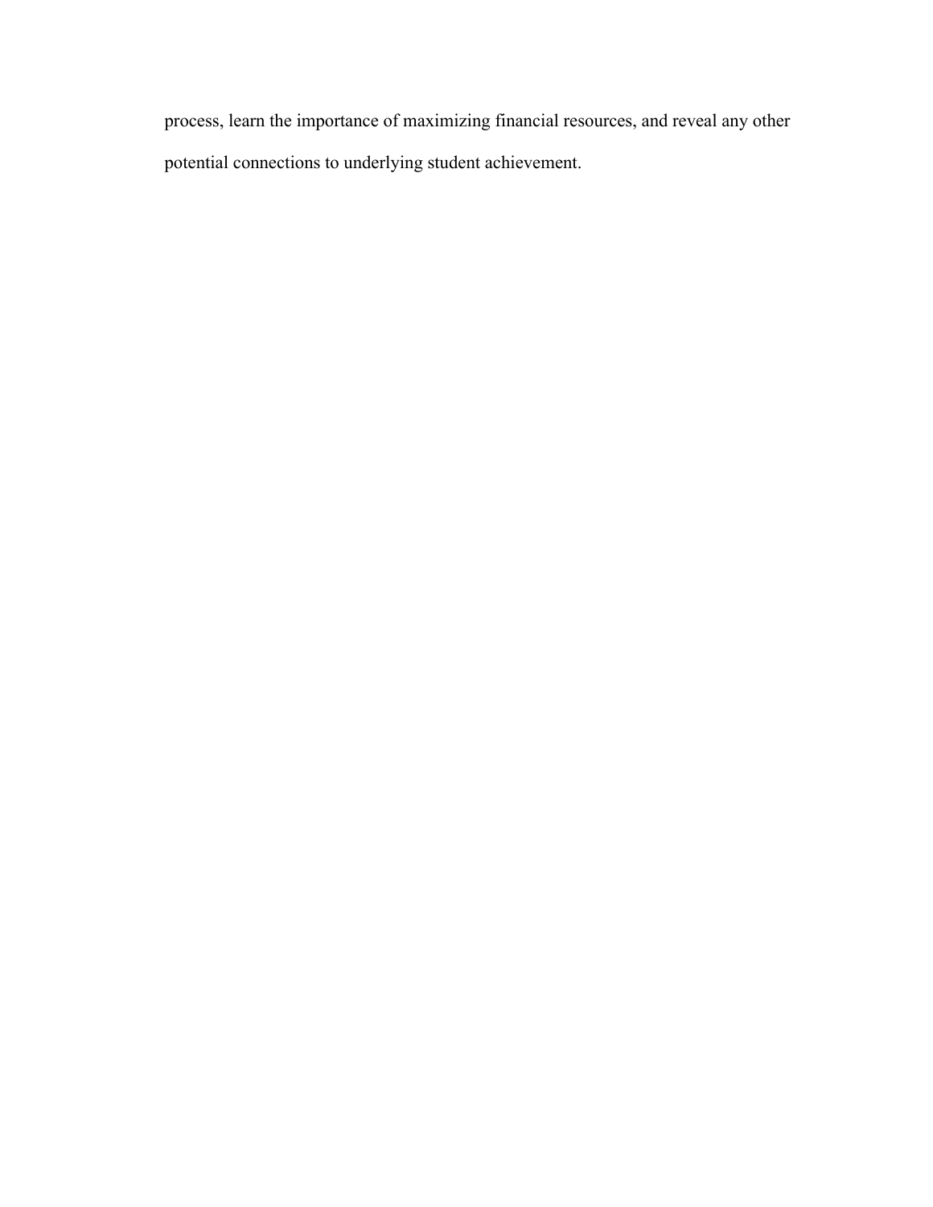process, learn the importance of maximizing financial resources, and reveal any other potential connections to underlying student achievement.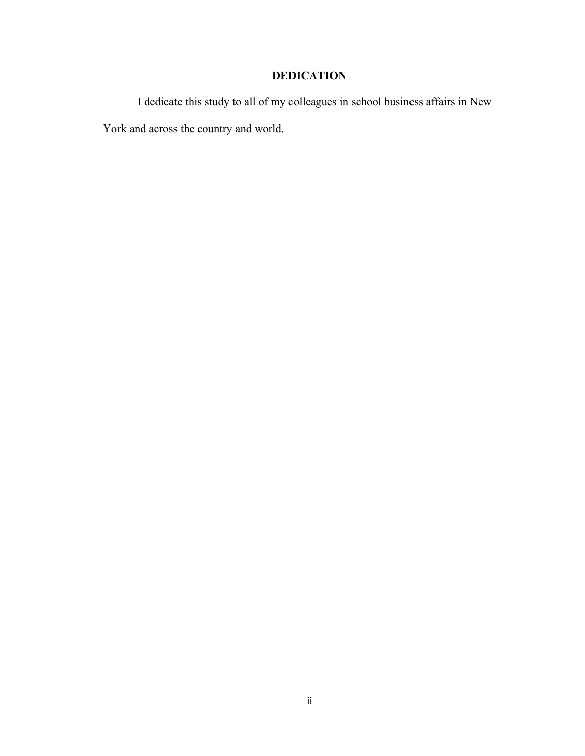## DEDICATION

I dedicate this study to all of my colleagues in school business affairs in New York and across the country and world.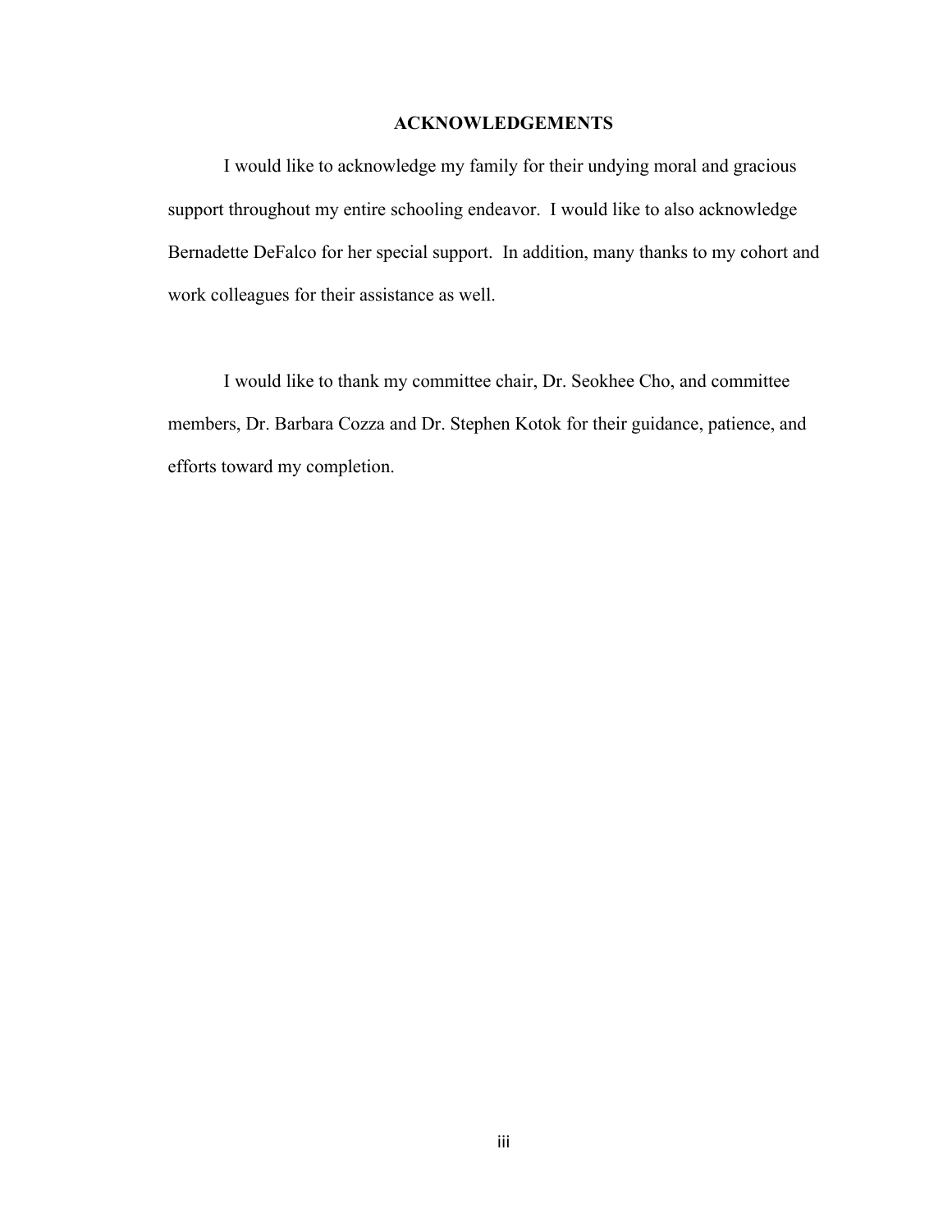# ACKNOWLEDGEMENTS

I would like to acknowledge my family for their undying moral and gracious support throughout my entire schooling endeavor. I would like to also acknowledge Bernadette DeFalco for her special support. In addition, many thanks to my cohort and work colleagues for their assistance as well.

I would like to thank my committee chair, Dr. Seokhee Cho, and committee members, Dr. Barbara Cozza and Dr. Stephen Kotok for their guidance, patience, and efforts toward my completion.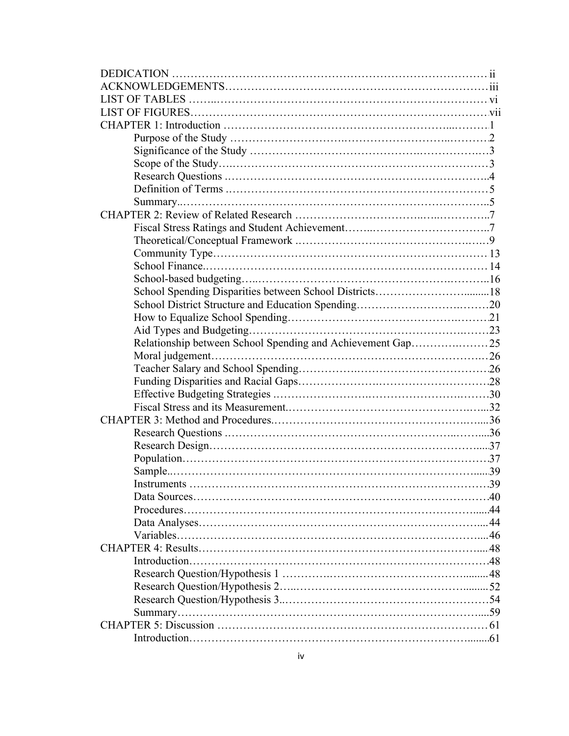DEDICATION ……………………………………………………………………… ii
ACKNOWLEDGEMENTS………………………………………………………………iii
LIST OF TABLES ……..…………………………………………………………… vi
LIST OF FIGURES………………………………………………………………………vii
CHAPTER 1: Introduction ……………………………………………………...………1
    Purpose of the Study ……………………….…………………………..……….2
    Significance of the Study ……………………………………….…………….…3
    Scope of the Study….………………………………………………………………3
    Research Questions .……………………………………………………………..4
    Definition of Terms ………………………………………………………………5
    Summary..…………………………………………………………………………..5
CHAPTER 2: Review of Related Research ……………………………...…..………..7
    Fiscal Stress Ratings and Student Achievement……..…………………………..7
    Theoretical/Conceptual Framework .………………………………………….….9
    Community Type……………………………………………………………… 13
    School Finance.………………………………………………………………… 14
    School-based budgeting…...……………………………………………….……..16
    School Spending Disparities between School Districts……………………….........18
    School District Structure and Education Spending…………………………….……20
    How to Equalize School Spending…………………………………………….……21
    Aid Types and Budgeting……………………………………………………….……23
    Relationship between School Spending and Achievement Gap……….………25
    Moral judgement……………………………………………………………….…26
    Teacher Salary and School Spending…………….……………………………26
    Funding Disparities and Racial Gaps……………….……………………………28
    Effective Budgeting Strategies .…………………….…………………….………30
    Fiscal Stress and its Measurement.…………………………………………….....32
CHAPTER 3: Method and Procedures.…………………………………………….....36
    Research Questions .……………………………………………………….…....36
    Research Design…………………………………………………………….....37
    Population…………………………………………………………………………37
    Sample..……………………………………………………………………….....39
    Instruments ……………………………………………………………………….39
    Data Sources…………………………………………………………………….40
    Procedures……………………………………………………………………......44
    Data Analyses…………………………………………………………………..... 44
    Variables……………………………………………………………………….....46
CHAPTER 4: Results……………………………………………………………….....48
    Introduction………………………………………………………………………48
    Research Question/Hypothesis 1 ………….……………………………….........48
    Research Question/Hypothesis 2…..……………………………………….........52
    Research Question/Hypothesis 3..………………………………………………54
    Summary…………………………………………………………………….....59
CHAPTER 5: Discussion ………………………………………………………………61
    Introduction………………………………………………………………….........61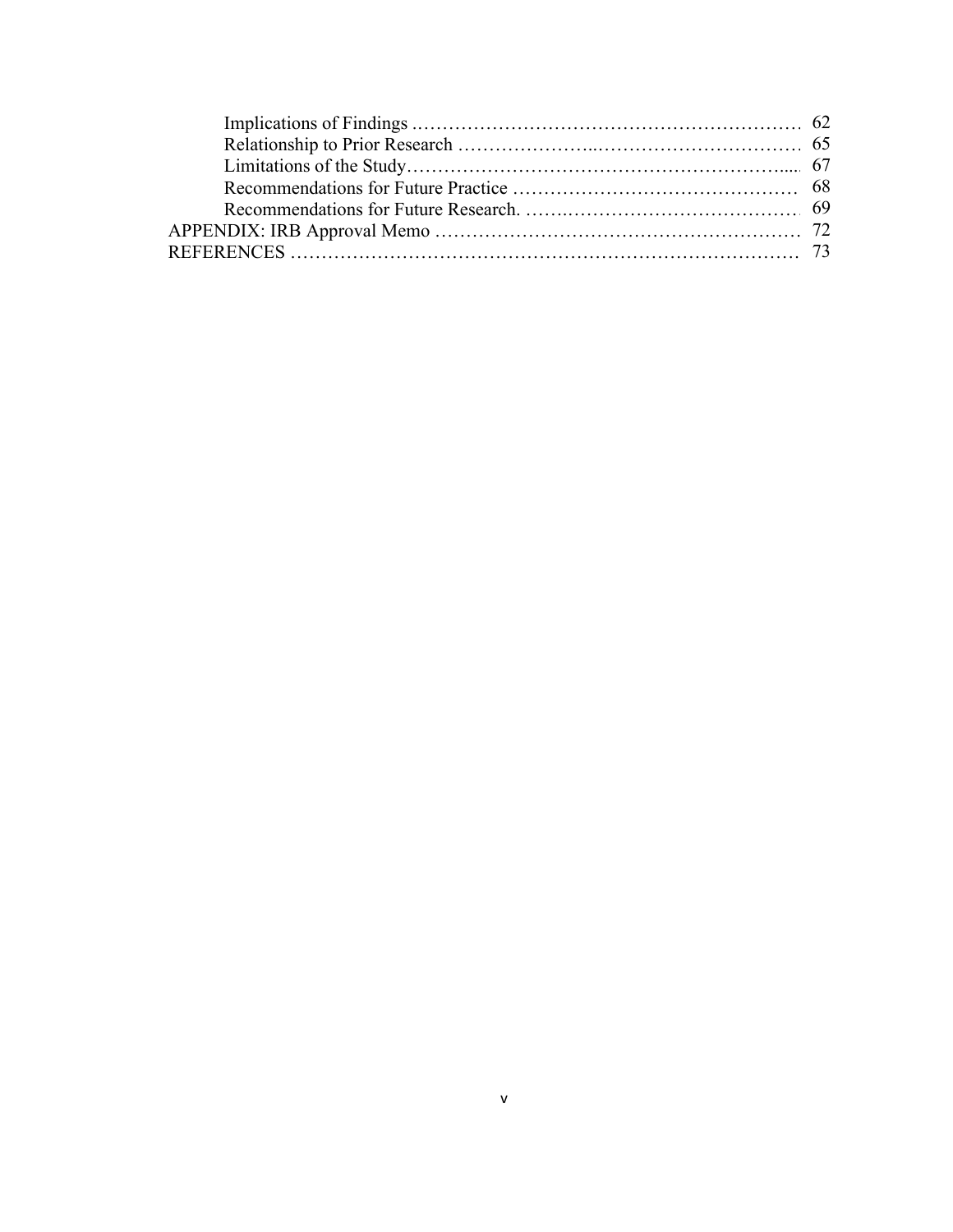Implications of Findings ........................................................ 62
Relationship to Prior Research ................................................ 65
Limitations of the Study.......................................................... 67
Recommendations for Future Practice ...................................... 68
Recommendations for Future Research. ................................... 69
APPENDIX: IRB Approval Memo ................................................ 72
REFERENCES ............................................................................. 73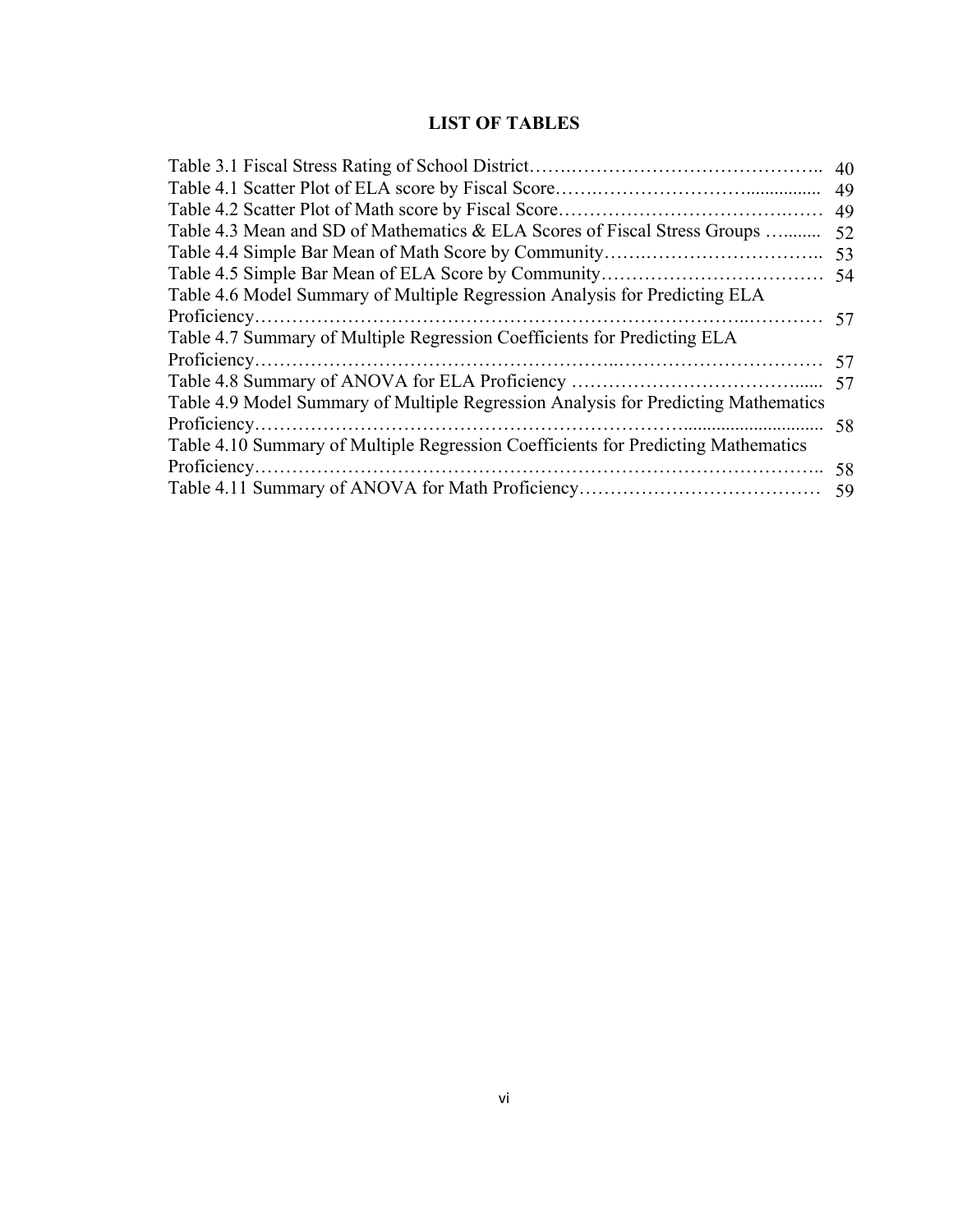# LIST OF TABLES

| | |
|---|---|
| Table 3.1 Fiscal Stress Rating of School District | 40 |
| Table 4.1 Scatter Plot of ELA score by Fiscal Score | 49 |
| Table 4.2 Scatter Plot of Math score by Fiscal Score | 49 |
| Table 4.3 Mean and SD of Mathematics & ELA Scores of Fiscal Stress Groups | 52 |
| Table 4.4 Simple Bar Mean of Math Score by Community | 53 |
| Table 4.5 Simple Bar Mean of ELA Score by Community | 54 |
| Table 4.6 Model Summary of Multiple Regression Analysis for Predicting ELA Proficiency | 57 |
| Table 4.7 Summary of Multiple Regression Coefficients for Predicting ELA Proficiency | 57 |
| Table 4.8 Summary of ANOVA for ELA Proficiency | 57 |
| Table 4.9 Model Summary of Multiple Regression Analysis for Predicting Mathematics Proficiency | 58 |
| Table 4.10 Summary of Multiple Regression Coefficients for Predicting Mathematics Proficiency | 58 |
| Table 4.11 Summary of ANOVA for Math Proficiency | 59 |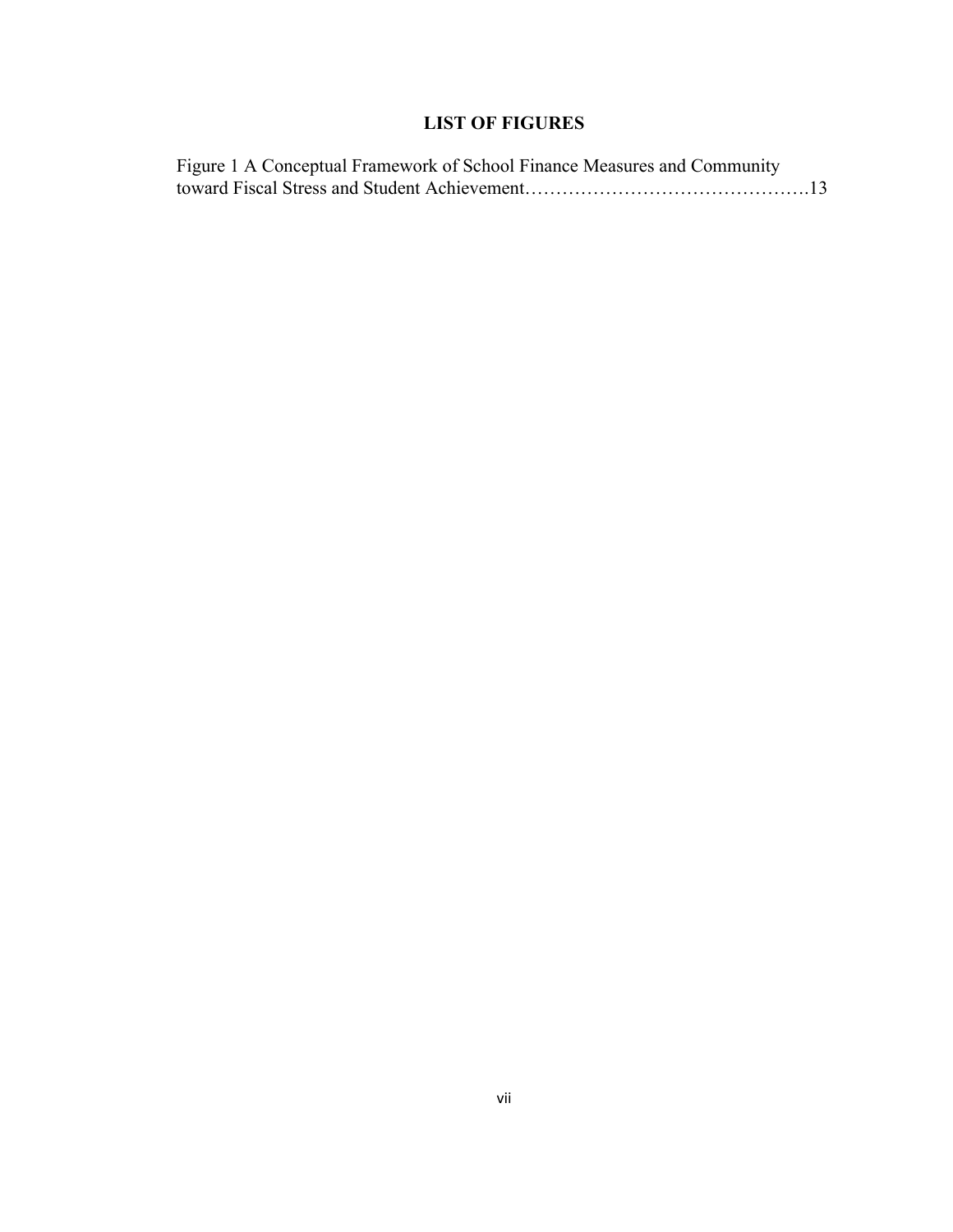# LIST OF FIGURES

Figure 1 A Conceptual Framework of School Finance Measures and Community toward Fiscal Stress and Student Achievement……………………………………….13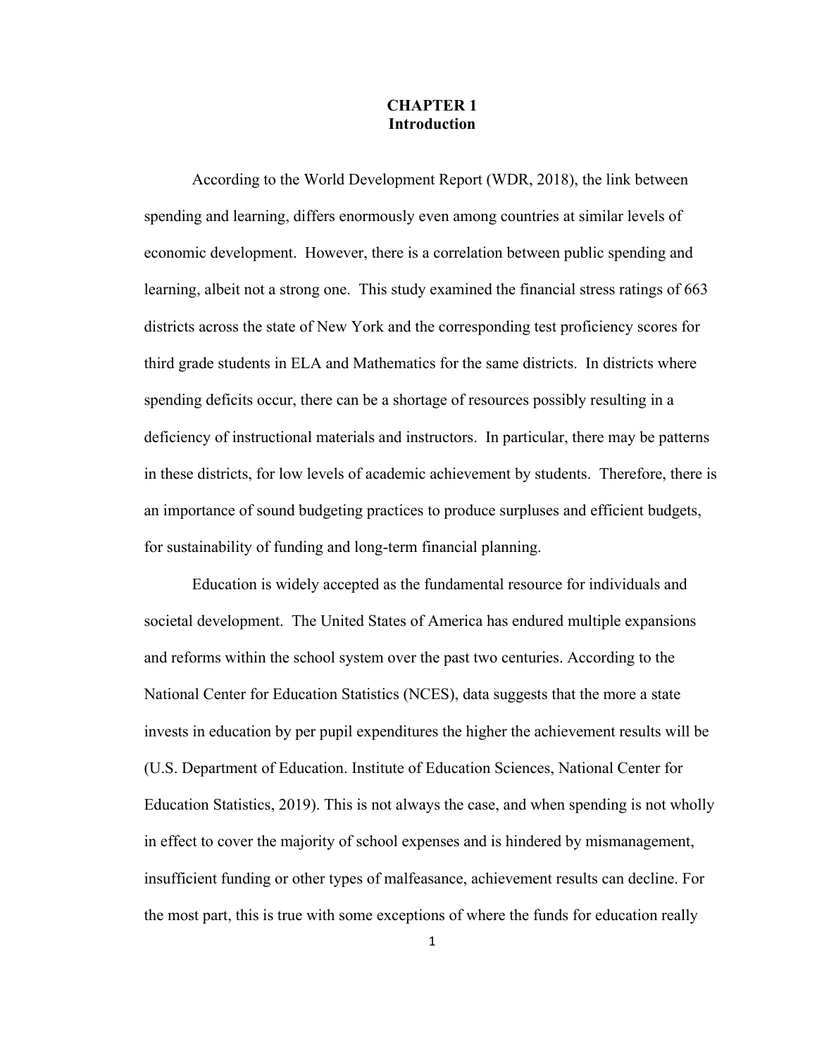# CHAPTER 1
## Introduction

According to the World Development Report (WDR, 2018), the link between spending and learning, differs enormously even among countries at similar levels of economic development. However, there is a correlation between public spending and learning, albeit not a strong one. This study examined the financial stress ratings of 663 districts across the state of New York and the corresponding test proficiency scores for third grade students in ELA and Mathematics for the same districts. In districts where spending deficits occur, there can be a shortage of resources possibly resulting in a deficiency of instructional materials and instructors. In particular, there may be patterns in these districts, for low levels of academic achievement by students. Therefore, there is an importance of sound budgeting practices to produce surpluses and efficient budgets, for sustainability of funding and long-term financial planning.

Education is widely accepted as the fundamental resource for individuals and societal development. The United States of America has endured multiple expansions and reforms within the school system over the past two centuries. According to the National Center for Education Statistics (NCES), data suggests that the more a state invests in education by per pupil expenditures the higher the achievement results will be (U.S. Department of Education. Institute of Education Sciences, National Center for Education Statistics, 2019). This is not always the case, and when spending is not wholly in effect to cover the majority of school expenses and is hindered by mismanagement, insufficient funding or other types of malfeasance, achievement results can decline. For the most part, this is true with some exceptions of where the funds for education really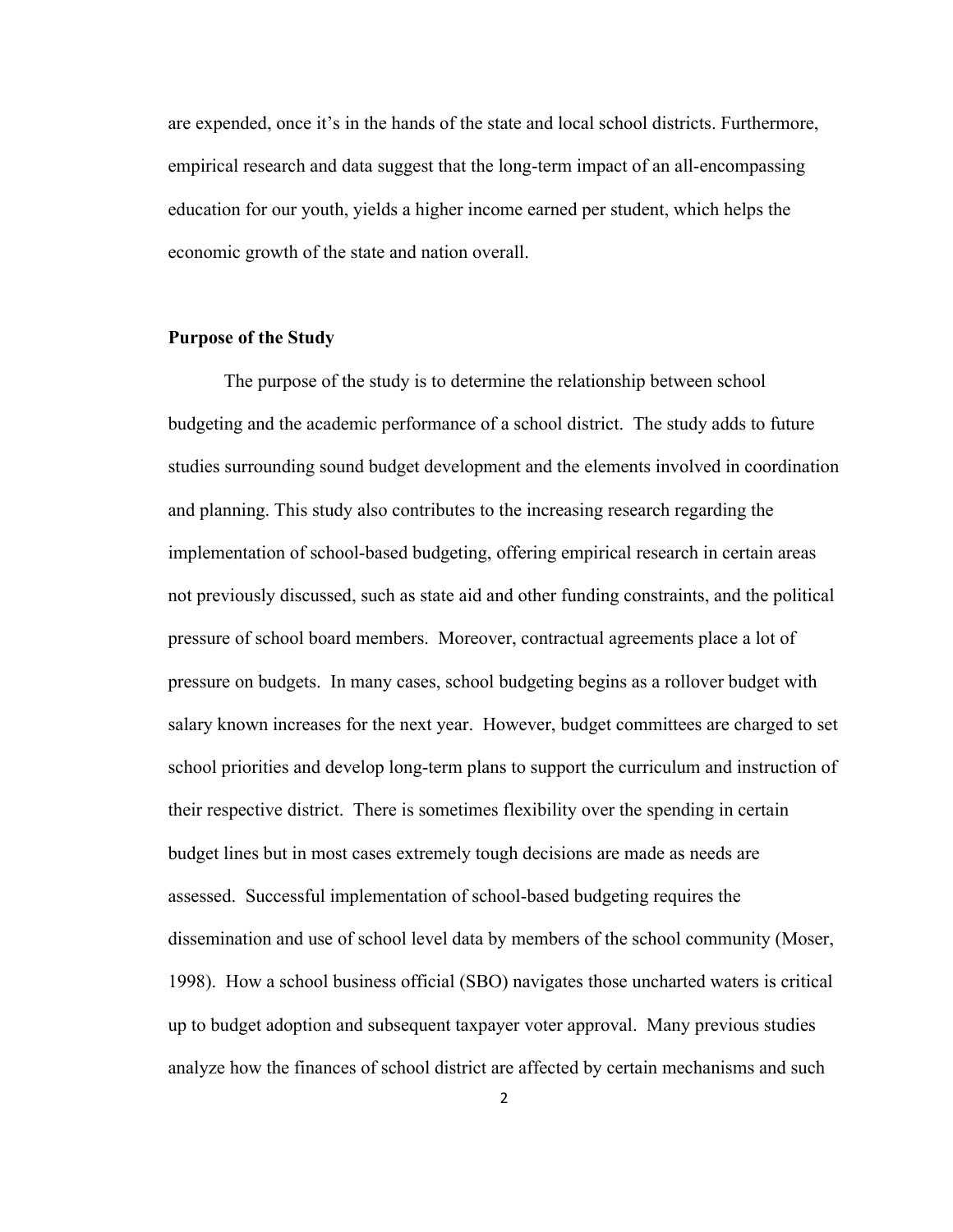are expended, once it's in the hands of the state and local school districts. Furthermore, empirical research and data suggest that the long-term impact of an all-encompassing education for our youth, yields a higher income earned per student, which helps the economic growth of the state and nation overall.

## Purpose of the Study

The purpose of the study is to determine the relationship between school budgeting and the academic performance of a school district. The study adds to future studies surrounding sound budget development and the elements involved in coordination and planning. This study also contributes to the increasing research regarding the implementation of school-based budgeting, offering empirical research in certain areas not previously discussed, such as state aid and other funding constraints, and the political pressure of school board members. Moreover, contractual agreements place a lot of pressure on budgets. In many cases, school budgeting begins as a rollover budget with salary known increases for the next year. However, budget committees are charged to set school priorities and develop long-term plans to support the curriculum and instruction of their respective district. There is sometimes flexibility over the spending in certain budget lines but in most cases extremely tough decisions are made as needs are assessed. Successful implementation of school-based budgeting requires the dissemination and use of school level data by members of the school community (Moser, 1998). How a school business official (SBO) navigates those uncharted waters is critical up to budget adoption and subsequent taxpayer voter approval. Many previous studies analyze how the finances of school district are affected by certain mechanisms and such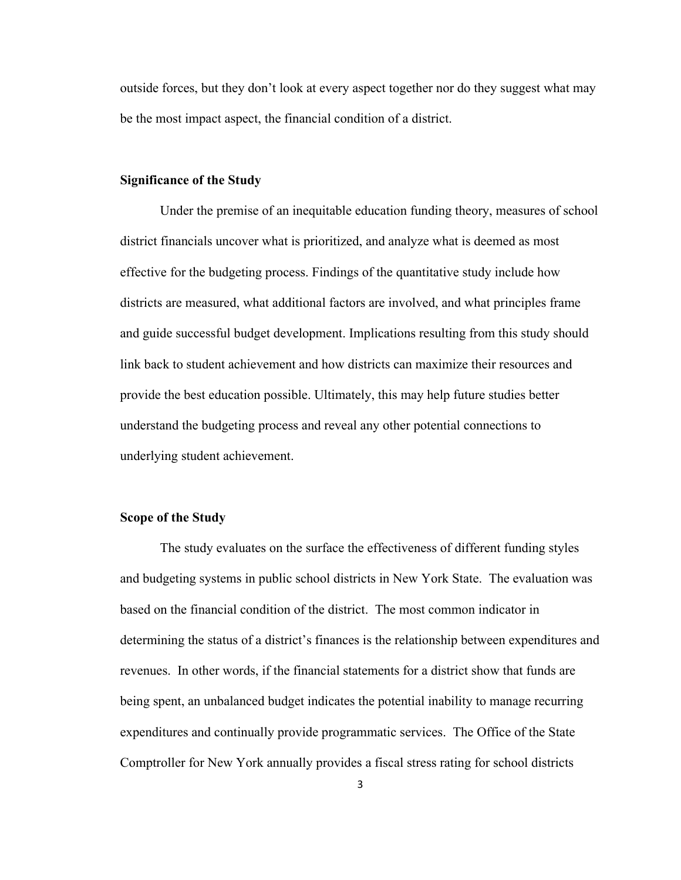outside forces, but they don't look at every aspect together nor do they suggest what may be the most impact aspect, the financial condition of a district.

### Significance of the Study

Under the premise of an inequitable education funding theory, measures of school district financials uncover what is prioritized, and analyze what is deemed as most effective for the budgeting process. Findings of the quantitative study include how districts are measured, what additional factors are involved, and what principles frame and guide successful budget development. Implications resulting from this study should link back to student achievement and how districts can maximize their resources and provide the best education possible. Ultimately, this may help future studies better understand the budgeting process and reveal any other potential connections to underlying student achievement.

### Scope of the Study

The study evaluates on the surface the effectiveness of different funding styles and budgeting systems in public school districts in New York State. The evaluation was based on the financial condition of the district. The most common indicator in determining the status of a district's finances is the relationship between expenditures and revenues. In other words, if the financial statements for a district show that funds are being spent, an unbalanced budget indicates the potential inability to manage recurring expenditures and continually provide programmatic services. The Office of the State Comptroller for New York annually provides a fiscal stress rating for school districts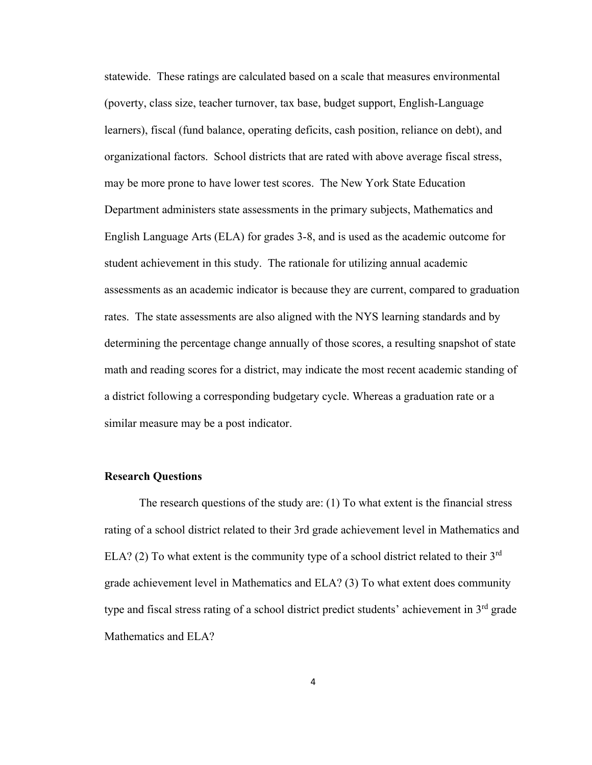statewide. These ratings are calculated based on a scale that measures environmental (poverty, class size, teacher turnover, tax base, budget support, English-Language learners), fiscal (fund balance, operating deficits, cash position, reliance on debt), and organizational factors. School districts that are rated with above average fiscal stress, may be more prone to have lower test scores. The New York State Education Department administers state assessments in the primary subjects, Mathematics and English Language Arts (ELA) for grades 3-8, and is used as the academic outcome for student achievement in this study. The rationale for utilizing annual academic assessments as an academic indicator is because they are current, compared to graduation rates. The state assessments are also aligned with the NYS learning standards and by determining the percentage change annually of those scores, a resulting snapshot of state math and reading scores for a district, may indicate the most recent academic standing of a district following a corresponding budgetary cycle. Whereas a graduation rate or a similar measure may be a post indicator.

### Research Questions

The research questions of the study are: (1) To what extent is the financial stress rating of a school district related to their 3rd grade achievement level in Mathematics and ELA? (2) To what extent is the community type of a school district related to their 3rd grade achievement level in Mathematics and ELA? (3) To what extent does community type and fiscal stress rating of a school district predict students' achievement in 3rd grade Mathematics and ELA?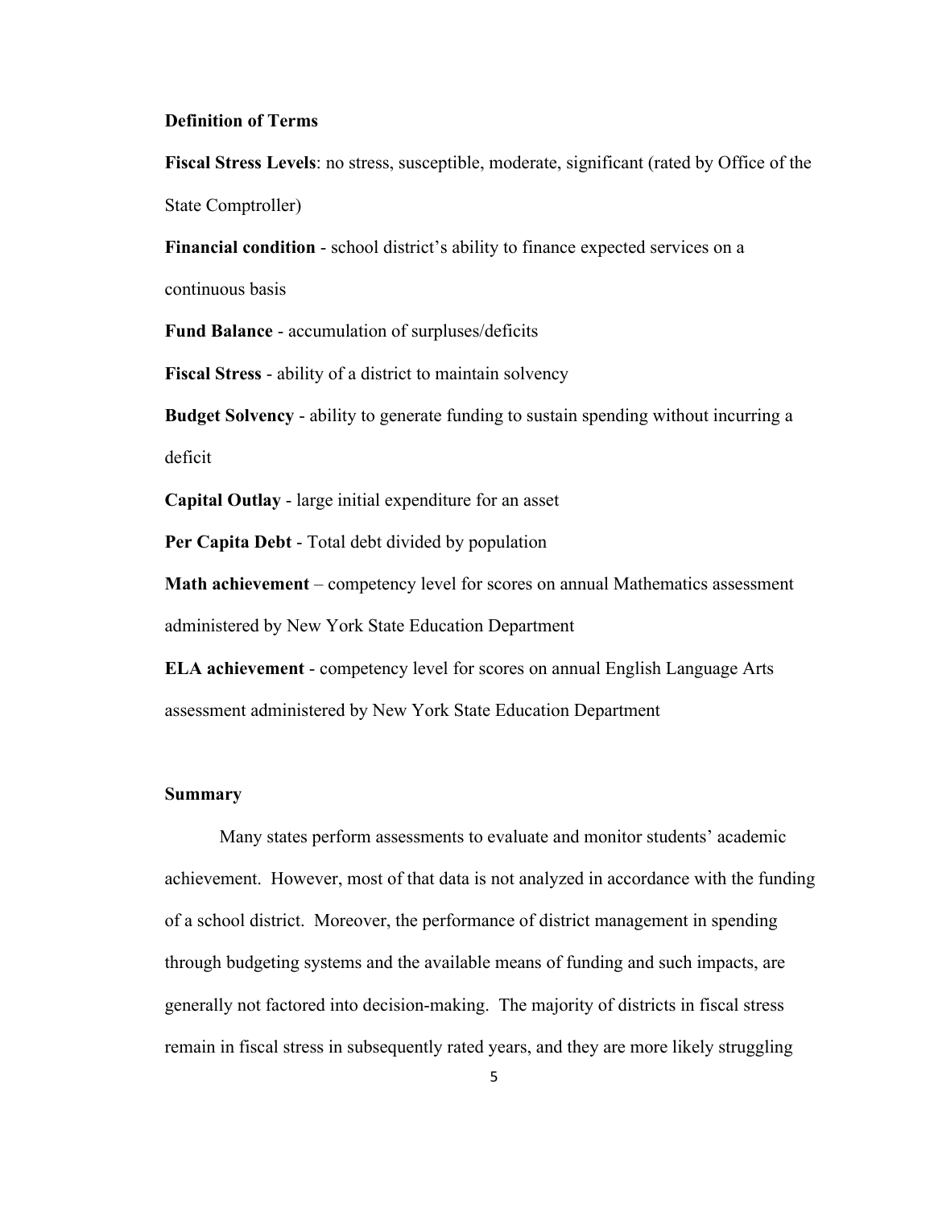**Definition of Terms**

**Fiscal Stress Levels**: no stress, susceptible, moderate, significant (rated by Office of the State Comptroller)

**Financial condition** - school district's ability to finance expected services on a continuous basis

**Fund Balance** - accumulation of surpluses/deficits

**Fiscal Stress** - ability of a district to maintain solvency

**Budget Solvency** - ability to generate funding to sustain spending without incurring a deficit

**Capital Outlay** - large initial expenditure for an asset

**Per Capita Debt** - Total debt divided by population

**Math achievement** – competency level for scores on annual Mathematics assessment administered by New York State Education Department

**ELA achievement** - competency level for scores on annual English Language Arts assessment administered by New York State Education Department

**Summary**

Many states perform assessments to evaluate and monitor students' academic achievement. However, most of that data is not analyzed in accordance with the funding of a school district. Moreover, the performance of district management in spending through budgeting systems and the available means of funding and such impacts, are generally not factored into decision-making. The majority of districts in fiscal stress remain in fiscal stress in subsequently rated years, and they are more likely struggling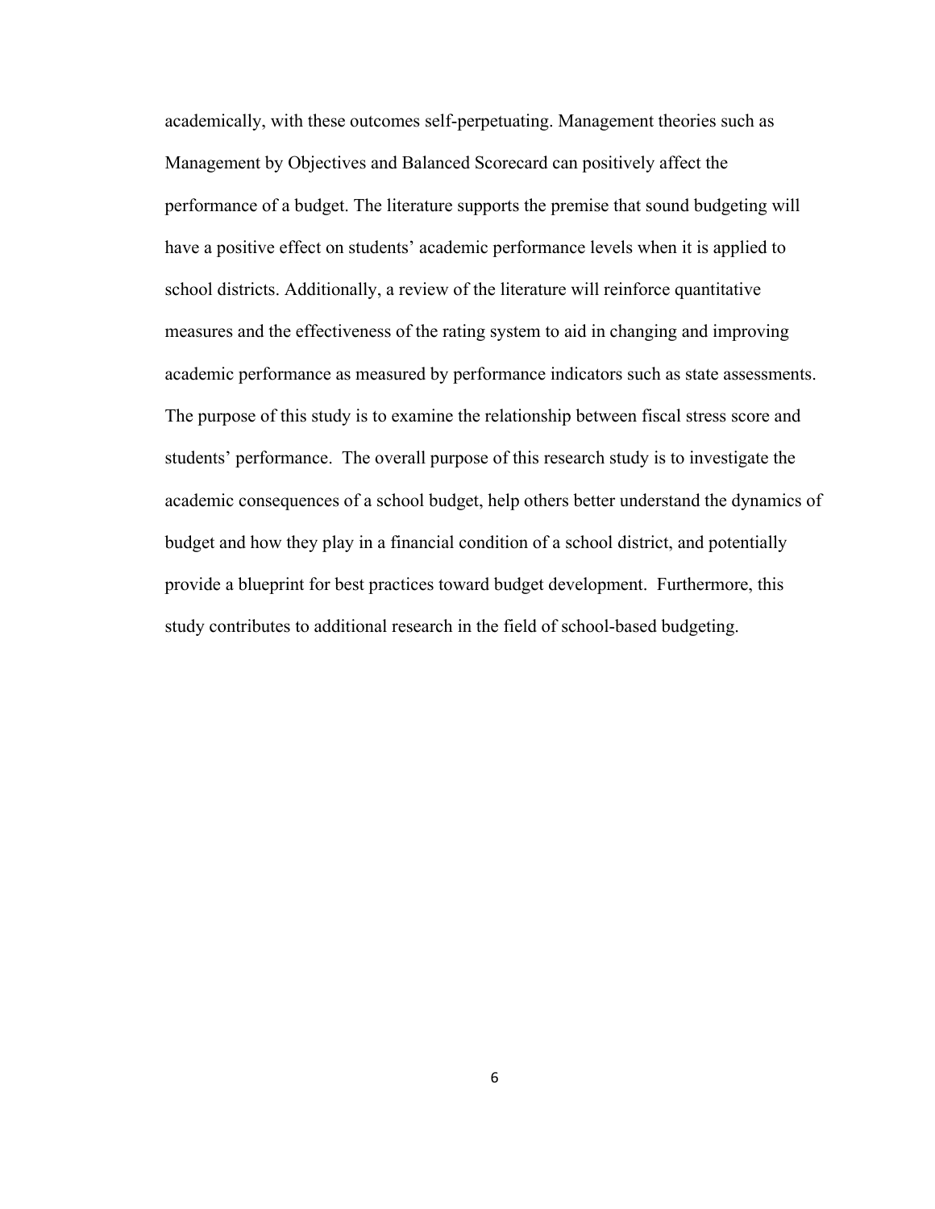academically, with these outcomes self-perpetuating. Management theories such as Management by Objectives and Balanced Scorecard can positively affect the performance of a budget. The literature supports the premise that sound budgeting will have a positive effect on students' academic performance levels when it is applied to school districts. Additionally, a review of the literature will reinforce quantitative measures and the effectiveness of the rating system to aid in changing and improving academic performance as measured by performance indicators such as state assessments. The purpose of this study is to examine the relationship between fiscal stress score and students' performance. The overall purpose of this research study is to investigate the academic consequences of a school budget, help others better understand the dynamics of budget and how they play in a financial condition of a school district, and potentially provide a blueprint for best practices toward budget development. Furthermore, this study contributes to additional research in the field of school-based budgeting.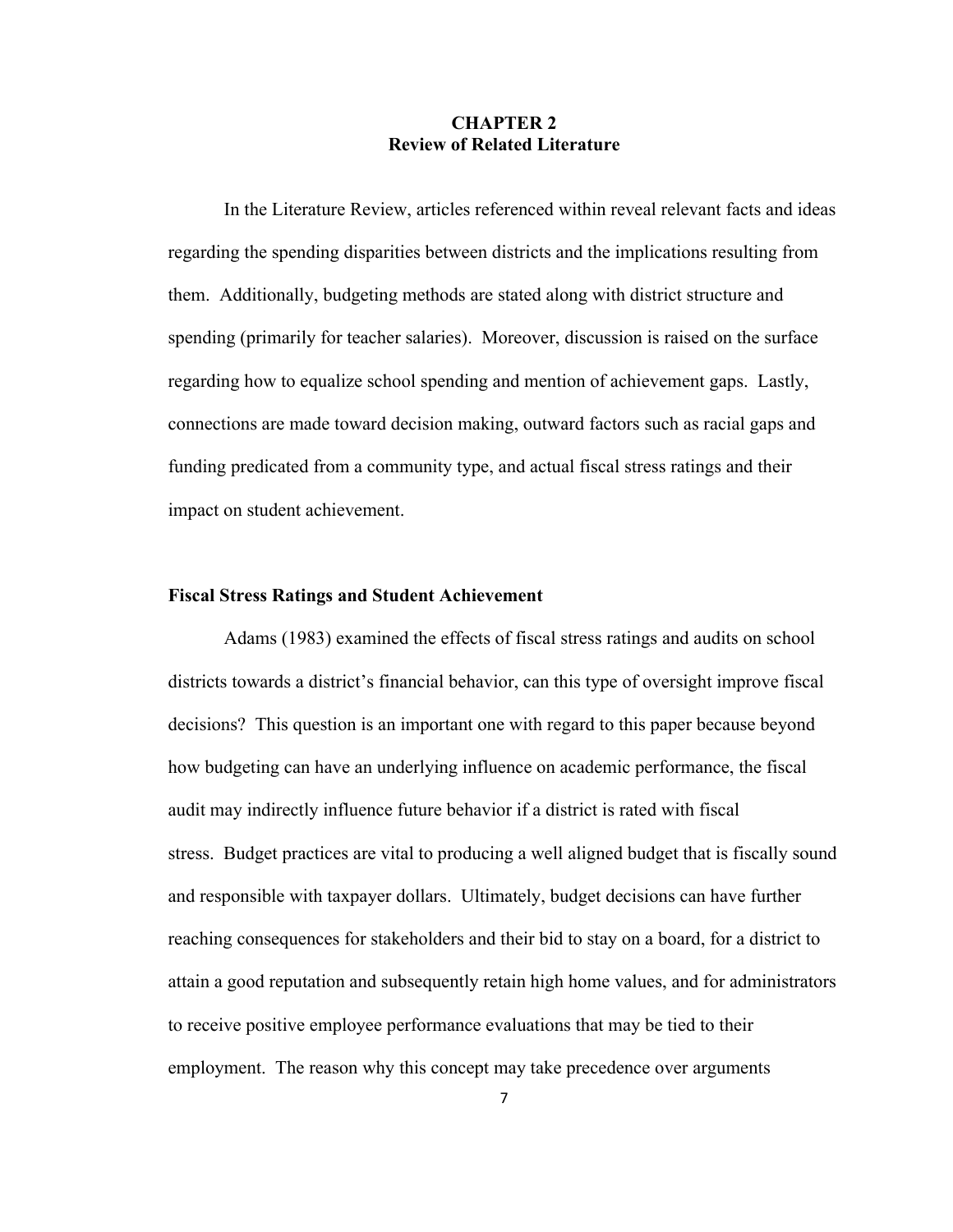# CHAPTER 2
# Review of Related Literature

In the Literature Review, articles referenced within reveal relevant facts and ideas regarding the spending disparities between districts and the implications resulting from them. Additionally, budgeting methods are stated along with district structure and spending (primarily for teacher salaries). Moreover, discussion is raised on the surface regarding how to equalize school spending and mention of achievement gaps. Lastly, connections are made toward decision making, outward factors such as racial gaps and funding predicated from a community type, and actual fiscal stress ratings and their impact on student achievement.

## Fiscal Stress Ratings and Student Achievement

Adams (1983) examined the effects of fiscal stress ratings and audits on school districts towards a district's financial behavior, can this type of oversight improve fiscal decisions? This question is an important one with regard to this paper because beyond how budgeting can have an underlying influence on academic performance, the fiscal audit may indirectly influence future behavior if a district is rated with fiscal stress. Budget practices are vital to producing a well aligned budget that is fiscally sound and responsible with taxpayer dollars. Ultimately, budget decisions can have further reaching consequences for stakeholders and their bid to stay on a board, for a district to attain a good reputation and subsequently retain high home values, and for administrators to receive positive employee performance evaluations that may be tied to their employment. The reason why this concept may take precedence over arguments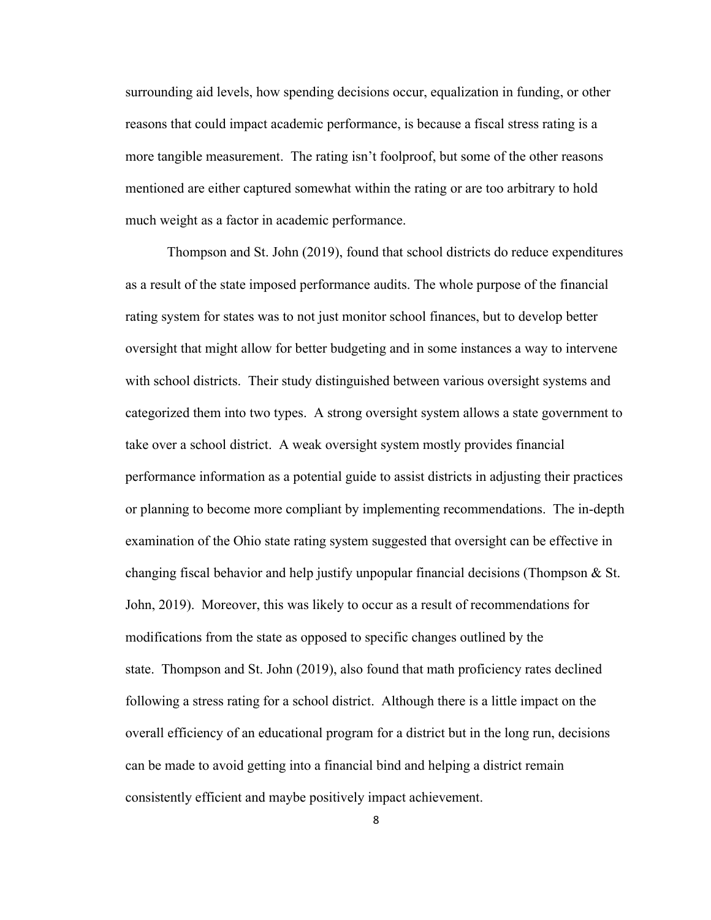surrounding aid levels, how spending decisions occur, equalization in funding, or other reasons that could impact academic performance, is because a fiscal stress rating is a more tangible measurement. The rating isn't foolproof, but some of the other reasons mentioned are either captured somewhat within the rating or are too arbitrary to hold much weight as a factor in academic performance.

Thompson and St. John (2019), found that school districts do reduce expenditures as a result of the state imposed performance audits. The whole purpose of the financial rating system for states was to not just monitor school finances, but to develop better oversight that might allow for better budgeting and in some instances a way to intervene with school districts. Their study distinguished between various oversight systems and categorized them into two types. A strong oversight system allows a state government to take over a school district. A weak oversight system mostly provides financial performance information as a potential guide to assist districts in adjusting their practices or planning to become more compliant by implementing recommendations. The in-depth examination of the Ohio state rating system suggested that oversight can be effective in changing fiscal behavior and help justify unpopular financial decisions (Thompson & St. John, 2019). Moreover, this was likely to occur as a result of recommendations for modifications from the state as opposed to specific changes outlined by the state. Thompson and St. John (2019), also found that math proficiency rates declined following a stress rating for a school district. Although there is a little impact on the overall efficiency of an educational program for a district but in the long run, decisions can be made to avoid getting into a financial bind and helping a district remain consistently efficient and maybe positively impact achievement.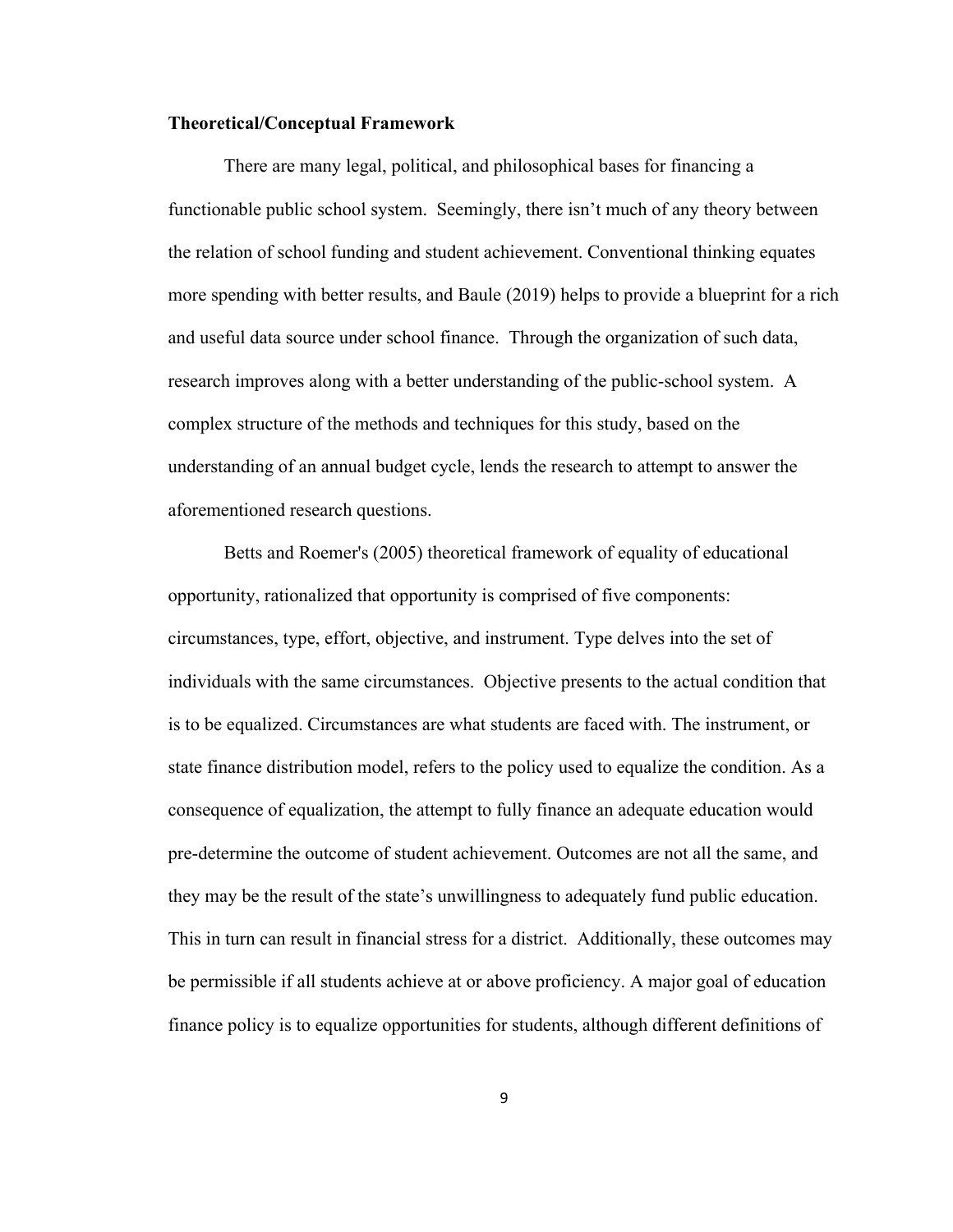**Theoretical/Conceptual Framework**

There are many legal, political, and philosophical bases for financing a functionable public school system. Seemingly, there isn't much of any theory between the relation of school funding and student achievement. Conventional thinking equates more spending with better results, and Baule (2019) helps to provide a blueprint for a rich and useful data source under school finance. Through the organization of such data, research improves along with a better understanding of the public-school system. A complex structure of the methods and techniques for this study, based on the understanding of an annual budget cycle, lends the research to attempt to answer the aforementioned research questions.

Betts and Roemer's (2005) theoretical framework of equality of educational opportunity, rationalized that opportunity is comprised of five components: circumstances, type, effort, objective, and instrument. Type delves into the set of individuals with the same circumstances. Objective presents to the actual condition that is to be equalized. Circumstances are what students are faced with. The instrument, or state finance distribution model, refers to the policy used to equalize the condition. As a consequence of equalization, the attempt to fully finance an adequate education would pre-determine the outcome of student achievement. Outcomes are not all the same, and they may be the result of the state's unwillingness to adequately fund public education. This in turn can result in financial stress for a district. Additionally, these outcomes may be permissible if all students achieve at or above proficiency. A major goal of education finance policy is to equalize opportunities for students, although different definitions of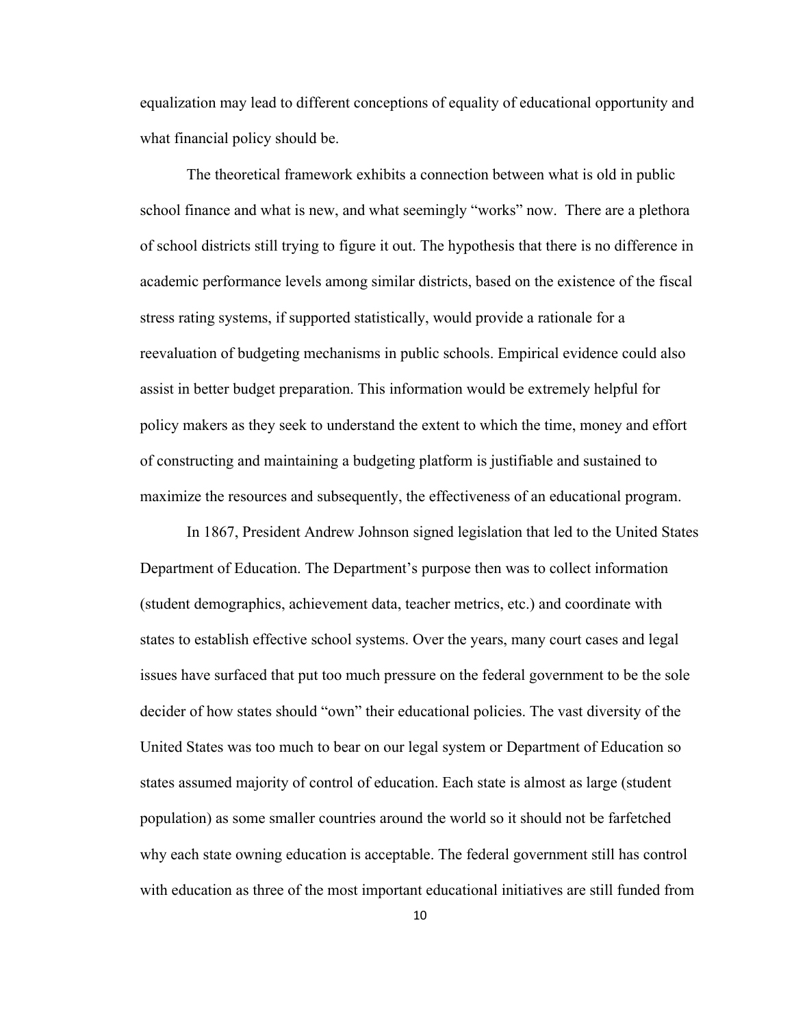equalization may lead to different conceptions of equality of educational opportunity and what financial policy should be.

The theoretical framework exhibits a connection between what is old in public school finance and what is new, and what seemingly "works" now. There are a plethora of school districts still trying to figure it out. The hypothesis that there is no difference in academic performance levels among similar districts, based on the existence of the fiscal stress rating systems, if supported statistically, would provide a rationale for a reevaluation of budgeting mechanisms in public schools. Empirical evidence could also assist in better budget preparation. This information would be extremely helpful for policy makers as they seek to understand the extent to which the time, money and effort of constructing and maintaining a budgeting platform is justifiable and sustained to maximize the resources and subsequently, the effectiveness of an educational program.

In 1867, President Andrew Johnson signed legislation that led to the United States Department of Education. The Department's purpose then was to collect information (student demographics, achievement data, teacher metrics, etc.) and coordinate with states to establish effective school systems. Over the years, many court cases and legal issues have surfaced that put too much pressure on the federal government to be the sole decider of how states should "own" their educational policies. The vast diversity of the United States was too much to bear on our legal system or Department of Education so states assumed majority of control of education. Each state is almost as large (student population) as some smaller countries around the world so it should not be farfetched why each state owning education is acceptable. The federal government still has control with education as three of the most important educational initiatives are still funded from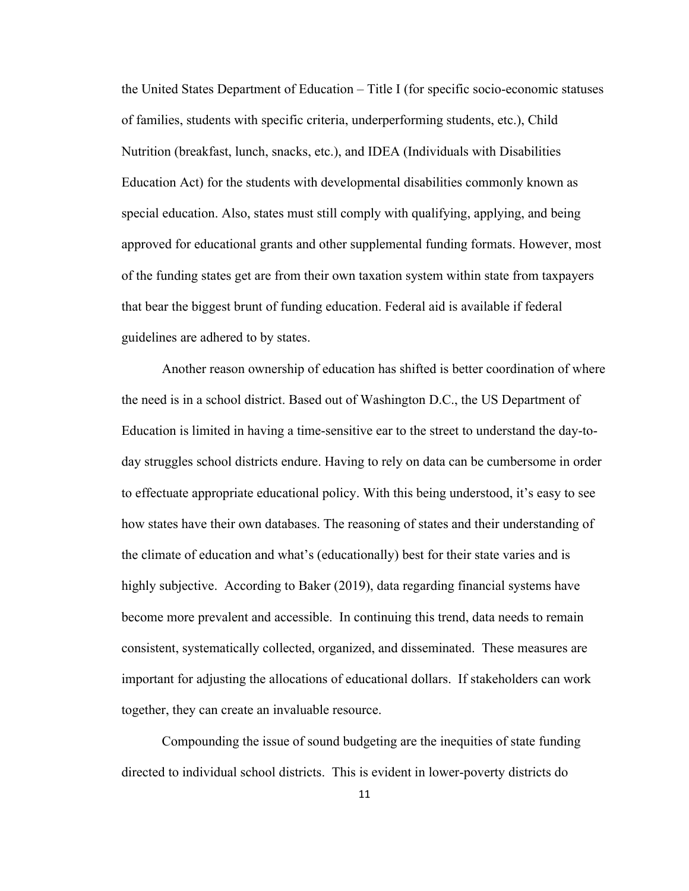the United States Department of Education – Title I (for specific socio-economic statuses of families, students with specific criteria, underperforming students, etc.), Child Nutrition (breakfast, lunch, snacks, etc.), and IDEA (Individuals with Disabilities Education Act) for the students with developmental disabilities commonly known as special education. Also, states must still comply with qualifying, applying, and being approved for educational grants and other supplemental funding formats. However, most of the funding states get are from their own taxation system within state from taxpayers that bear the biggest brunt of funding education. Federal aid is available if federal guidelines are adhered to by states.

Another reason ownership of education has shifted is better coordination of where the need is in a school district. Based out of Washington D.C., the US Department of Education is limited in having a time-sensitive ear to the street to understand the day-to-day struggles school districts endure. Having to rely on data can be cumbersome in order to effectuate appropriate educational policy. With this being understood, it's easy to see how states have their own databases. The reasoning of states and their understanding of the climate of education and what's (educationally) best for their state varies and is highly subjective. According to Baker (2019), data regarding financial systems have become more prevalent and accessible. In continuing this trend, data needs to remain consistent, systematically collected, organized, and disseminated. These measures are important for adjusting the allocations of educational dollars. If stakeholders can work together, they can create an invaluable resource.

Compounding the issue of sound budgeting are the inequities of state funding directed to individual school districts. This is evident in lower-poverty districts do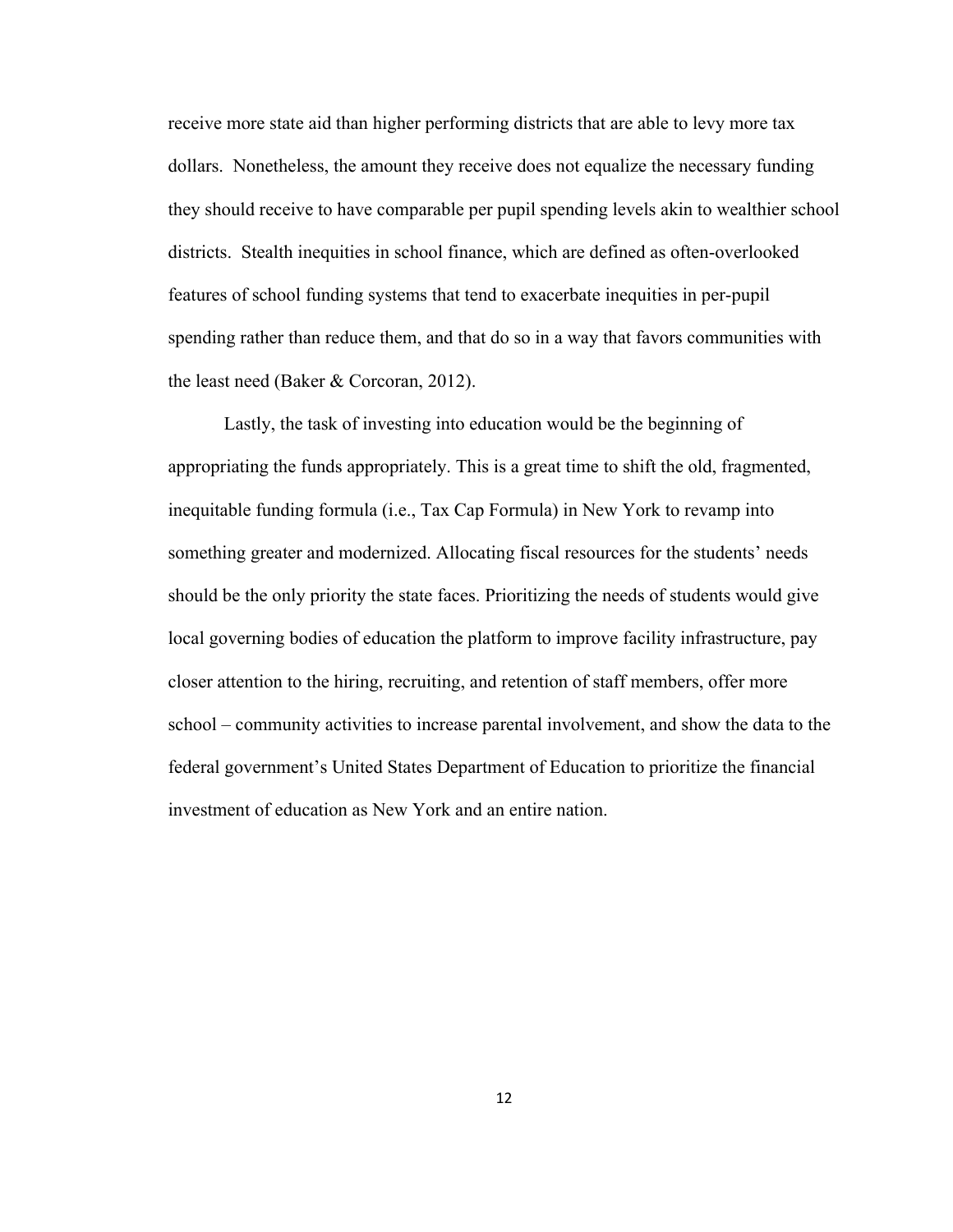receive more state aid than higher performing districts that are able to levy more tax dollars. Nonetheless, the amount they receive does not equalize the necessary funding they should receive to have comparable per pupil spending levels akin to wealthier school districts. Stealth inequities in school finance, which are defined as often-overlooked features of school funding systems that tend to exacerbate inequities in per-pupil spending rather than reduce them, and that do so in a way that favors communities with the least need (Baker & Corcoran, 2012).

Lastly, the task of investing into education would be the beginning of appropriating the funds appropriately. This is a great time to shift the old, fragmented, inequitable funding formula (i.e., Tax Cap Formula) in New York to revamp into something greater and modernized. Allocating fiscal resources for the students' needs should be the only priority the state faces. Prioritizing the needs of students would give local governing bodies of education the platform to improve facility infrastructure, pay closer attention to the hiring, recruiting, and retention of staff members, offer more school – community activities to increase parental involvement, and show the data to the federal government's United States Department of Education to prioritize the financial investment of education as New York and an entire nation.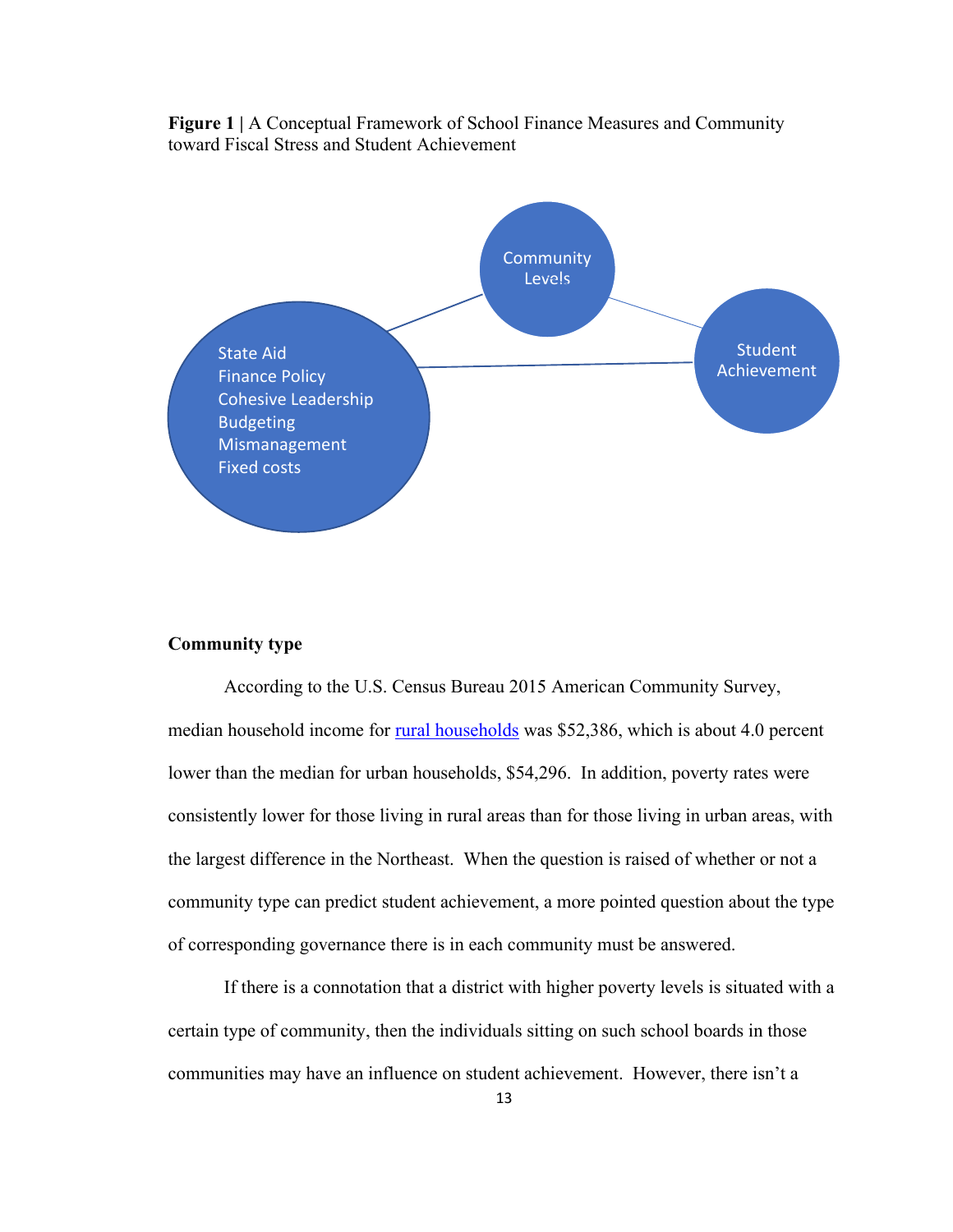**Figure 1** | A Conceptual Framework of School Finance Measures and Community toward Fiscal Stress and Student Achievement

State Aid
Finance Policy
Cohesive Leadership
Budgeting
Mismanagement
Fixed costs

Community Levels

Student Achievement

**Community type**

According to the U.S. Census Bureau 2015 American Community Survey, median household income for rural households was $52,386, which is about 4.0 percent lower than the median for urban households, $54,296. In addition, poverty rates were consistently lower for those living in rural areas than for those living in urban areas, with the largest difference in the Northeast. When the question is raised of whether or not a community type can predict student achievement, a more pointed question about the type of corresponding governance there is in each community must be answered.

If there is a connotation that a district with higher poverty levels is situated with a certain type of community, then the individuals sitting on such school boards in those communities may have an influence on student achievement. However, there isn't a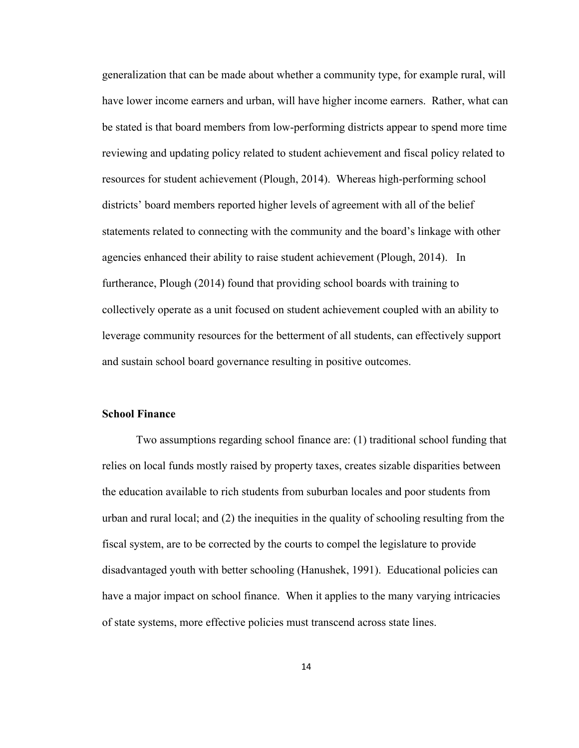generalization that can be made about whether a community type, for example rural, will have lower income earners and urban, will have higher income earners. Rather, what can be stated is that board members from low-performing districts appear to spend more time reviewing and updating policy related to student achievement and fiscal policy related to resources for student achievement (Plough, 2014). Whereas high-performing school districts' board members reported higher levels of agreement with all of the belief statements related to connecting with the community and the board's linkage with other agencies enhanced their ability to raise student achievement (Plough, 2014). In furtherance, Plough (2014) found that providing school boards with training to collectively operate as a unit focused on student achievement coupled with an ability to leverage community resources for the betterment of all students, can effectively support and sustain school board governance resulting in positive outcomes.

### School Finance

Two assumptions regarding school finance are: (1) traditional school funding that relies on local funds mostly raised by property taxes, creates sizable disparities between the education available to rich students from suburban locales and poor students from urban and rural local; and (2) the inequities in the quality of schooling resulting from the fiscal system, are to be corrected by the courts to compel the legislature to provide disadvantaged youth with better schooling (Hanushek, 1991). Educational policies can have a major impact on school finance. When it applies to the many varying intricacies of state systems, more effective policies must transcend across state lines.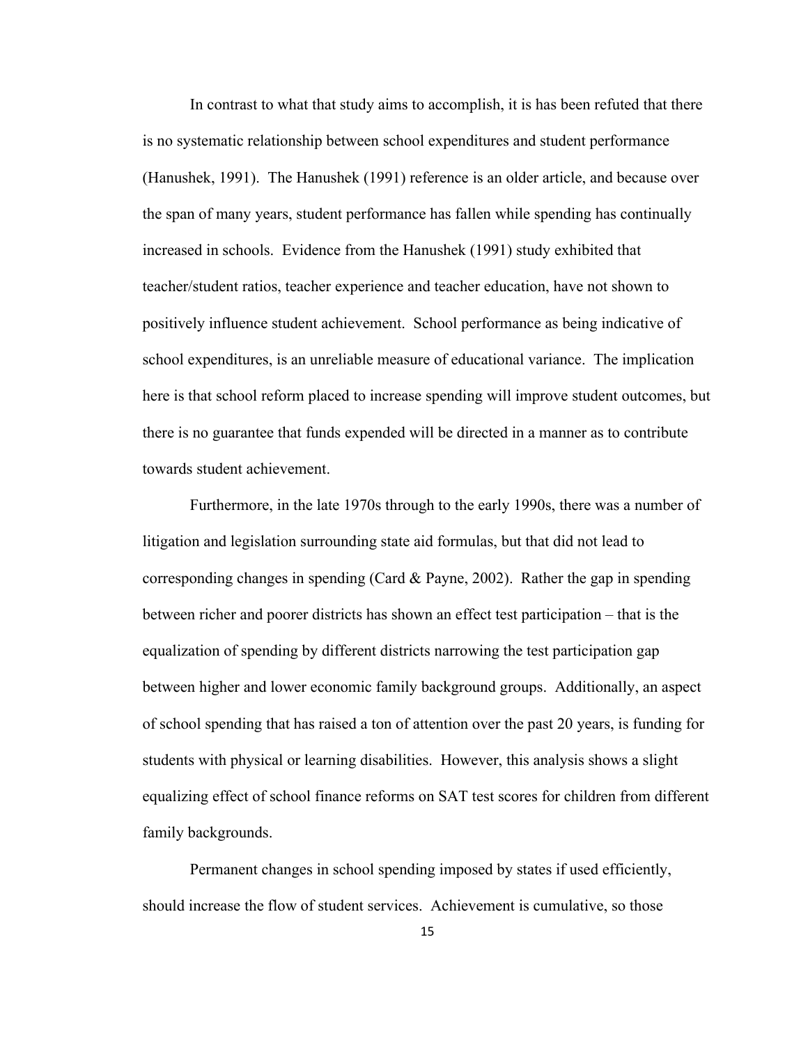In contrast to what that study aims to accomplish, it is has been refuted that there is no systematic relationship between school expenditures and student performance (Hanushek, 1991). The Hanushek (1991) reference is an older article, and because over the span of many years, student performance has fallen while spending has continually increased in schools. Evidence from the Hanushek (1991) study exhibited that teacher/student ratios, teacher experience and teacher education, have not shown to positively influence student achievement. School performance as being indicative of school expenditures, is an unreliable measure of educational variance. The implication here is that school reform placed to increase spending will improve student outcomes, but there is no guarantee that funds expended will be directed in a manner as to contribute towards student achievement.

Furthermore, in the late 1970s through to the early 1990s, there was a number of litigation and legislation surrounding state aid formulas, but that did not lead to corresponding changes in spending (Card & Payne, 2002). Rather the gap in spending between richer and poorer districts has shown an effect test participation – that is the equalization of spending by different districts narrowing the test participation gap between higher and lower economic family background groups. Additionally, an aspect of school spending that has raised a ton of attention over the past 20 years, is funding for students with physical or learning disabilities. However, this analysis shows a slight equalizing effect of school finance reforms on SAT test scores for children from different family backgrounds.

Permanent changes in school spending imposed by states if used efficiently, should increase the flow of student services. Achievement is cumulative, so those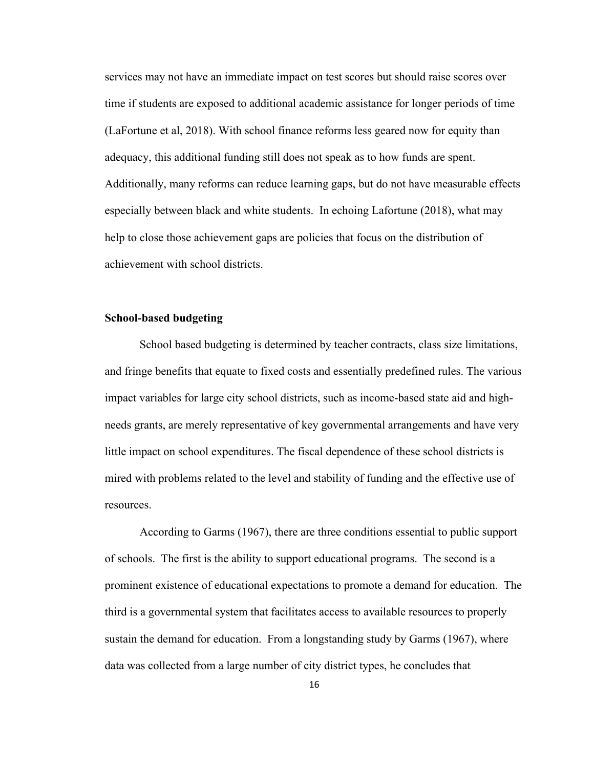services may not have an immediate impact on test scores but should raise scores over time if students are exposed to additional academic assistance for longer periods of time (LaFortune et al, 2018). With school finance reforms less geared now for equity than adequacy, this additional funding still does not speak as to how funds are spent. Additionally, many reforms can reduce learning gaps, but do not have measurable effects especially between black and white students. In echoing Lafortune (2018), what may help to close those achievement gaps are policies that focus on the distribution of achievement with school districts.

**School-based budgeting**

School based budgeting is determined by teacher contracts, class size limitations, and fringe benefits that equate to fixed costs and essentially predefined rules. The various impact variables for large city school districts, such as income-based state aid and high-needs grants, are merely representative of key governmental arrangements and have very little impact on school expenditures. The fiscal dependence of these school districts is mired with problems related to the level and stability of funding and the effective use of resources.

According to Garms (1967), there are three conditions essential to public support of schools. The first is the ability to support educational programs. The second is a prominent existence of educational expectations to promote a demand for education. The third is a governmental system that facilitates access to available resources to properly sustain the demand for education. From a longstanding study by Garms (1967), where data was collected from a large number of city district types, he concludes that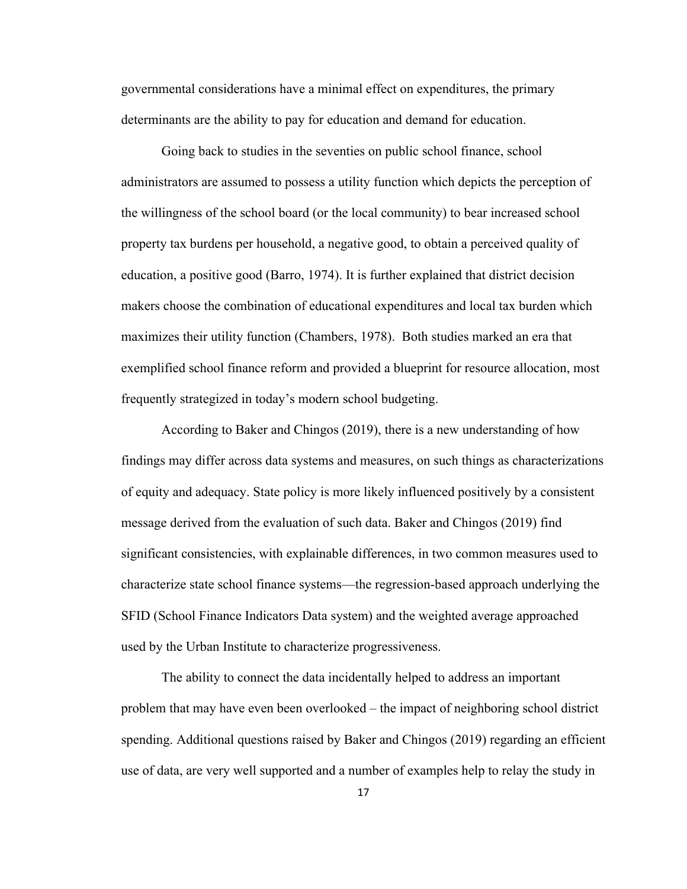governmental considerations have a minimal effect on expenditures, the primary determinants are the ability to pay for education and demand for education.

Going back to studies in the seventies on public school finance, school administrators are assumed to possess a utility function which depicts the perception of the willingness of the school board (or the local community) to bear increased school property tax burdens per household, a negative good, to obtain a perceived quality of education, a positive good (Barro, 1974). It is further explained that district decision makers choose the combination of educational expenditures and local tax burden which maximizes their utility function (Chambers, 1978). Both studies marked an era that exemplified school finance reform and provided a blueprint for resource allocation, most frequently strategized in today's modern school budgeting.

According to Baker and Chingos (2019), there is a new understanding of how findings may differ across data systems and measures, on such things as characterizations of equity and adequacy. State policy is more likely influenced positively by a consistent message derived from the evaluation of such data. Baker and Chingos (2019) find significant consistencies, with explainable differences, in two common measures used to characterize state school finance systems—the regression-based approach underlying the SFID (School Finance Indicators Data system) and the weighted average approached used by the Urban Institute to characterize progressiveness.

The ability to connect the data incidentally helped to address an important problem that may have even been overlooked – the impact of neighboring school district spending. Additional questions raised by Baker and Chingos (2019) regarding an efficient use of data, are very well supported and a number of examples help to relay the study in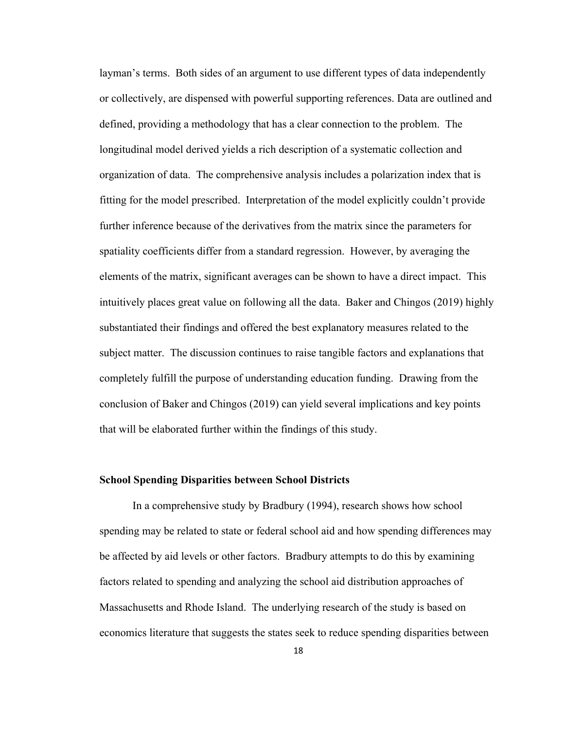layman's terms. Both sides of an argument to use different types of data independently or collectively, are dispensed with powerful supporting references. Data are outlined and defined, providing a methodology that has a clear connection to the problem. The longitudinal model derived yields a rich description of a systematic collection and organization of data. The comprehensive analysis includes a polarization index that is fitting for the model prescribed. Interpretation of the model explicitly couldn't provide further inference because of the derivatives from the matrix since the parameters for spatiality coefficients differ from a standard regression. However, by averaging the elements of the matrix, significant averages can be shown to have a direct impact. This intuitively places great value on following all the data. Baker and Chingos (2019) highly substantiated their findings and offered the best explanatory measures related to the subject matter. The discussion continues to raise tangible factors and explanations that completely fulfill the purpose of understanding education funding. Drawing from the conclusion of Baker and Chingos (2019) can yield several implications and key points that will be elaborated further within the findings of this study.

**School Spending Disparities between School Districts**

In a comprehensive study by Bradbury (1994), research shows how school spending may be related to state or federal school aid and how spending differences may be affected by aid levels or other factors. Bradbury attempts to do this by examining factors related to spending and analyzing the school aid distribution approaches of Massachusetts and Rhode Island. The underlying research of the study is based on economics literature that suggests the states seek to reduce spending disparities between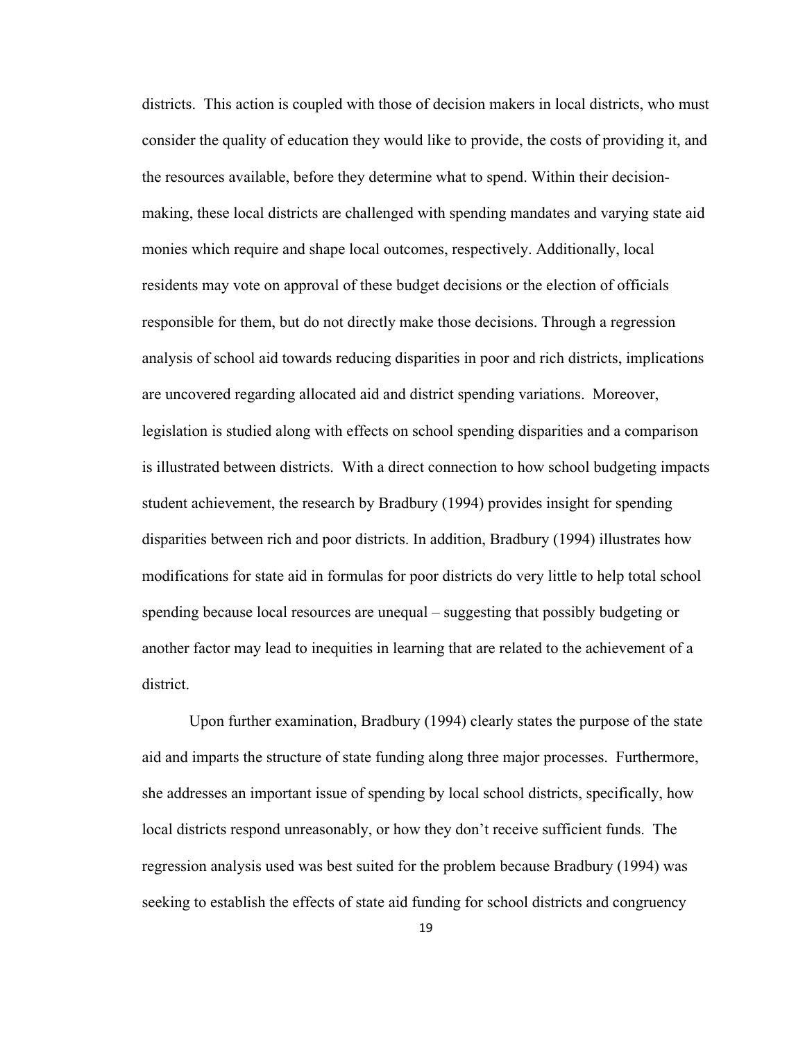districts. This action is coupled with those of decision makers in local districts, who must consider the quality of education they would like to provide, the costs of providing it, and the resources available, before they determine what to spend. Within their decision-making, these local districts are challenged with spending mandates and varying state aid monies which require and shape local outcomes, respectively. Additionally, local residents may vote on approval of these budget decisions or the election of officials responsible for them, but do not directly make those decisions. Through a regression analysis of school aid towards reducing disparities in poor and rich districts, implications are uncovered regarding allocated aid and district spending variations. Moreover, legislation is studied along with effects on school spending disparities and a comparison is illustrated between districts. With a direct connection to how school budgeting impacts student achievement, the research by Bradbury (1994) provides insight for spending disparities between rich and poor districts. In addition, Bradbury (1994) illustrates how modifications for state aid in formulas for poor districts do very little to help total school spending because local resources are unequal – suggesting that possibly budgeting or another factor may lead to inequities in learning that are related to the achievement of a district.

Upon further examination, Bradbury (1994) clearly states the purpose of the state aid and imparts the structure of state funding along three major processes. Furthermore, she addresses an important issue of spending by local school districts, specifically, how local districts respond unreasonably, or how they don't receive sufficient funds. The regression analysis used was best suited for the problem because Bradbury (1994) was seeking to establish the effects of state aid funding for school districts and congruency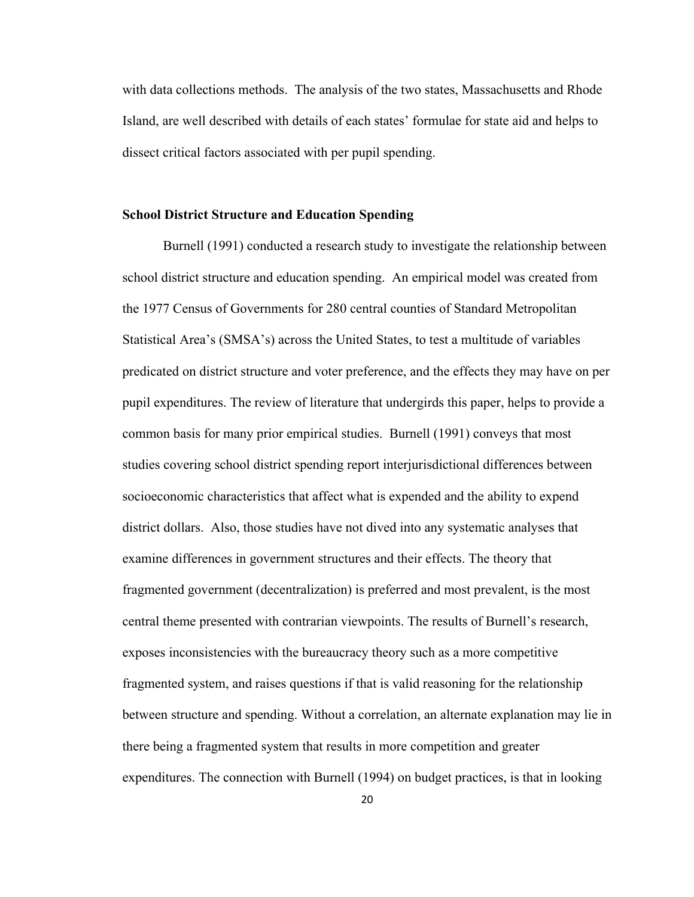with data collections methods. The analysis of the two states, Massachusetts and Rhode Island, are well described with details of each states' formulae for state aid and helps to dissect critical factors associated with per pupil spending.

**School District Structure and Education Spending**

Burnell (1991) conducted a research study to investigate the relationship between school district structure and education spending. An empirical model was created from the 1977 Census of Governments for 280 central counties of Standard Metropolitan Statistical Area's (SMSA's) across the United States, to test a multitude of variables predicated on district structure and voter preference, and the effects they may have on per pupil expenditures. The review of literature that undergirds this paper, helps to provide a common basis for many prior empirical studies. Burnell (1991) conveys that most studies covering school district spending report interjurisdictional differences between socioeconomic characteristics that affect what is expended and the ability to expend district dollars. Also, those studies have not dived into any systematic analyses that examine differences in government structures and their effects. The theory that fragmented government (decentralization) is preferred and most prevalent, is the most central theme presented with contrarian viewpoints. The results of Burnell's research, exposes inconsistencies with the bureaucracy theory such as a more competitive fragmented system, and raises questions if that is valid reasoning for the relationship between structure and spending. Without a correlation, an alternate explanation may lie in there being a fragmented system that results in more competition and greater expenditures. The connection with Burnell (1994) on budget practices, is that in looking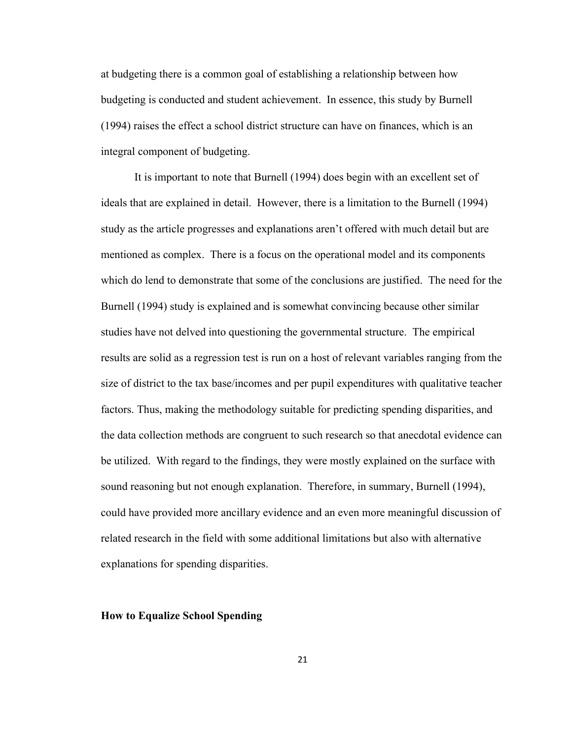at budgeting there is a common goal of establishing a relationship between how budgeting is conducted and student achievement. In essence, this study by Burnell (1994) raises the effect a school district structure can have on finances, which is an integral component of budgeting.

It is important to note that Burnell (1994) does begin with an excellent set of ideals that are explained in detail. However, there is a limitation to the Burnell (1994) study as the article progresses and explanations aren't offered with much detail but are mentioned as complex. There is a focus on the operational model and its components which do lend to demonstrate that some of the conclusions are justified. The need for the Burnell (1994) study is explained and is somewhat convincing because other similar studies have not delved into questioning the governmental structure. The empirical results are solid as a regression test is run on a host of relevant variables ranging from the size of district to the tax base/incomes and per pupil expenditures with qualitative teacher factors. Thus, making the methodology suitable for predicting spending disparities, and the data collection methods are congruent to such research so that anecdotal evidence can be utilized. With regard to the findings, they were mostly explained on the surface with sound reasoning but not enough explanation. Therefore, in summary, Burnell (1994), could have provided more ancillary evidence and an even more meaningful discussion of related research in the field with some additional limitations but also with alternative explanations for spending disparities.

**How to Equalize School Spending**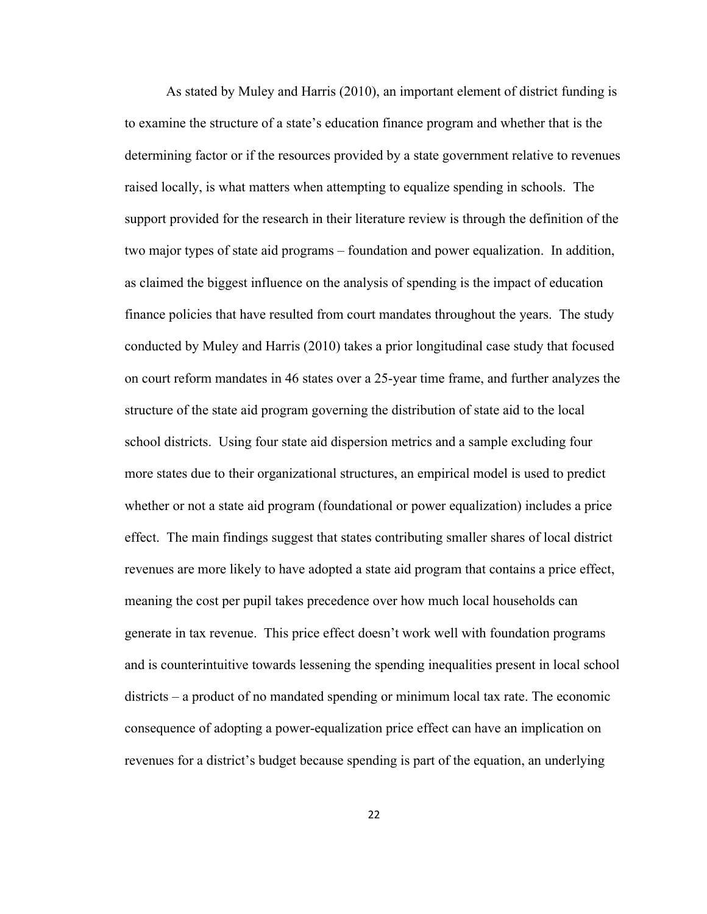As stated by Muley and Harris (2010), an important element of district funding is to examine the structure of a state's education finance program and whether that is the determining factor or if the resources provided by a state government relative to revenues raised locally, is what matters when attempting to equalize spending in schools. The support provided for the research in their literature review is through the definition of the two major types of state aid programs – foundation and power equalization. In addition, as claimed the biggest influence on the analysis of spending is the impact of education finance policies that have resulted from court mandates throughout the years. The study conducted by Muley and Harris (2010) takes a prior longitudinal case study that focused on court reform mandates in 46 states over a 25-year time frame, and further analyzes the structure of the state aid program governing the distribution of state aid to the local school districts. Using four state aid dispersion metrics and a sample excluding four more states due to their organizational structures, an empirical model is used to predict whether or not a state aid program (foundational or power equalization) includes a price effect. The main findings suggest that states contributing smaller shares of local district revenues are more likely to have adopted a state aid program that contains a price effect, meaning the cost per pupil takes precedence over how much local households can generate in tax revenue. This price effect doesn't work well with foundation programs and is counterintuitive towards lessening the spending inequalities present in local school districts – a product of no mandated spending or minimum local tax rate. The economic consequence of adopting a power-equalization price effect can have an implication on revenues for a district's budget because spending is part of the equation, an underlying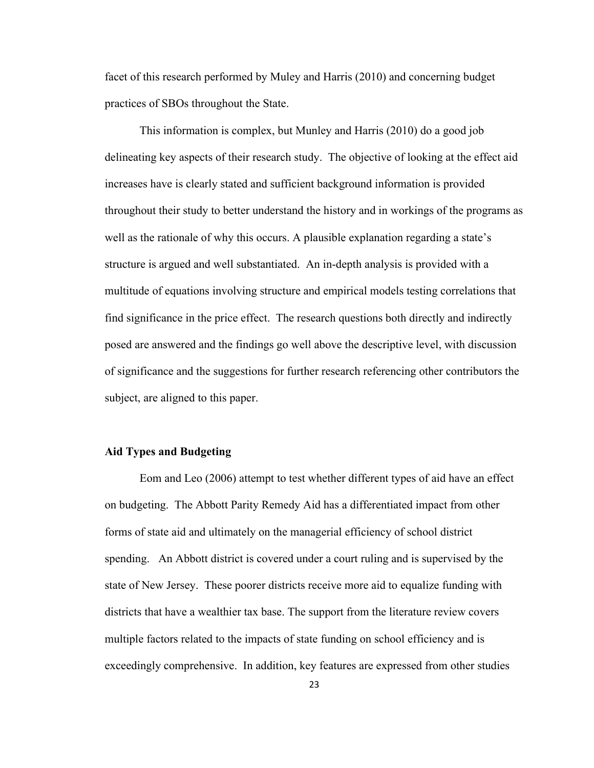facet of this research performed by Muley and Harris (2010) and concerning budget practices of SBOs throughout the State.

This information is complex, but Munley and Harris (2010) do a good job delineating key aspects of their research study. The objective of looking at the effect aid increases have is clearly stated and sufficient background information is provided throughout their study to better understand the history and in workings of the programs as well as the rationale of why this occurs. A plausible explanation regarding a state's structure is argued and well substantiated. An in-depth analysis is provided with a multitude of equations involving structure and empirical models testing correlations that find significance in the price effect. The research questions both directly and indirectly posed are answered and the findings go well above the descriptive level, with discussion of significance and the suggestions for further research referencing other contributors the subject, are aligned to this paper.

### Aid Types and Budgeting

Eom and Leo (2006) attempt to test whether different types of aid have an effect on budgeting. The Abbott Parity Remedy Aid has a differentiated impact from other forms of state aid and ultimately on the managerial efficiency of school district spending. An Abbott district is covered under a court ruling and is supervised by the state of New Jersey. These poorer districts receive more aid to equalize funding with districts that have a wealthier tax base. The support from the literature review covers multiple factors related to the impacts of state funding on school efficiency and is exceedingly comprehensive. In addition, key features are expressed from other studies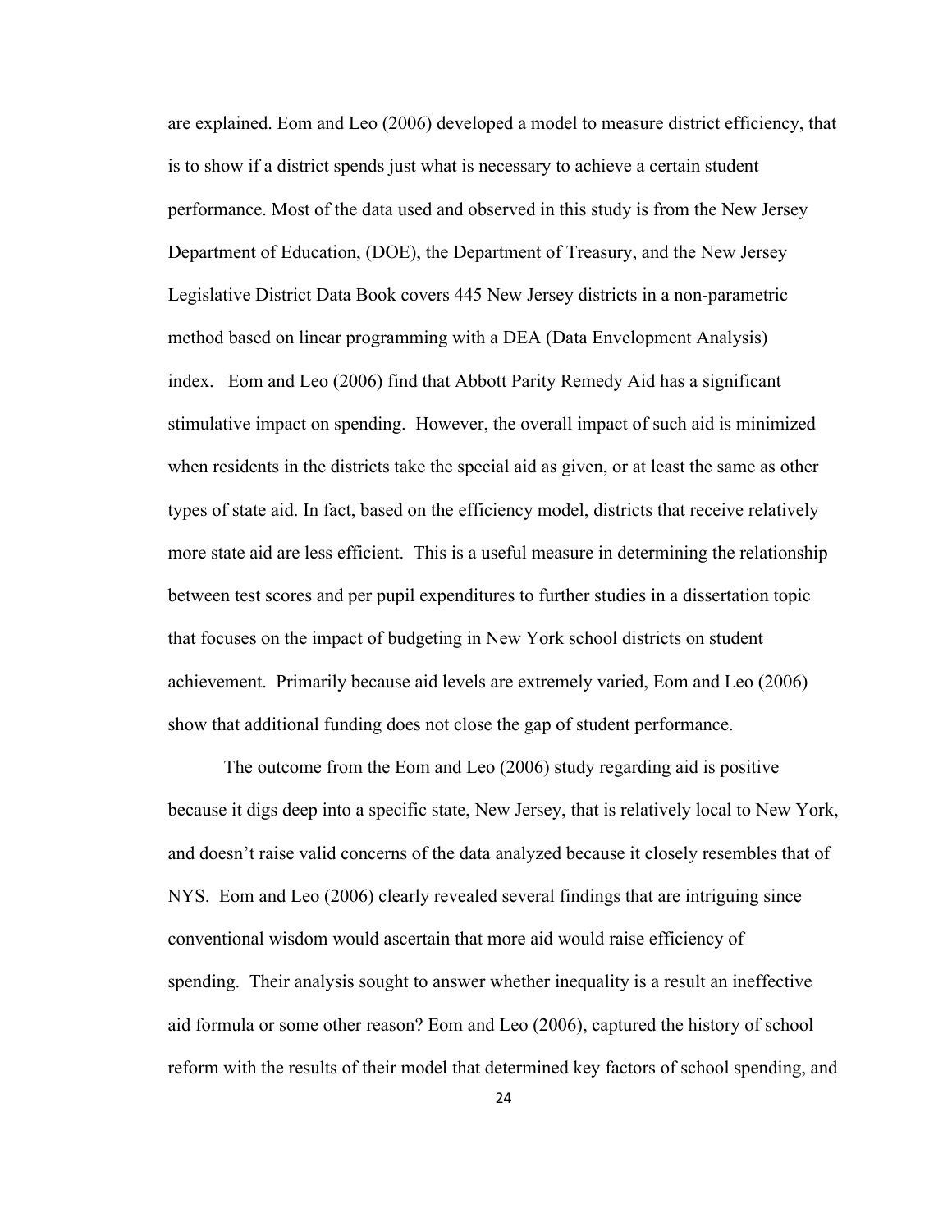are explained. Eom and Leo (2006) developed a model to measure district efficiency, that is to show if a district spends just what is necessary to achieve a certain student performance. Most of the data used and observed in this study is from the New Jersey Department of Education, (DOE), the Department of Treasury, and the New Jersey Legislative District Data Book covers 445 New Jersey districts in a non-parametric method based on linear programming with a DEA (Data Envelopment Analysis) index. Eom and Leo (2006) find that Abbott Parity Remedy Aid has a significant stimulative impact on spending. However, the overall impact of such aid is minimized when residents in the districts take the special aid as given, or at least the same as other types of state aid. In fact, based on the efficiency model, districts that receive relatively more state aid are less efficient. This is a useful measure in determining the relationship between test scores and per pupil expenditures to further studies in a dissertation topic that focuses on the impact of budgeting in New York school districts on student achievement. Primarily because aid levels are extremely varied, Eom and Leo (2006) show that additional funding does not close the gap of student performance.

The outcome from the Eom and Leo (2006) study regarding aid is positive because it digs deep into a specific state, New Jersey, that is relatively local to New York, and doesn't raise valid concerns of the data analyzed because it closely resembles that of NYS. Eom and Leo (2006) clearly revealed several findings that are intriguing since conventional wisdom would ascertain that more aid would raise efficiency of spending. Their analysis sought to answer whether inequality is a result an ineffective aid formula or some other reason? Eom and Leo (2006), captured the history of school reform with the results of their model that determined key factors of school spending, and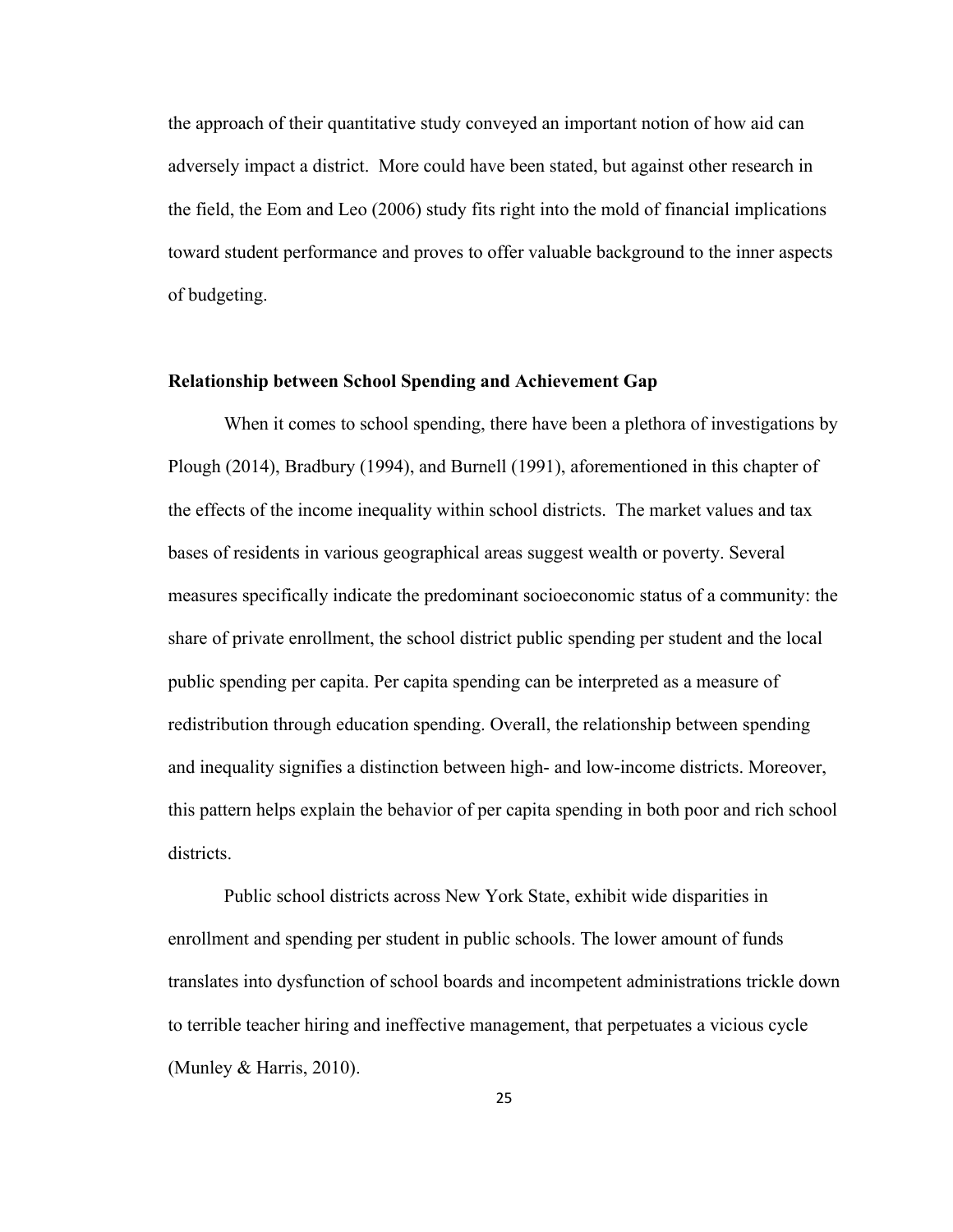the approach of their quantitative study conveyed an important notion of how aid can adversely impact a district. More could have been stated, but against other research in the field, the Eom and Leo (2006) study fits right into the mold of financial implications toward student performance and proves to offer valuable background to the inner aspects of budgeting.

### Relationship between School Spending and Achievement Gap

When it comes to school spending, there have been a plethora of investigations by Plough (2014), Bradbury (1994), and Burnell (1991), aforementioned in this chapter of the effects of the income inequality within school districts. The market values and tax bases of residents in various geographical areas suggest wealth or poverty. Several measures specifically indicate the predominant socioeconomic status of a community: the share of private enrollment, the school district public spending per student and the local public spending per capita. Per capita spending can be interpreted as a measure of redistribution through education spending. Overall, the relationship between spending and inequality signifies a distinction between high- and low-income districts. Moreover, this pattern helps explain the behavior of per capita spending in both poor and rich school districts.

Public school districts across New York State, exhibit wide disparities in enrollment and spending per student in public schools. The lower amount of funds translates into dysfunction of school boards and incompetent administrations trickle down to terrible teacher hiring and ineffective management, that perpetuates a vicious cycle (Munley & Harris, 2010).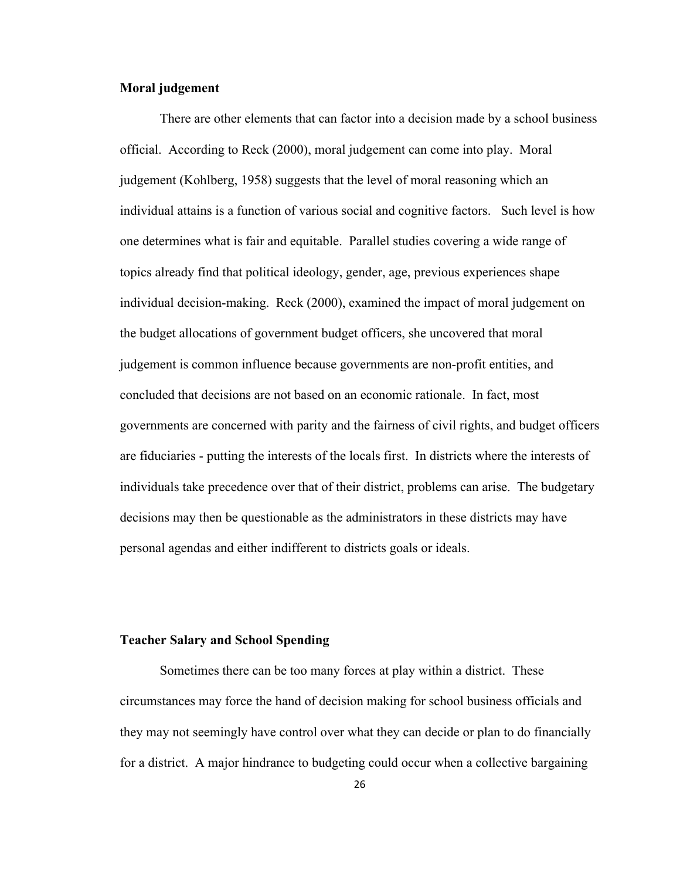**Moral judgement**

There are other elements that can factor into a decision made by a school business official. According to Reck (2000), moral judgement can come into play. Moral judgement (Kohlberg, 1958) suggests that the level of moral reasoning which an individual attains is a function of various social and cognitive factors. Such level is how one determines what is fair and equitable. Parallel studies covering a wide range of topics already find that political ideology, gender, age, previous experiences shape individual decision-making. Reck (2000), examined the impact of moral judgement on the budget allocations of government budget officers, she uncovered that moral judgement is common influence because governments are non-profit entities, and concluded that decisions are not based on an economic rationale. In fact, most governments are concerned with parity and the fairness of civil rights, and budget officers are fiduciaries - putting the interests of the locals first. In districts where the interests of individuals take precedence over that of their district, problems can arise. The budgetary decisions may then be questionable as the administrators in these districts may have personal agendas and either indifferent to districts goals or ideals.

**Teacher Salary and School Spending**

Sometimes there can be too many forces at play within a district. These circumstances may force the hand of decision making for school business officials and they may not seemingly have control over what they can decide or plan to do financially for a district. A major hindrance to budgeting could occur when a collective bargaining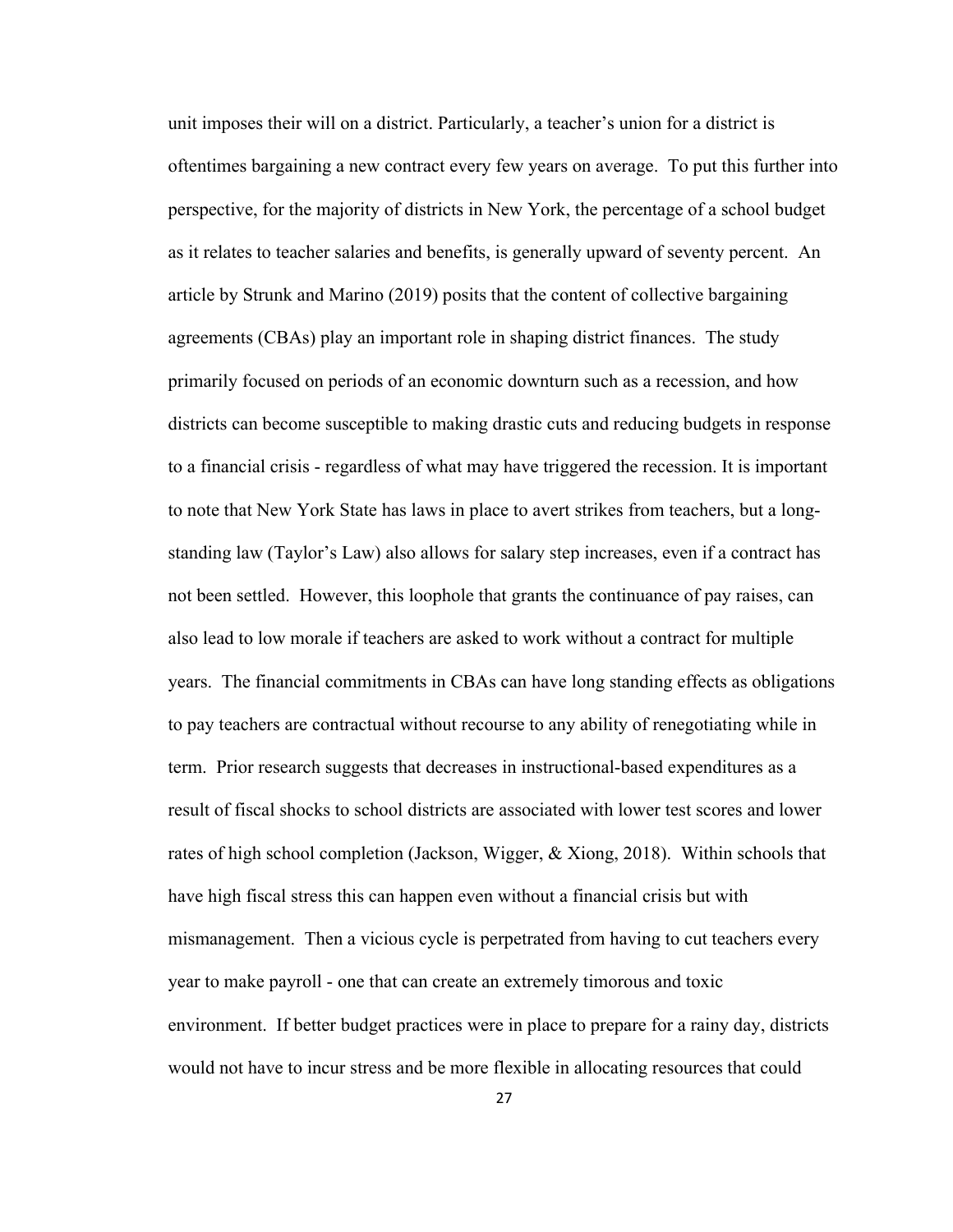unit imposes their will on a district. Particularly, a teacher's union for a district is oftentimes bargaining a new contract every few years on average. To put this further into perspective, for the majority of districts in New York, the percentage of a school budget as it relates to teacher salaries and benefits, is generally upward of seventy percent. An article by Strunk and Marino (2019) posits that the content of collective bargaining agreements (CBAs) play an important role in shaping district finances. The study primarily focused on periods of an economic downturn such as a recession, and how districts can become susceptible to making drastic cuts and reducing budgets in response to a financial crisis - regardless of what may have triggered the recession. It is important to note that New York State has laws in place to avert strikes from teachers, but a long-standing law (Taylor's Law) also allows for salary step increases, even if a contract has not been settled. However, this loophole that grants the continuance of pay raises, can also lead to low morale if teachers are asked to work without a contract for multiple years. The financial commitments in CBAs can have long standing effects as obligations to pay teachers are contractual without recourse to any ability of renegotiating while in term. Prior research suggests that decreases in instructional-based expenditures as a result of fiscal shocks to school districts are associated with lower test scores and lower rates of high school completion (Jackson, Wigger, & Xiong, 2018). Within schools that have high fiscal stress this can happen even without a financial crisis but with mismanagement. Then a vicious cycle is perpetrated from having to cut teachers every year to make payroll - one that can create an extremely timorous and toxic environment. If better budget practices were in place to prepare for a rainy day, districts would not have to incur stress and be more flexible in allocating resources that could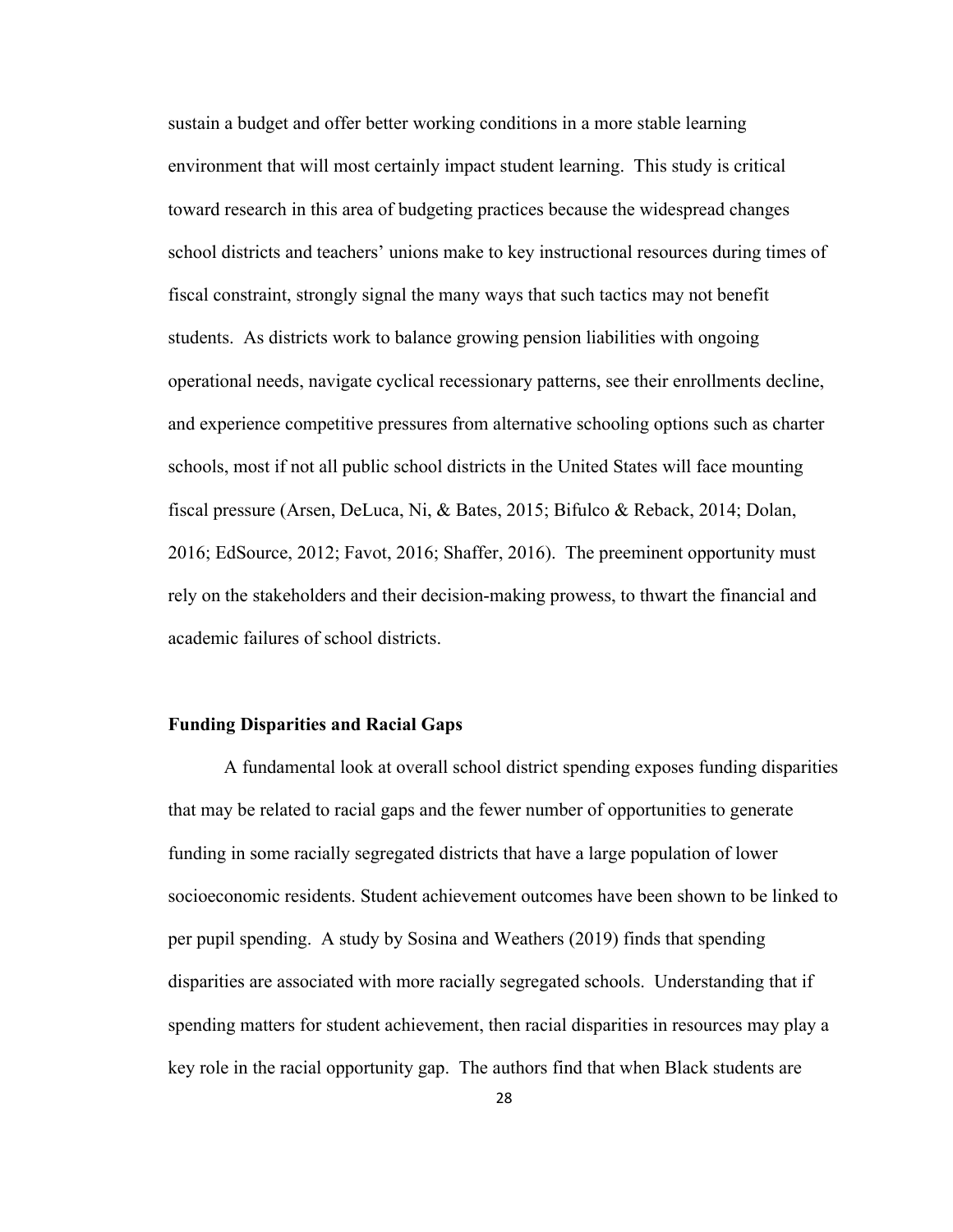sustain a budget and offer better working conditions in a more stable learning environment that will most certainly impact student learning. This study is critical toward research in this area of budgeting practices because the widespread changes school districts and teachers' unions make to key instructional resources during times of fiscal constraint, strongly signal the many ways that such tactics may not benefit students. As districts work to balance growing pension liabilities with ongoing operational needs, navigate cyclical recessionary patterns, see their enrollments decline, and experience competitive pressures from alternative schooling options such as charter schools, most if not all public school districts in the United States will face mounting fiscal pressure (Arsen, DeLuca, Ni, & Bates, 2015; Bifulco & Reback, 2014; Dolan, 2016; EdSource, 2012; Favot, 2016; Shaffer, 2016). The preeminent opportunity must rely on the stakeholders and their decision-making prowess, to thwart the financial and academic failures of school districts.

## Funding Disparities and Racial Gaps

A fundamental look at overall school district spending exposes funding disparities that may be related to racial gaps and the fewer number of opportunities to generate funding in some racially segregated districts that have a large population of lower socioeconomic residents. Student achievement outcomes have been shown to be linked to per pupil spending. A study by Sosina and Weathers (2019) finds that spending disparities are associated with more racially segregated schools. Understanding that if spending matters for student achievement, then racial disparities in resources may play a key role in the racial opportunity gap. The authors find that when Black students are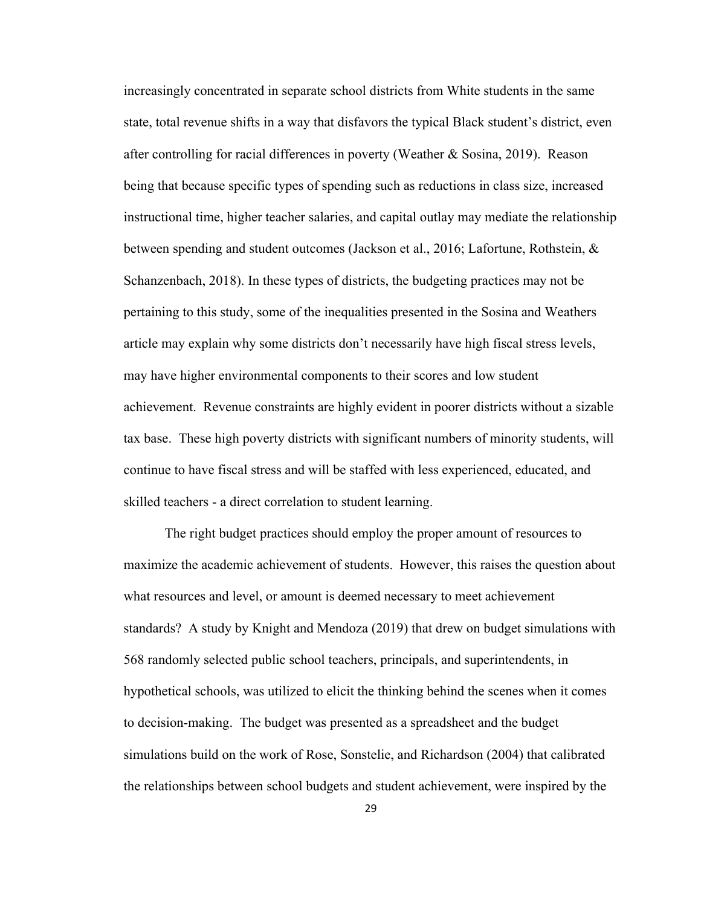increasingly concentrated in separate school districts from White students in the same state, total revenue shifts in a way that disfavors the typical Black student's district, even after controlling for racial differences in poverty (Weather & Sosina, 2019). Reason being that because specific types of spending such as reductions in class size, increased instructional time, higher teacher salaries, and capital outlay may mediate the relationship between spending and student outcomes (Jackson et al., 2016; Lafortune, Rothstein, & Schanzenbach, 2018). In these types of districts, the budgeting practices may not be pertaining to this study, some of the inequalities presented in the Sosina and Weathers article may explain why some districts don't necessarily have high fiscal stress levels, may have higher environmental components to their scores and low student achievement. Revenue constraints are highly evident in poorer districts without a sizable tax base. These high poverty districts with significant numbers of minority students, will continue to have fiscal stress and will be staffed with less experienced, educated, and skilled teachers - a direct correlation to student learning.

The right budget practices should employ the proper amount of resources to maximize the academic achievement of students. However, this raises the question about what resources and level, or amount is deemed necessary to meet achievement standards? A study by Knight and Mendoza (2019) that drew on budget simulations with 568 randomly selected public school teachers, principals, and superintendents, in hypothetical schools, was utilized to elicit the thinking behind the scenes when it comes to decision-making. The budget was presented as a spreadsheet and the budget simulations build on the work of Rose, Sonstelie, and Richardson (2004) that calibrated the relationships between school budgets and student achievement, were inspired by the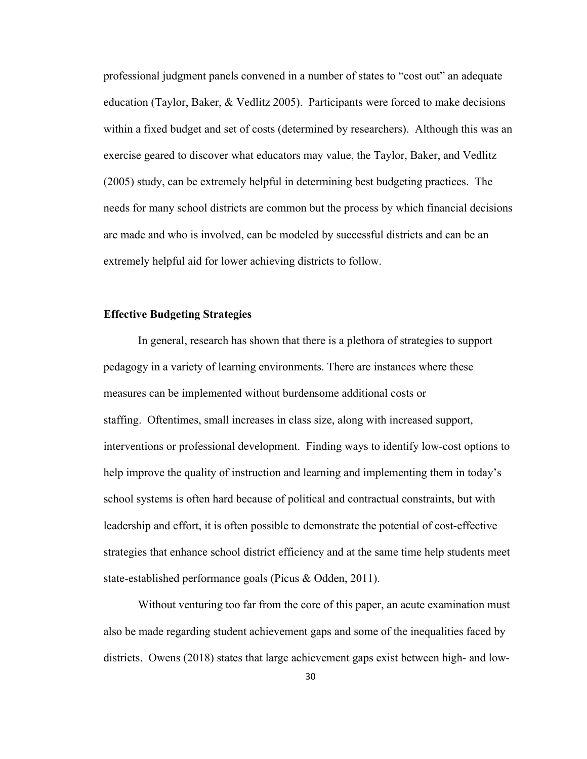professional judgment panels convened in a number of states to "cost out" an adequate education (Taylor, Baker, & Vedlitz 2005). Participants were forced to make decisions within a fixed budget and set of costs (determined by researchers). Although this was an exercise geared to discover what educators may value, the Taylor, Baker, and Vedlitz (2005) study, can be extremely helpful in determining best budgeting practices. The needs for many school districts are common but the process by which financial decisions are made and who is involved, can be modeled by successful districts and can be an extremely helpful aid for lower achieving districts to follow.

**Effective Budgeting Strategies**

In general, research has shown that there is a plethora of strategies to support pedagogy in a variety of learning environments. There are instances where these measures can be implemented without burdensome additional costs or staffing. Oftentimes, small increases in class size, along with increased support, interventions or professional development. Finding ways to identify low-cost options to help improve the quality of instruction and learning and implementing them in today's school systems is often hard because of political and contractual constraints, but with leadership and effort, it is often possible to demonstrate the potential of cost-effective strategies that enhance school district efficiency and at the same time help students meet state-established performance goals (Picus & Odden, 2011).

Without venturing too far from the core of this paper, an acute examination must also be made regarding student achievement gaps and some of the inequalities faced by districts. Owens (2018) states that large achievement gaps exist between high- and low-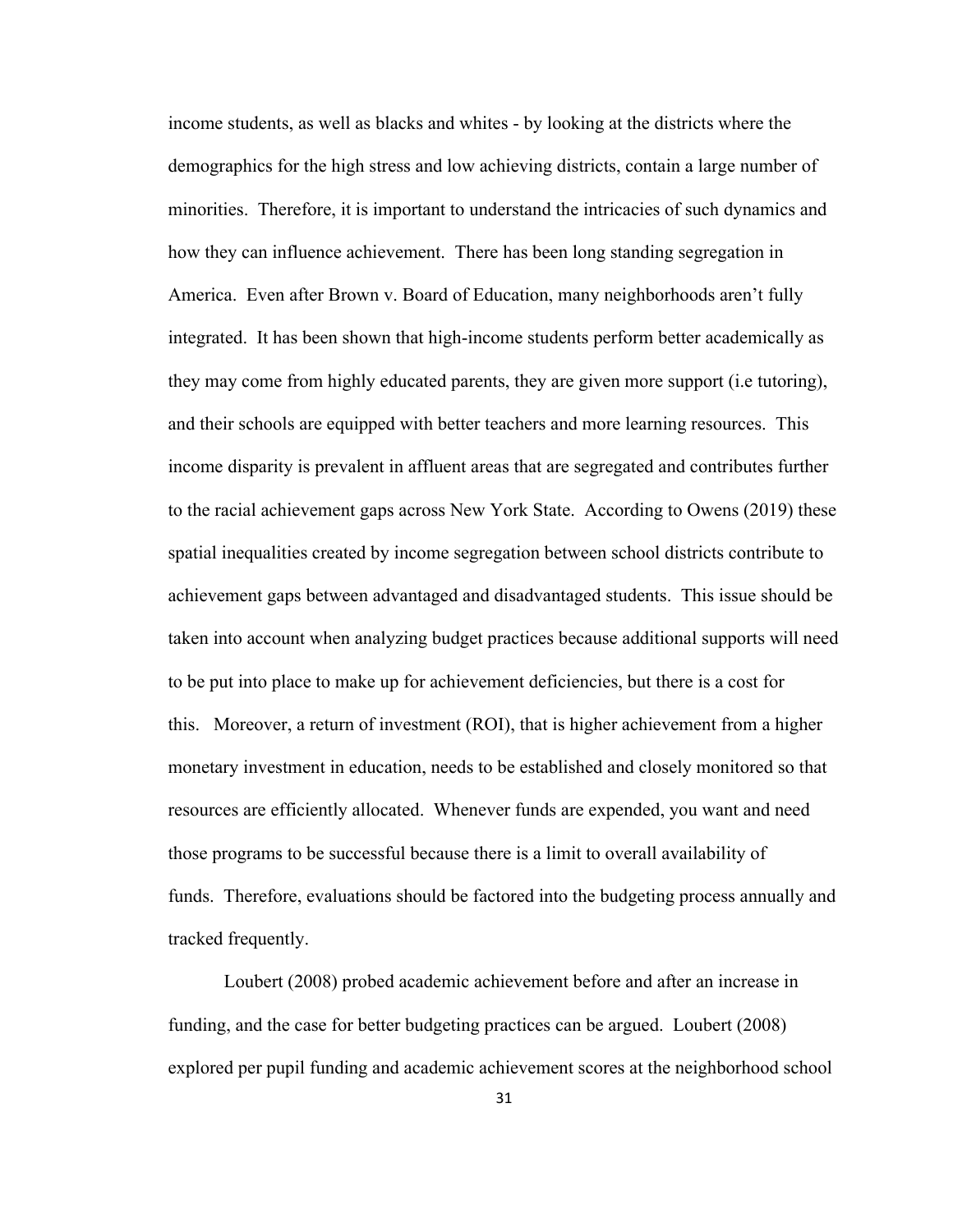income students, as well as blacks and whites - by looking at the districts where the demographics for the high stress and low achieving districts, contain a large number of minorities. Therefore, it is important to understand the intricacies of such dynamics and how they can influence achievement. There has been long standing segregation in America. Even after Brown v. Board of Education, many neighborhoods aren't fully integrated. It has been shown that high-income students perform better academically as they may come from highly educated parents, they are given more support (i.e tutoring), and their schools are equipped with better teachers and more learning resources. This income disparity is prevalent in affluent areas that are segregated and contributes further to the racial achievement gaps across New York State. According to Owens (2019) these spatial inequalities created by income segregation between school districts contribute to achievement gaps between advantaged and disadvantaged students. This issue should be taken into account when analyzing budget practices because additional supports will need to be put into place to make up for achievement deficiencies, but there is a cost for this. Moreover, a return of investment (ROI), that is higher achievement from a higher monetary investment in education, needs to be established and closely monitored so that resources are efficiently allocated. Whenever funds are expended, you want and need those programs to be successful because there is a limit to overall availability of funds. Therefore, evaluations should be factored into the budgeting process annually and tracked frequently.

Loubert (2008) probed academic achievement before and after an increase in funding, and the case for better budgeting practices can be argued. Loubert (2008) explored per pupil funding and academic achievement scores at the neighborhood school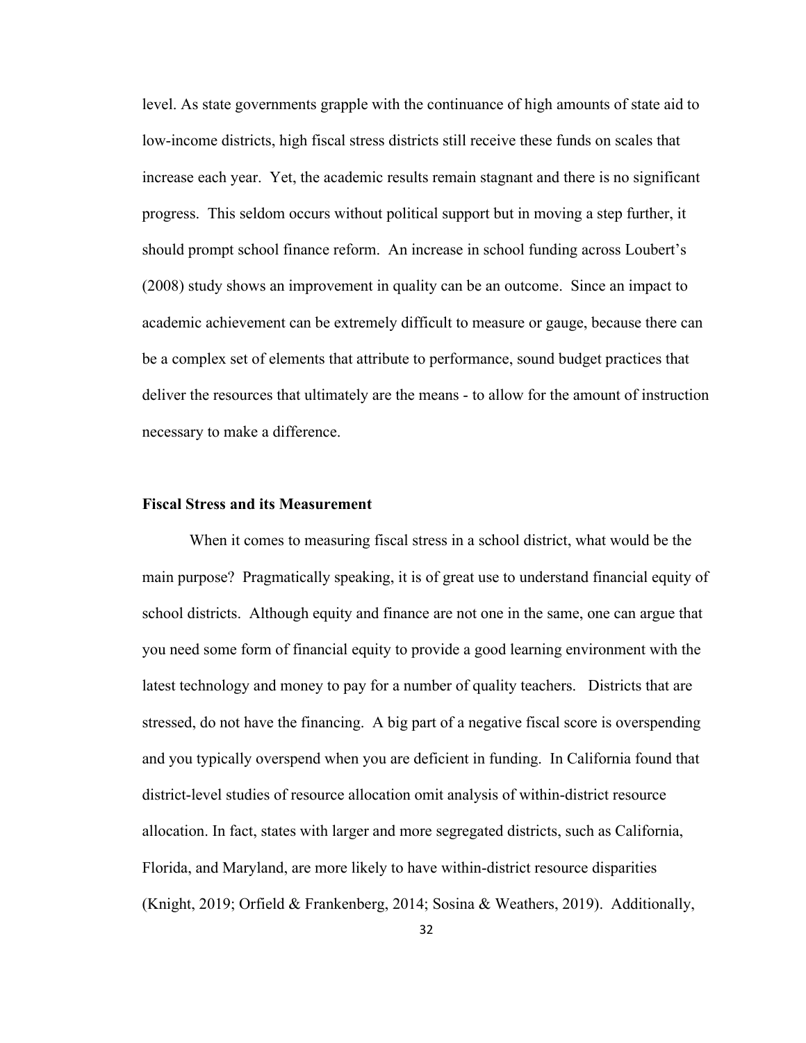level. As state governments grapple with the continuance of high amounts of state aid to low-income districts, high fiscal stress districts still receive these funds on scales that increase each year. Yet, the academic results remain stagnant and there is no significant progress. This seldom occurs without political support but in moving a step further, it should prompt school finance reform. An increase in school funding across Loubert's (2008) study shows an improvement in quality can be an outcome. Since an impact to academic achievement can be extremely difficult to measure or gauge, because there can be a complex set of elements that attribute to performance, sound budget practices that deliver the resources that ultimately are the means - to allow for the amount of instruction necessary to make a difference.

**Fiscal Stress and its Measurement**

When it comes to measuring fiscal stress in a school district, what would be the main purpose? Pragmatically speaking, it is of great use to understand financial equity of school districts. Although equity and finance are not one in the same, one can argue that you need some form of financial equity to provide a good learning environment with the latest technology and money to pay for a number of quality teachers. Districts that are stressed, do not have the financing. A big part of a negative fiscal score is overspending and you typically overspend when you are deficient in funding. In California found that district-level studies of resource allocation omit analysis of within-district resource allocation. In fact, states with larger and more segregated districts, such as California, Florida, and Maryland, are more likely to have within-district resource disparities (Knight, 2019; Orfield & Frankenberg, 2014; Sosina & Weathers, 2019). Additionally,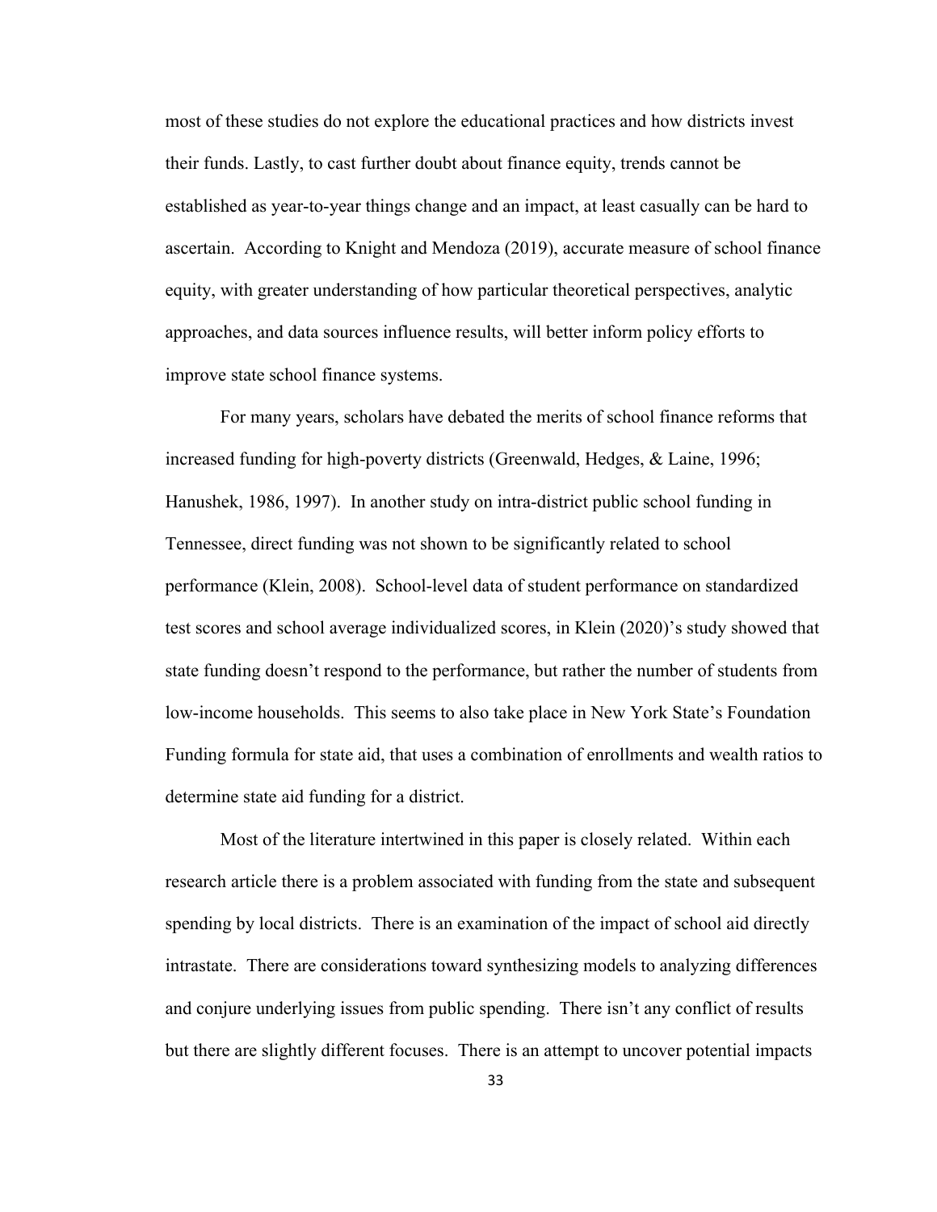most of these studies do not explore the educational practices and how districts invest their funds. Lastly, to cast further doubt about finance equity, trends cannot be established as year-to-year things change and an impact, at least casually can be hard to ascertain. According to Knight and Mendoza (2019), accurate measure of school finance equity, with greater understanding of how particular theoretical perspectives, analytic approaches, and data sources influence results, will better inform policy efforts to improve state school finance systems.

For many years, scholars have debated the merits of school finance reforms that increased funding for high-poverty districts (Greenwald, Hedges, & Laine, 1996; Hanushek, 1986, 1997). In another study on intra-district public school funding in Tennessee, direct funding was not shown to be significantly related to school performance (Klein, 2008). School-level data of student performance on standardized test scores and school average individualized scores, in Klein (2020)'s study showed that state funding doesn't respond to the performance, but rather the number of students from low-income households. This seems to also take place in New York State's Foundation Funding formula for state aid, that uses a combination of enrollments and wealth ratios to determine state aid funding for a district.

Most of the literature intertwined in this paper is closely related. Within each research article there is a problem associated with funding from the state and subsequent spending by local districts. There is an examination of the impact of school aid directly intrastate. There are considerations toward synthesizing models to analyzing differences and conjure underlying issues from public spending. There isn't any conflict of results but there are slightly different focuses. There is an attempt to uncover potential impacts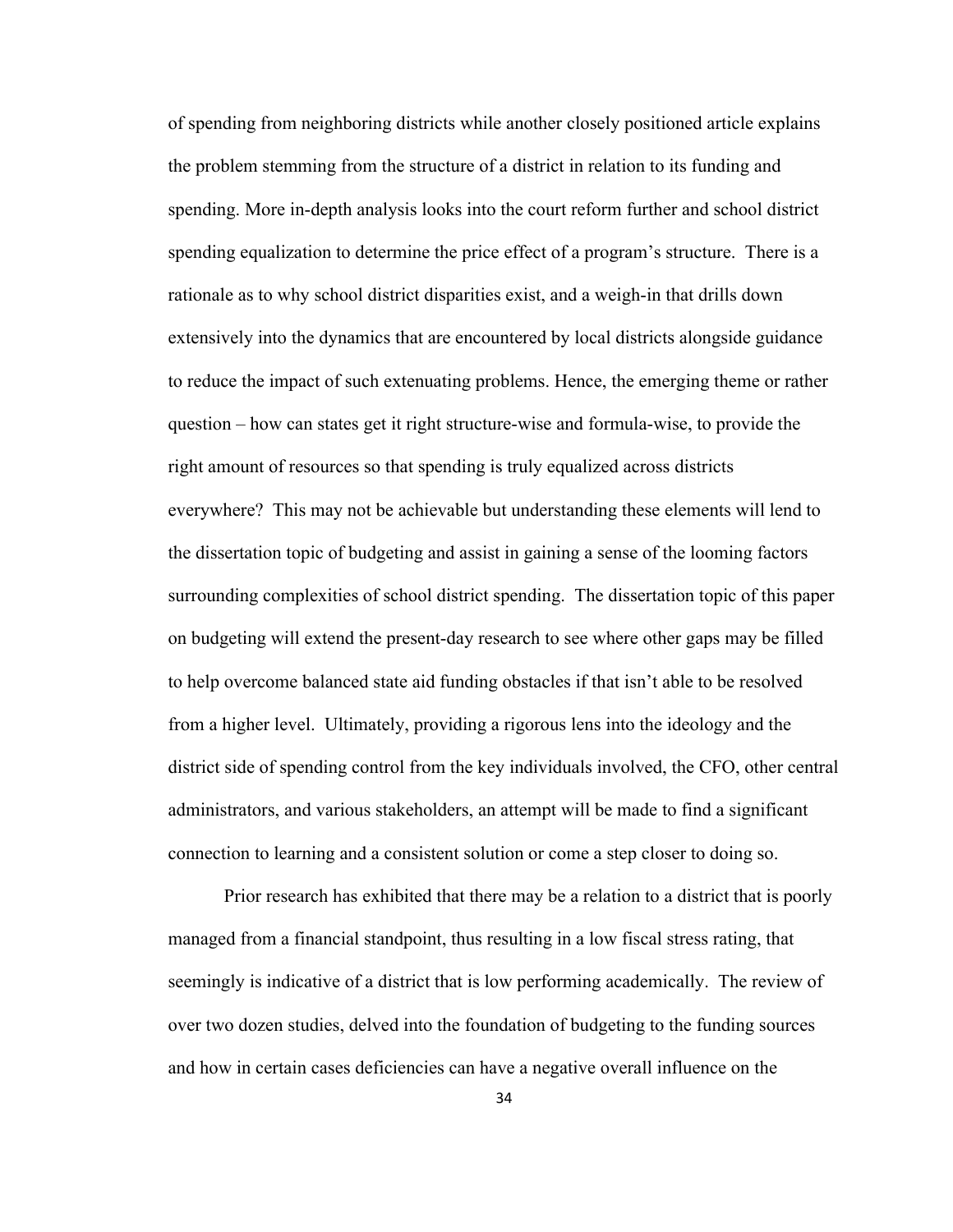of spending from neighboring districts while another closely positioned article explains the problem stemming from the structure of a district in relation to its funding and spending. More in-depth analysis looks into the court reform further and school district spending equalization to determine the price effect of a program's structure. There is a rationale as to why school district disparities exist, and a weigh-in that drills down extensively into the dynamics that are encountered by local districts alongside guidance to reduce the impact of such extenuating problems. Hence, the emerging theme or rather question – how can states get it right structure-wise and formula-wise, to provide the right amount of resources so that spending is truly equalized across districts everywhere? This may not be achievable but understanding these elements will lend to the dissertation topic of budgeting and assist in gaining a sense of the looming factors surrounding complexities of school district spending. The dissertation topic of this paper on budgeting will extend the present-day research to see where other gaps may be filled to help overcome balanced state aid funding obstacles if that isn't able to be resolved from a higher level. Ultimately, providing a rigorous lens into the ideology and the district side of spending control from the key individuals involved, the CFO, other central administrators, and various stakeholders, an attempt will be made to find a significant connection to learning and a consistent solution or come a step closer to doing so.

Prior research has exhibited that there may be a relation to a district that is poorly managed from a financial standpoint, thus resulting in a low fiscal stress rating, that seemingly is indicative of a district that is low performing academically. The review of over two dozen studies, delved into the foundation of budgeting to the funding sources and how in certain cases deficiencies can have a negative overall influence on the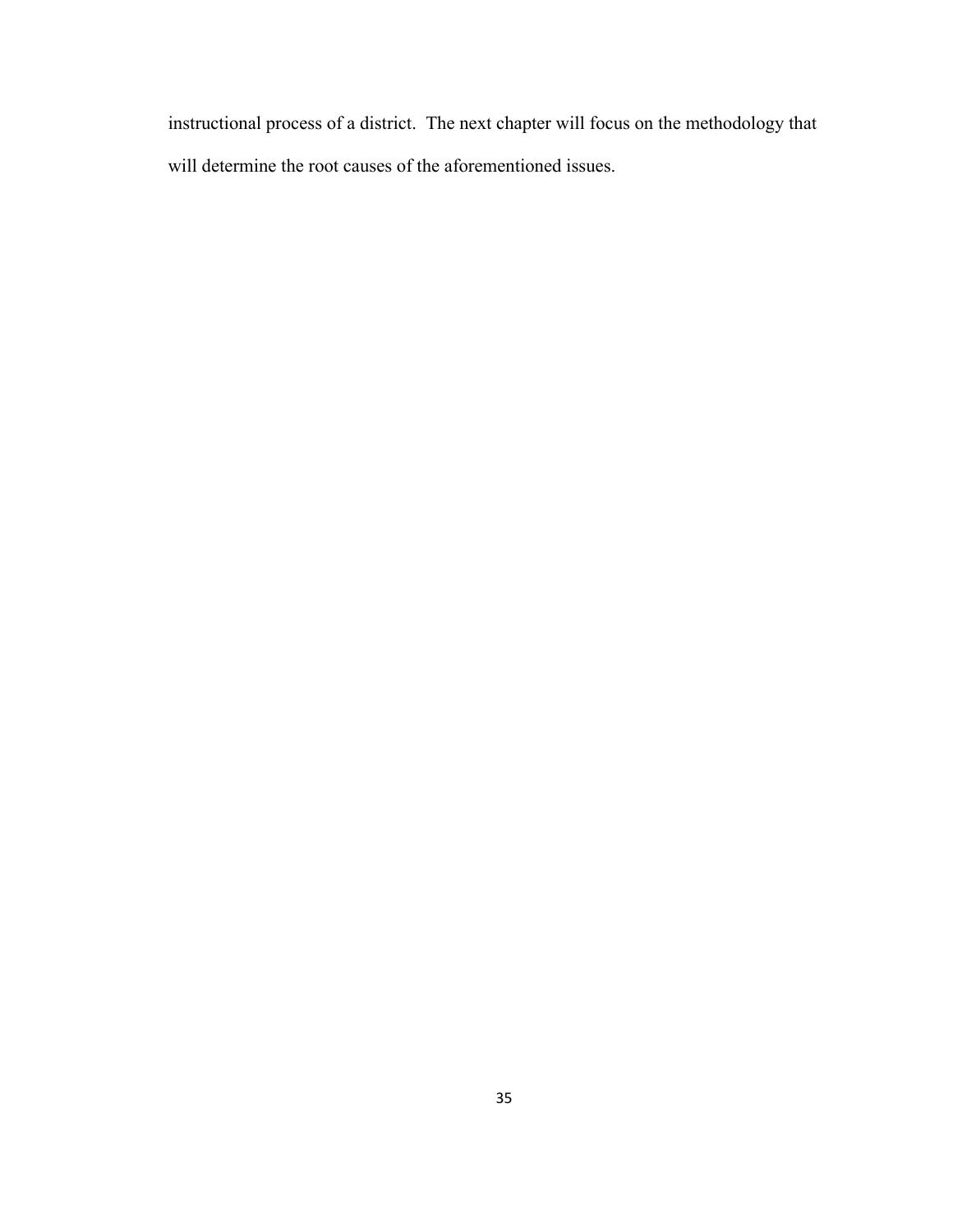instructional process of a district.  The next chapter will focus on the methodology that will determine the root causes of the aforementioned issues.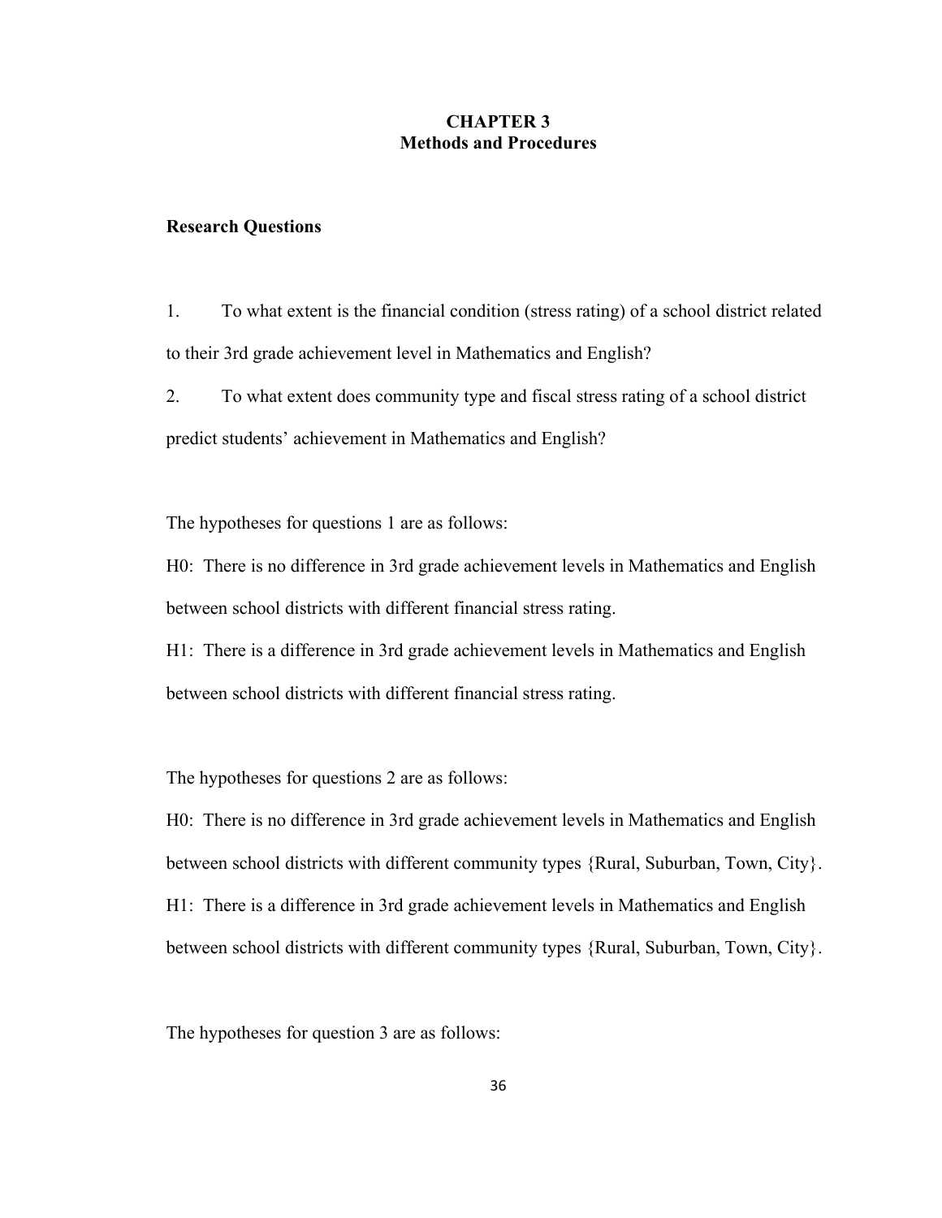# CHAPTER 3
## Methods and Procedures

### Research Questions

1. To what extent is the financial condition (stress rating) of a school district related to their 3rd grade achievement level in Mathematics and English?
2. To what extent does community type and fiscal stress rating of a school district predict students' achievement in Mathematics and English?

The hypotheses for questions 1 are as follows:

H0: There is no difference in 3rd grade achievement levels in Mathematics and English between school districts with different financial stress rating.

H1: There is a difference in 3rd grade achievement levels in Mathematics and English between school districts with different financial stress rating.

The hypotheses for questions 2 are as follows:

H0: There is no difference in 3rd grade achievement levels in Mathematics and English between school districts with different community types {Rural, Suburban, Town, City}.

H1: There is a difference in 3rd grade achievement levels in Mathematics and English between school districts with different community types {Rural, Suburban, Town, City}.

The hypotheses for question 3 are as follows: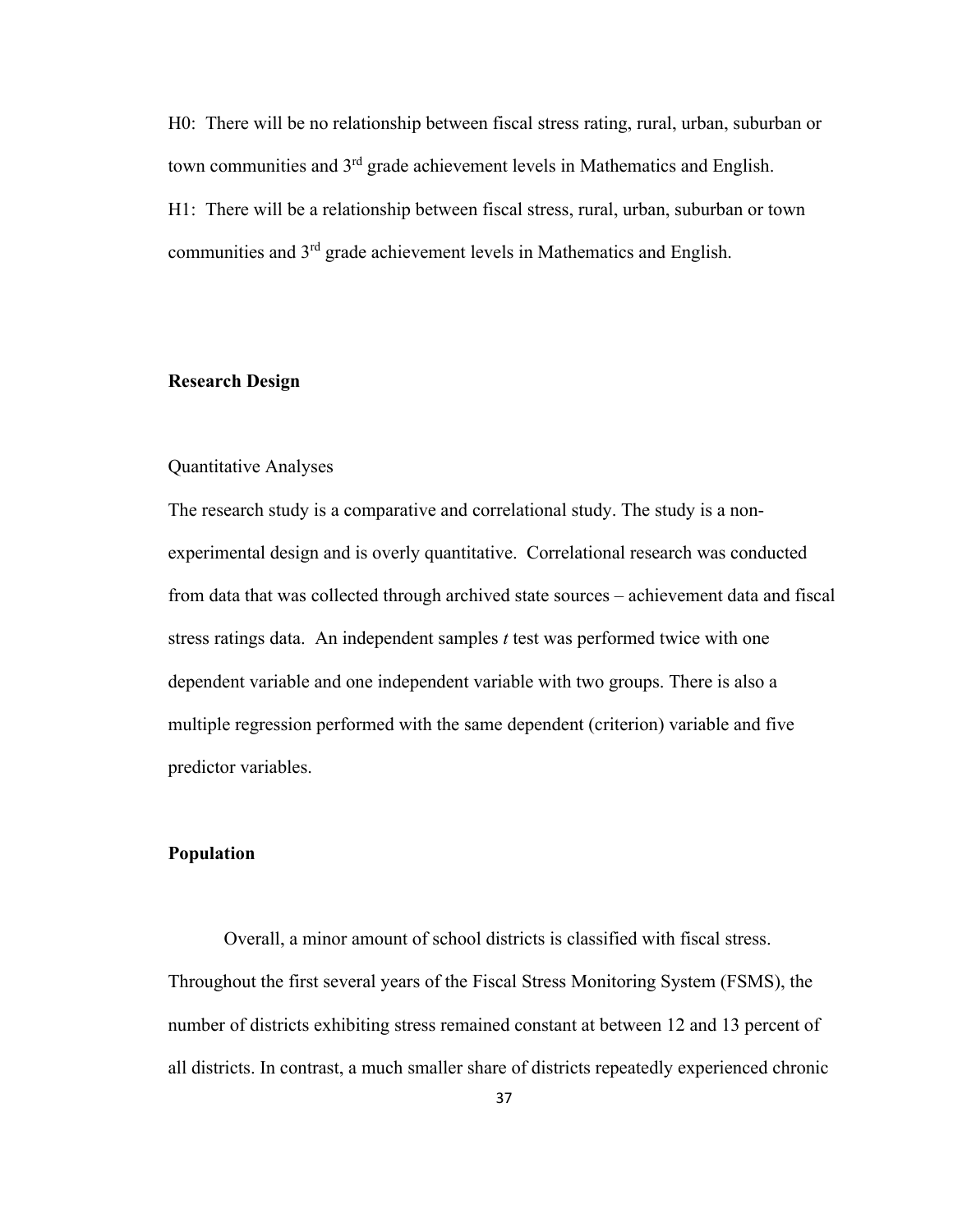H0: There will be no relationship between fiscal stress rating, rural, urban, suburban or town communities and 3rd grade achievement levels in Mathematics and English.

H1: There will be a relationship between fiscal stress, rural, urban, suburban or town communities and 3rd grade achievement levels in Mathematics and English.

## Research Design

### Quantitative Analyses

The research study is a comparative and correlational study. The study is a non-experimental design and is overly quantitative. Correlational research was conducted from data that was collected through archived state sources – achievement data and fiscal stress ratings data. An independent samples *t* test was performed twice with one dependent variable and one independent variable with two groups. There is also a multiple regression performed with the same dependent (criterion) variable and five predictor variables.

## Population

Overall, a minor amount of school districts is classified with fiscal stress. Throughout the first several years of the Fiscal Stress Monitoring System (FSMS), the number of districts exhibiting stress remained constant at between 12 and 13 percent of all districts. In contrast, a much smaller share of districts repeatedly experienced chronic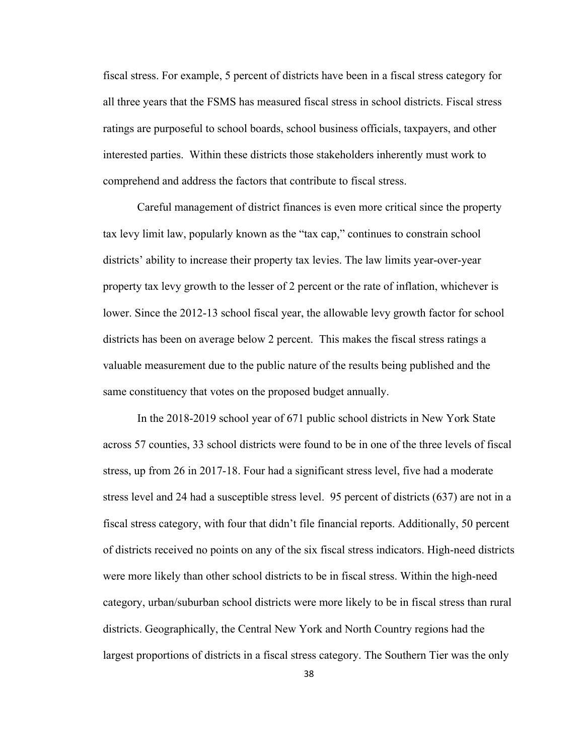fiscal stress. For example, 5 percent of districts have been in a fiscal stress category for all three years that the FSMS has measured fiscal stress in school districts. Fiscal stress ratings are purposeful to school boards, school business officials, taxpayers, and other interested parties. Within these districts those stakeholders inherently must work to comprehend and address the factors that contribute to fiscal stress.

Careful management of district finances is even more critical since the property tax levy limit law, popularly known as the "tax cap," continues to constrain school districts' ability to increase their property tax levies. The law limits year-over-year property tax levy growth to the lesser of 2 percent or the rate of inflation, whichever is lower. Since the 2012-13 school fiscal year, the allowable levy growth factor for school districts has been on average below 2 percent. This makes the fiscal stress ratings a valuable measurement due to the public nature of the results being published and the same constituency that votes on the proposed budget annually.

In the 2018-2019 school year of 671 public school districts in New York State across 57 counties, 33 school districts were found to be in one of the three levels of fiscal stress, up from 26 in 2017-18. Four had a significant stress level, five had a moderate stress level and 24 had a susceptible stress level. 95 percent of districts (637) are not in a fiscal stress category, with four that didn't file financial reports. Additionally, 50 percent of districts received no points on any of the six fiscal stress indicators. High-need districts were more likely than other school districts to be in fiscal stress. Within the high-need category, urban/suburban school districts were more likely to be in fiscal stress than rural districts. Geographically, the Central New York and North Country regions had the largest proportions of districts in a fiscal stress category. The Southern Tier was the only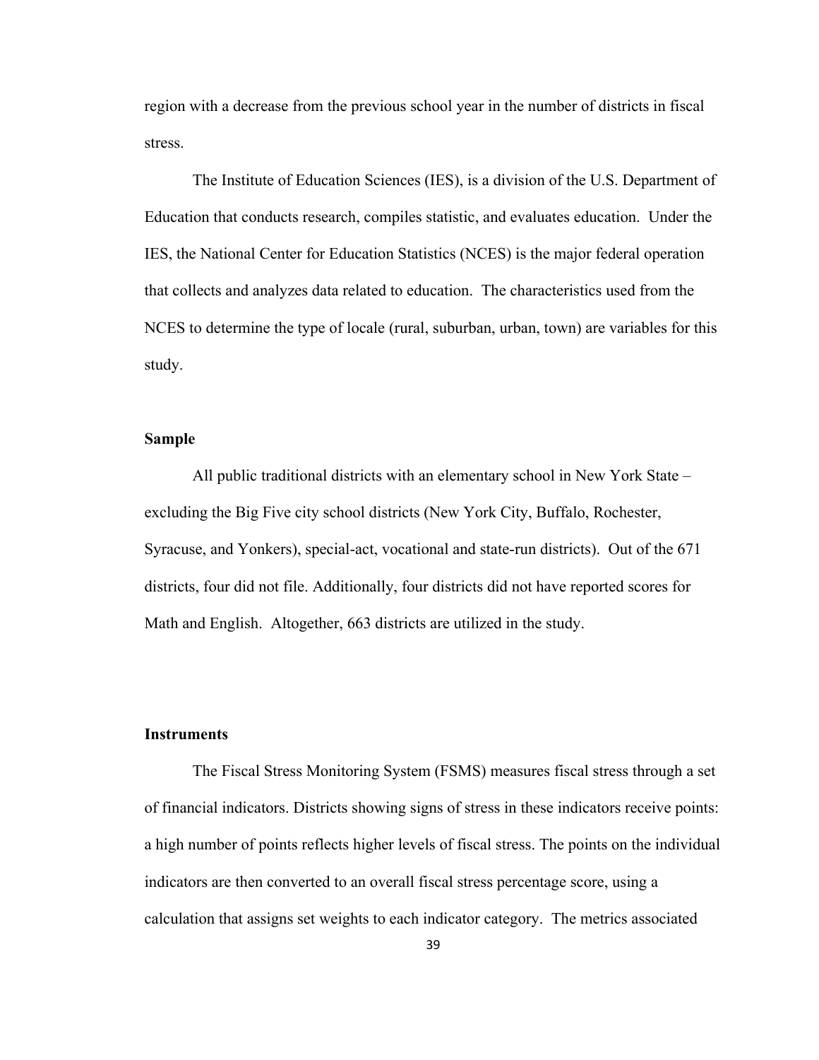region with a decrease from the previous school year in the number of districts in fiscal stress.

The Institute of Education Sciences (IES), is a division of the U.S. Department of Education that conducts research, compiles statistic, and evaluates education. Under the IES, the National Center for Education Statistics (NCES) is the major federal operation that collects and analyzes data related to education. The characteristics used from the NCES to determine the type of locale (rural, suburban, urban, town) are variables for this study.

**Sample**

All public traditional districts with an elementary school in New York State – excluding the Big Five city school districts (New York City, Buffalo, Rochester, Syracuse, and Yonkers), special-act, vocational and state-run districts). Out of the 671 districts, four did not file. Additionally, four districts did not have reported scores for Math and English. Altogether, 663 districts are utilized in the study.

**Instruments**

The Fiscal Stress Monitoring System (FSMS) measures fiscal stress through a set of financial indicators. Districts showing signs of stress in these indicators receive points: a high number of points reflects higher levels of fiscal stress. The points on the individual indicators are then converted to an overall fiscal stress percentage score, using a calculation that assigns set weights to each indicator category. The metrics associated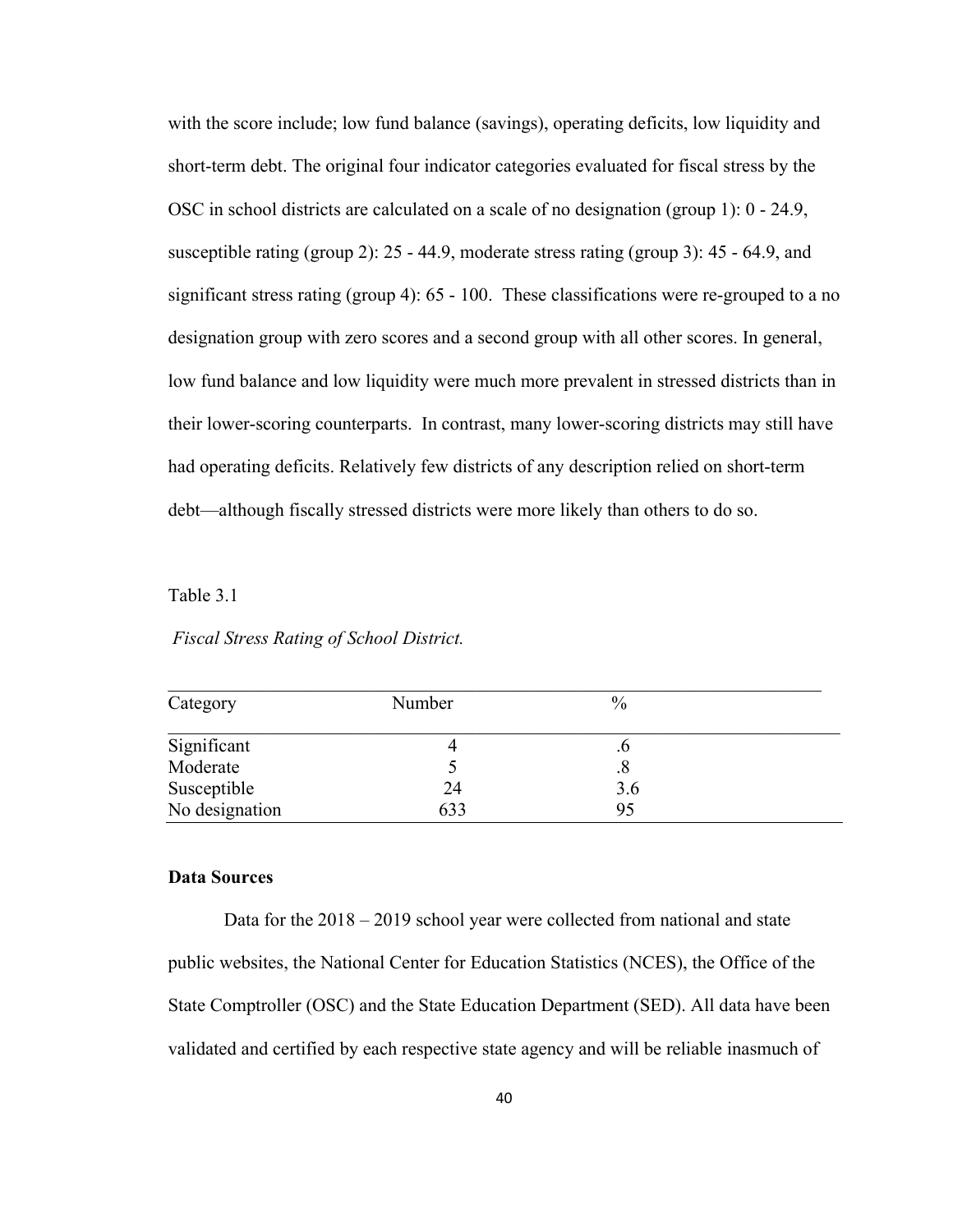with the score include; low fund balance (savings), operating deficits, low liquidity and short-term debt. The original four indicator categories evaluated for fiscal stress by the OSC in school districts are calculated on a scale of no designation (group 1): 0 - 24.9, susceptible rating (group 2): 25 - 44.9, moderate stress rating (group 3): 45 - 64.9, and significant stress rating (group 4): 65 - 100. These classifications were re-grouped to a no designation group with zero scores and a second group with all other scores. In general, low fund balance and low liquidity were much more prevalent in stressed districts than in their lower-scoring counterparts. In contrast, many lower-scoring districts may still have had operating deficits. Relatively few districts of any description relied on short-term debt—although fiscally stressed districts were more likely than others to do so.

Table 3.1

*Fiscal Stress Rating of School District.*

| Category | Number | % |
|---|---|---|
| Significant | 4 | .6 |
| Moderate | 5 | .8 |
| Susceptible | 24 | 3.6 |
| No designation | 633 | 95 |

**Data Sources**

Data for the 2018 – 2019 school year were collected from national and state public websites, the National Center for Education Statistics (NCES), the Office of the State Comptroller (OSC) and the State Education Department (SED). All data have been validated and certified by each respective state agency and will be reliable inasmuch of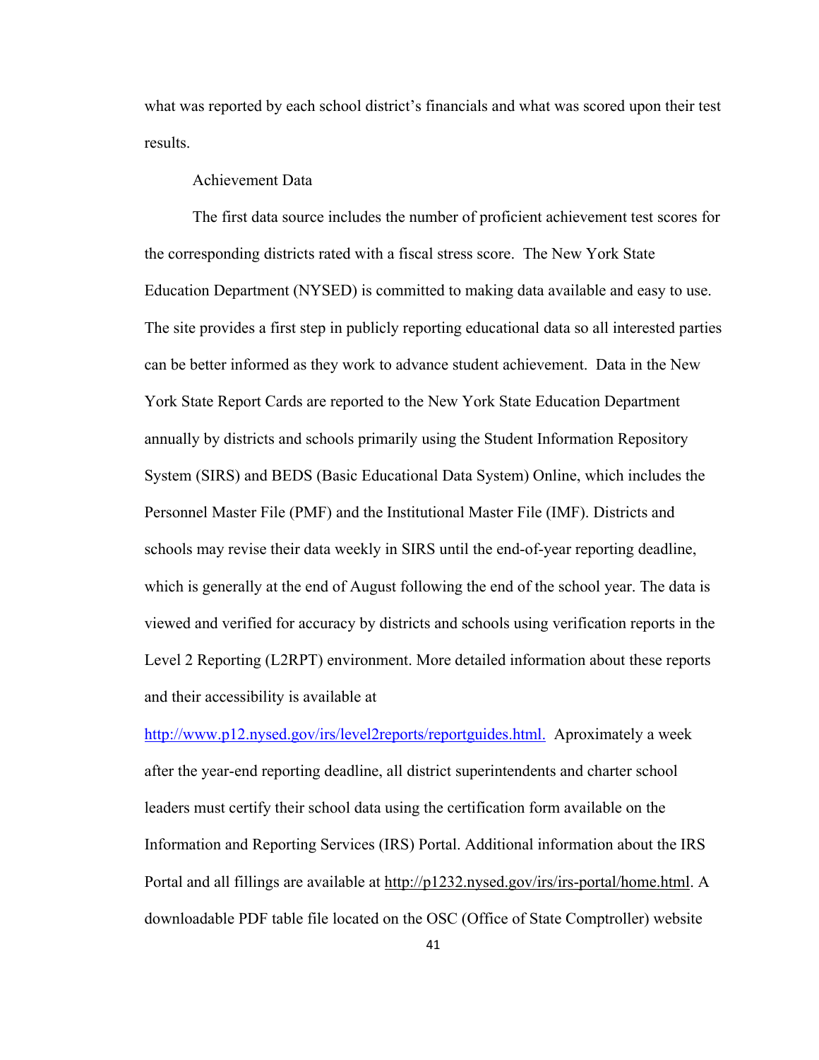what was reported by each school district's financials and what was scored upon their test results.

### Achievement Data

The first data source includes the number of proficient achievement test scores for the corresponding districts rated with a fiscal stress score. The New York State Education Department (NYSED) is committed to making data available and easy to use. The site provides a first step in publicly reporting educational data so all interested parties can be better informed as they work to advance student achievement. Data in the New York State Report Cards are reported to the New York State Education Department annually by districts and schools primarily using the Student Information Repository System (SIRS) and BEDS (Basic Educational Data System) Online, which includes the Personnel Master File (PMF) and the Institutional Master File (IMF). Districts and schools may revise their data weekly in SIRS until the end-of-year reporting deadline, which is generally at the end of August following the end of the school year. The data is viewed and verified for accuracy by districts and schools using verification reports in the Level 2 Reporting (L2RPT) environment. More detailed information about these reports and their accessibility is available at http://www.p12.nysed.gov/irs/level2reports/reportguides.html. Aproximately a week after the year-end reporting deadline, all district superintendents and charter school leaders must certify their school data using the certification form available on the Information and Reporting Services (IRS) Portal. Additional information about the IRS Portal and all fillings are available at http://p1232.nysed.gov/irs/irs-portal/home.html. A downloadable PDF table file located on the OSC (Office of State Comptroller) website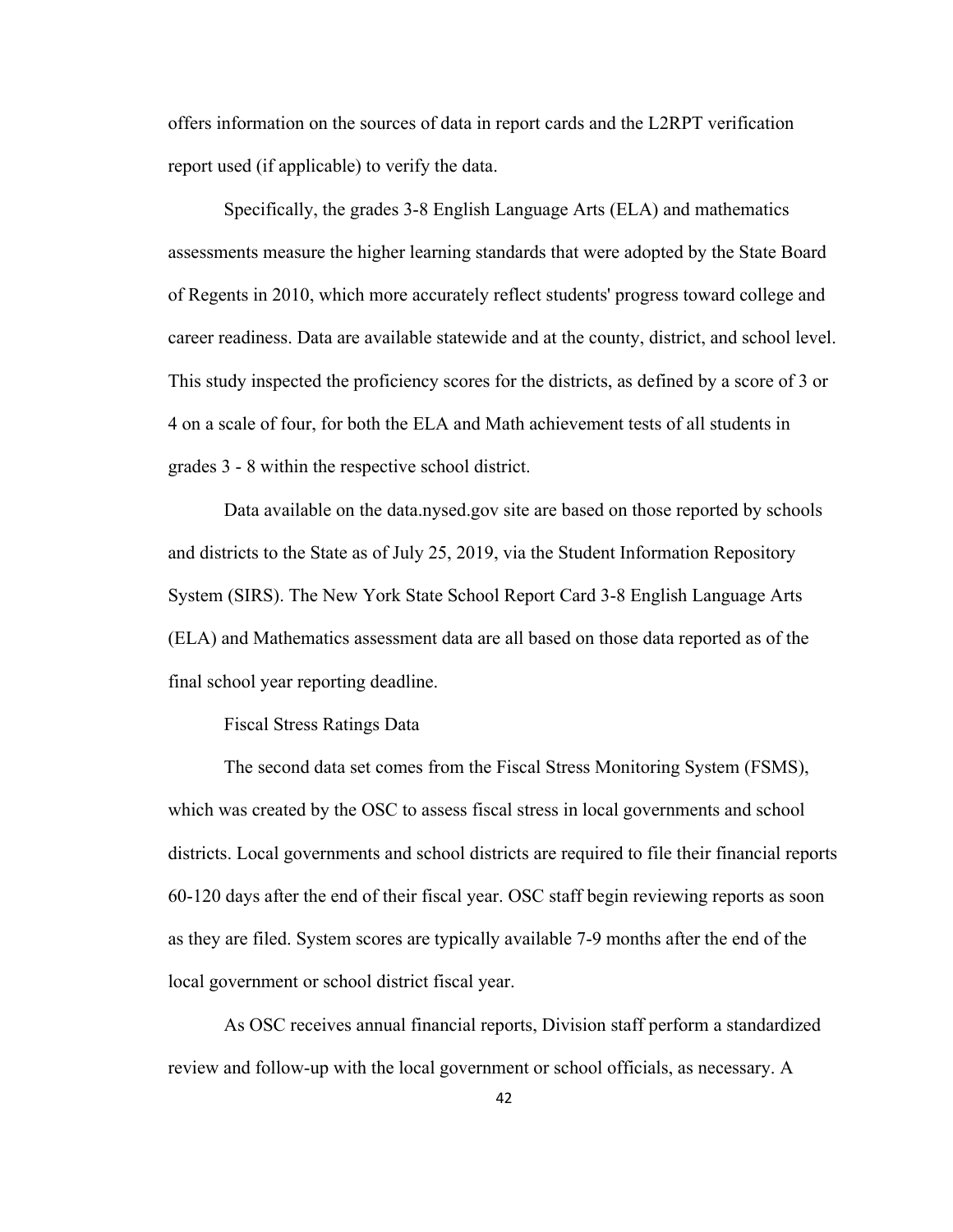offers information on the sources of data in report cards and the L2RPT verification report used (if applicable) to verify the data.

Specifically, the grades 3-8 English Language Arts (ELA) and mathematics assessments measure the higher learning standards that were adopted by the State Board of Regents in 2010, which more accurately reflect students' progress toward college and career readiness. Data are available statewide and at the county, district, and school level. This study inspected the proficiency scores for the districts, as defined by a score of 3 or 4 on a scale of four, for both the ELA and Math achievement tests of all students in grades 3 - 8 within the respective school district.

Data available on the data.nysed.gov site are based on those reported by schools and districts to the State as of July 25, 2019, via the Student Information Repository System (SIRS). The New York State School Report Card 3-8 English Language Arts (ELA) and Mathematics assessment data are all based on those data reported as of the final school year reporting deadline.

### Fiscal Stress Ratings Data

The second data set comes from the Fiscal Stress Monitoring System (FSMS), which was created by the OSC to assess fiscal stress in local governments and school districts. Local governments and school districts are required to file their financial reports 60-120 days after the end of their fiscal year. OSC staff begin reviewing reports as soon as they are filed. System scores are typically available 7-9 months after the end of the local government or school district fiscal year.

As OSC receives annual financial reports, Division staff perform a standardized review and follow-up with the local government or school officials, as necessary. A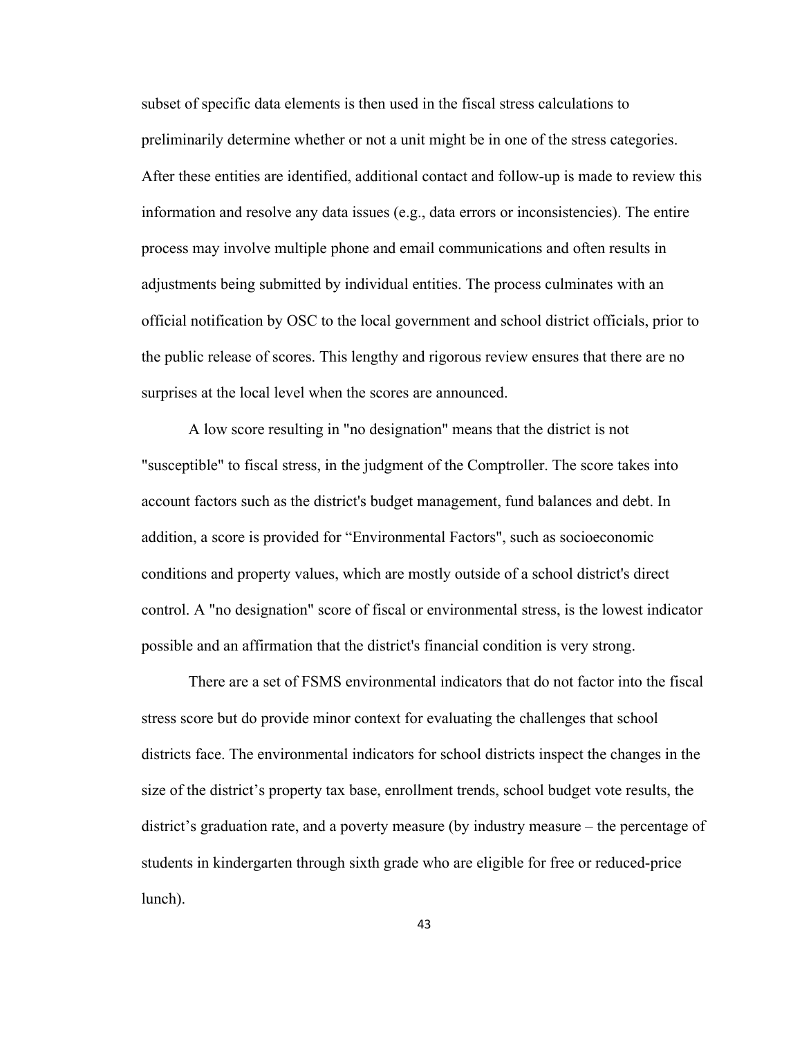subset of specific data elements is then used in the fiscal stress calculations to preliminarily determine whether or not a unit might be in one of the stress categories. After these entities are identified, additional contact and follow-up is made to review this information and resolve any data issues (e.g., data errors or inconsistencies). The entire process may involve multiple phone and email communications and often results in adjustments being submitted by individual entities. The process culminates with an official notification by OSC to the local government and school district officials, prior to the public release of scores. This lengthy and rigorous review ensures that there are no surprises at the local level when the scores are announced.

A low score resulting in "no designation" means that the district is not "susceptible" to fiscal stress, in the judgment of the Comptroller. The score takes into account factors such as the district's budget management, fund balances and debt. In addition, a score is provided for "Environmental Factors", such as socioeconomic conditions and property values, which are mostly outside of a school district's direct control. A "no designation" score of fiscal or environmental stress, is the lowest indicator possible and an affirmation that the district's financial condition is very strong.

There are a set of FSMS environmental indicators that do not factor into the fiscal stress score but do provide minor context for evaluating the challenges that school districts face. The environmental indicators for school districts inspect the changes in the size of the district's property tax base, enrollment trends, school budget vote results, the district's graduation rate, and a poverty measure (by industry measure – the percentage of students in kindergarten through sixth grade who are eligible for free or reduced-price lunch).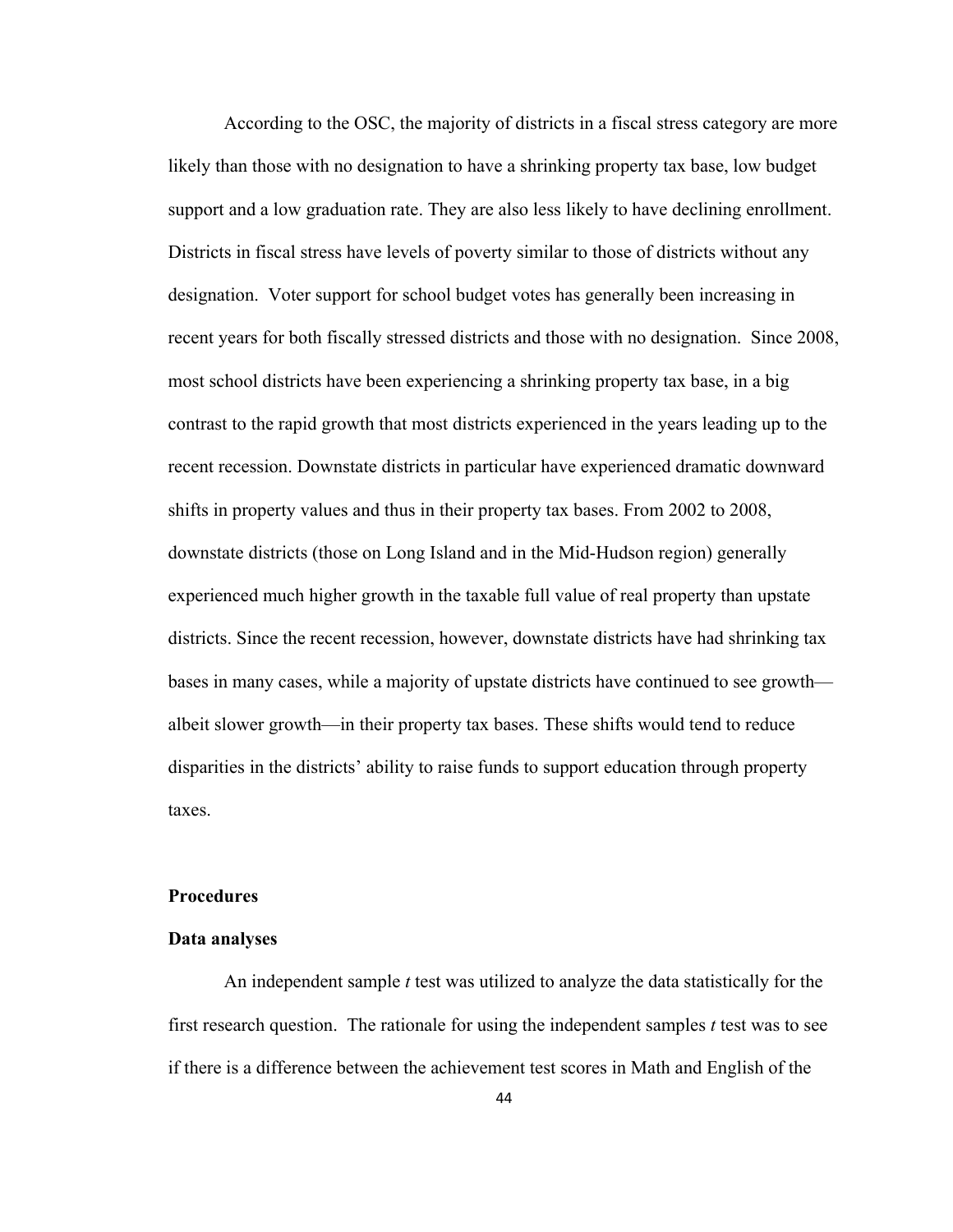According to the OSC, the majority of districts in a fiscal stress category are more likely than those with no designation to have a shrinking property tax base, low budget support and a low graduation rate. They are also less likely to have declining enrollment. Districts in fiscal stress have levels of poverty similar to those of districts without any designation. Voter support for school budget votes has generally been increasing in recent years for both fiscally stressed districts and those with no designation. Since 2008, most school districts have been experiencing a shrinking property tax base, in a big contrast to the rapid growth that most districts experienced in the years leading up to the recent recession. Downstate districts in particular have experienced dramatic downward shifts in property values and thus in their property tax bases. From 2002 to 2008, downstate districts (those on Long Island and in the Mid-Hudson region) generally experienced much higher growth in the taxable full value of real property than upstate districts. Since the recent recession, however, downstate districts have had shrinking tax bases in many cases, while a majority of upstate districts have continued to see growth—albeit slower growth—in their property tax bases. These shifts would tend to reduce disparities in the districts' ability to raise funds to support education through property taxes.

## Procedures

### Data analyses

An independent sample *t* test was utilized to analyze the data statistically for the first research question. The rationale for using the independent samples *t* test was to see if there is a difference between the achievement test scores in Math and English of the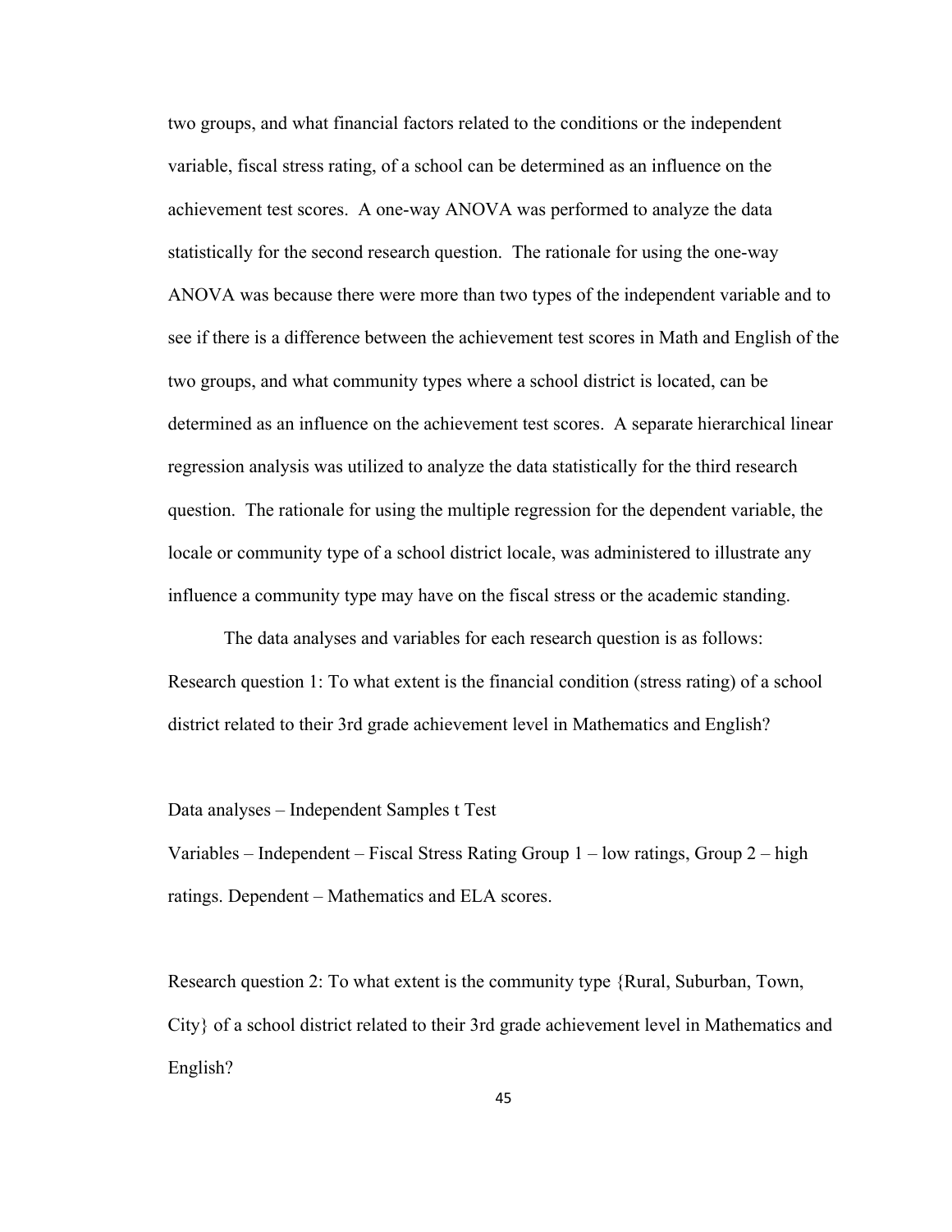two groups, and what financial factors related to the conditions or the independent variable, fiscal stress rating, of a school can be determined as an influence on the achievement test scores. A one-way ANOVA was performed to analyze the data statistically for the second research question. The rationale for using the one-way ANOVA was because there were more than two types of the independent variable and to see if there is a difference between the achievement test scores in Math and English of the two groups, and what community types where a school district is located, can be determined as an influence on the achievement test scores. A separate hierarchical linear regression analysis was utilized to analyze the data statistically for the third research question. The rationale for using the multiple regression for the dependent variable, the locale or community type of a school district locale, was administered to illustrate any influence a community type may have on the fiscal stress or the academic standing.

The data analyses and variables for each research question is as follows:

Research question 1: To what extent is the financial condition (stress rating) of a school district related to their 3rd grade achievement level in Mathematics and English?

Data analyses – Independent Samples t Test

Variables – Independent – Fiscal Stress Rating Group 1 – low ratings, Group 2 – high ratings. Dependent – Mathematics and ELA scores.

Research question 2: To what extent is the community type {Rural, Suburban, Town, City} of a school district related to their 3rd grade achievement level in Mathematics and English?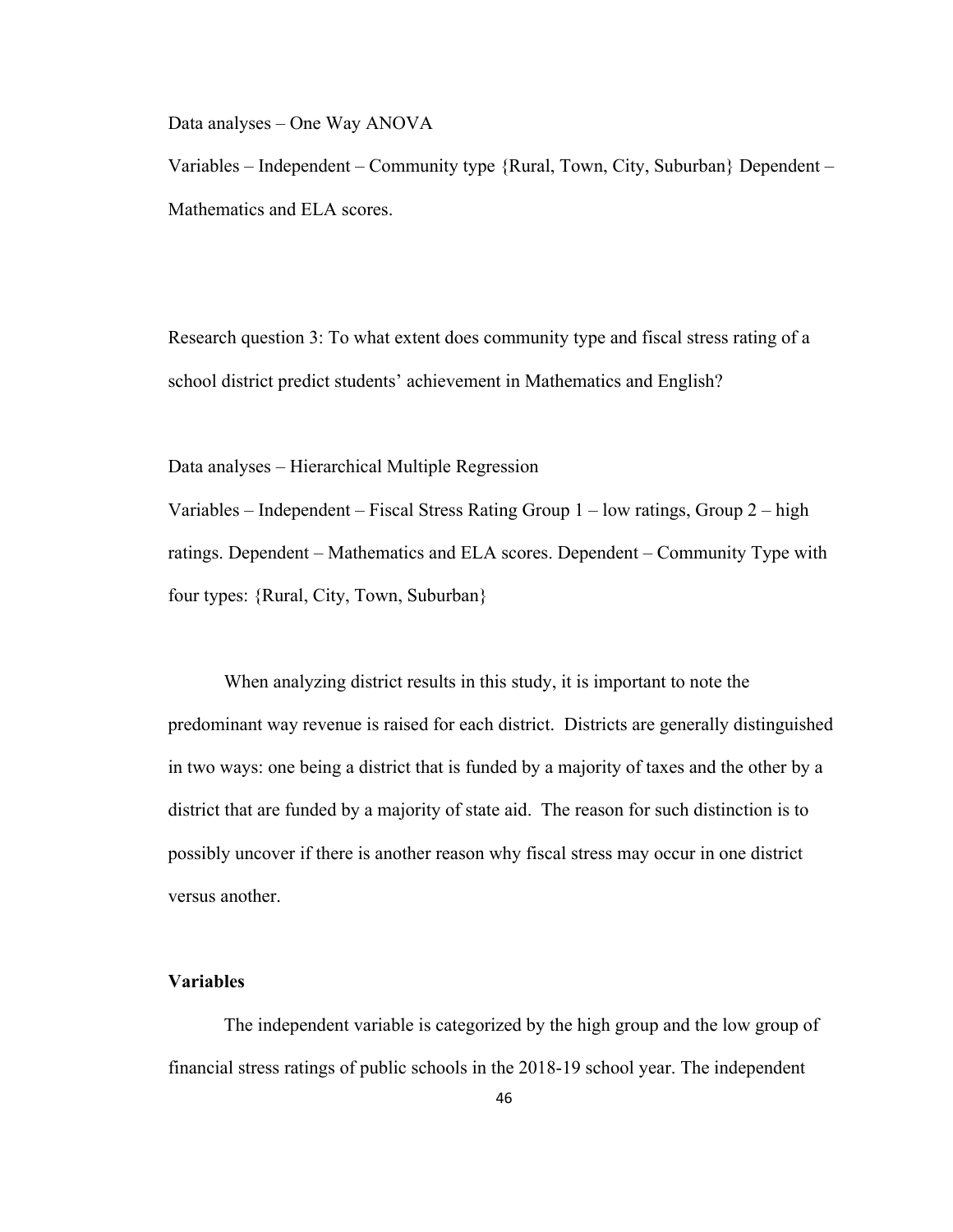Data analyses – One Way ANOVA

Variables – Independent – Community type {Rural, Town, City, Suburban} Dependent – Mathematics and ELA scores.

Research question 3: To what extent does community type and fiscal stress rating of a school district predict students' achievement in Mathematics and English?

Data analyses – Hierarchical Multiple Regression

Variables – Independent – Fiscal Stress Rating Group 1 – low ratings, Group 2 – high ratings. Dependent – Mathematics and ELA scores. Dependent – Community Type with four types: {Rural, City, Town, Suburban}

When analyzing district results in this study, it is important to note the predominant way revenue is raised for each district. Districts are generally distinguished in two ways: one being a district that is funded by a majority of taxes and the other by a district that are funded by a majority of state aid. The reason for such distinction is to possibly uncover if there is another reason why fiscal stress may occur in one district versus another.

**Variables**

The independent variable is categorized by the high group and the low group of financial stress ratings of public schools in the 2018-19 school year. The independent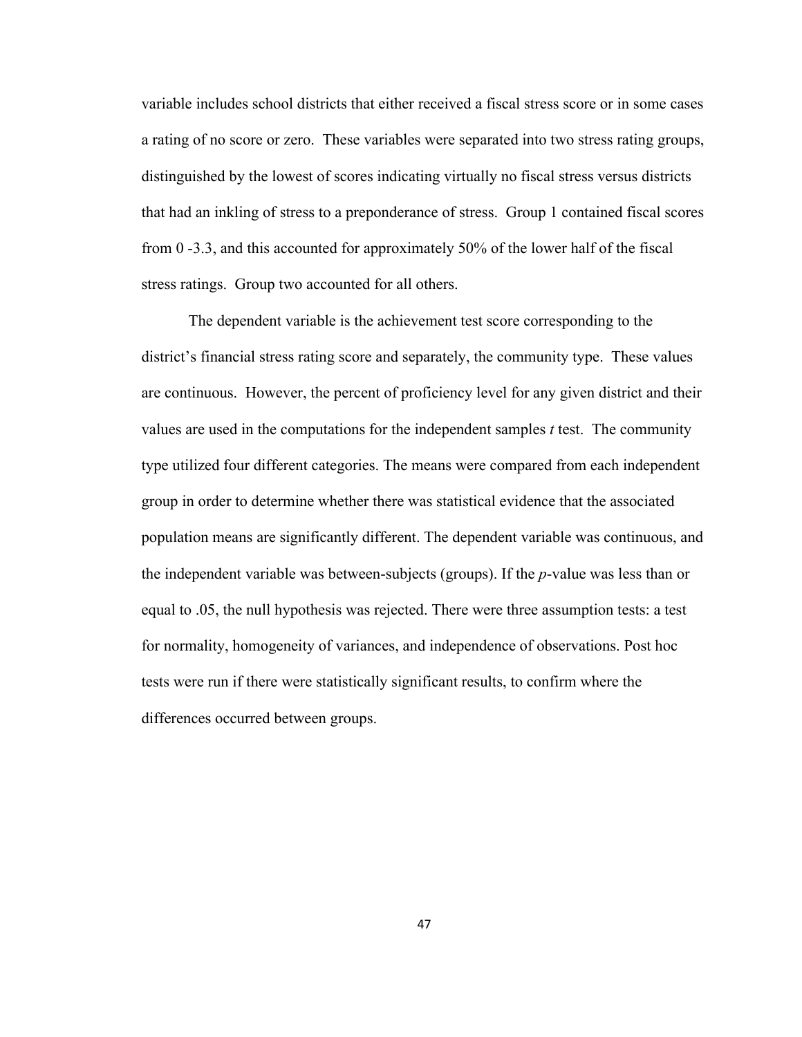variable includes school districts that either received a fiscal stress score or in some cases a rating of no score or zero. These variables were separated into two stress rating groups, distinguished by the lowest of scores indicating virtually no fiscal stress versus districts that had an inkling of stress to a preponderance of stress. Group 1 contained fiscal scores from 0 -3.3, and this accounted for approximately 50% of the lower half of the fiscal stress ratings. Group two accounted for all others.

The dependent variable is the achievement test score corresponding to the district's financial stress rating score and separately, the community type. These values are continuous. However, the percent of proficiency level for any given district and their values are used in the computations for the independent samples *t* test. The community type utilized four different categories. The means were compared from each independent group in order to determine whether there was statistical evidence that the associated population means are significantly different. The dependent variable was continuous, and the independent variable was between-subjects (groups). If the *p*-value was less than or equal to .05, the null hypothesis was rejected. There were three assumption tests: a test for normality, homogeneity of variances, and independence of observations. Post hoc tests were run if there were statistically significant results, to confirm where the differences occurred between groups.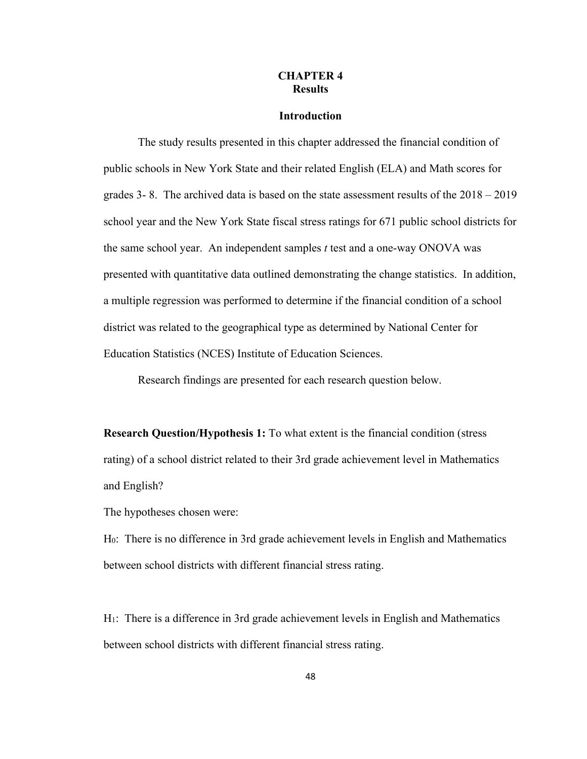# CHAPTER 4
# Results

## Introduction

The study results presented in this chapter addressed the financial condition of public schools in New York State and their related English (ELA) and Math scores for grades 3- 8. The archived data is based on the state assessment results of the 2018 – 2019 school year and the New York State fiscal stress ratings for 671 public school districts for the same school year. An independent samples *t* test and a one-way ONOVA was presented with quantitative data outlined demonstrating the change statistics. In addition, a multiple regression was performed to determine if the financial condition of a school district was related to the geographical type as determined by National Center for Education Statistics (NCES) Institute of Education Sciences.

Research findings are presented for each research question below.

**Research Question/Hypothesis 1:** To what extent is the financial condition (stress rating) of a school district related to their 3rd grade achievement level in Mathematics and English?

The hypotheses chosen were:

$H_0$: There is no difference in 3rd grade achievement levels in English and Mathematics between school districts with different financial stress rating.

$H_1$: There is a difference in 3rd grade achievement levels in English and Mathematics between school districts with different financial stress rating.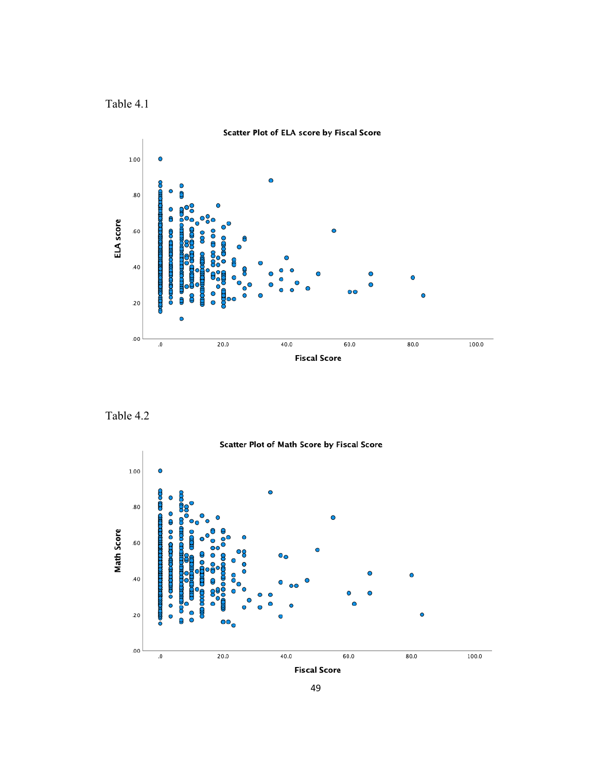Table 4.1

Scatter Plot of ELA score by Fiscal Score

Table 4.2

Scatter Plot of Math Score by Fiscal Score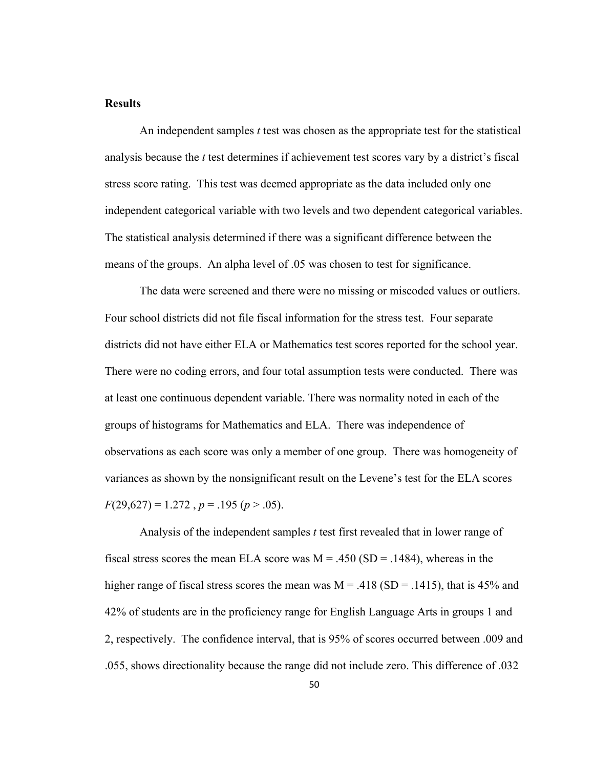**Results**

An independent samples *t* test was chosen as the appropriate test for the statistical analysis because the *t* test determines if achievement test scores vary by a district's fiscal stress score rating. This test was deemed appropriate as the data included only one independent categorical variable with two levels and two dependent categorical variables. The statistical analysis determined if there was a significant difference between the means of the groups. An alpha level of .05 was chosen to test for significance.

The data were screened and there were no missing or miscoded values or outliers. Four school districts did not file fiscal information for the stress test. Four separate districts did not have either ELA or Mathematics test scores reported for the school year. There were no coding errors, and four total assumption tests were conducted. There was at least one continuous dependent variable. There was normality noted in each of the groups of histograms for Mathematics and ELA. There was independence of observations as each score was only a member of one group. There was homogeneity of variances as shown by the nonsignificant result on the Levene's test for the ELA scores $F(29,627) = 1.272$ , $p = .195$ ($p > .05$).

Analysis of the independent samples *t* test first revealed that in lower range of fiscal stress scores the mean ELA score was M = .450 (SD = .1484), whereas in the higher range of fiscal stress scores the mean was M = .418 (SD = .1415), that is 45% and 42% of students are in the proficiency range for English Language Arts in groups 1 and 2, respectively. The confidence interval, that is 95% of scores occurred between .009 and .055, shows directionality because the range did not include zero. This difference of .032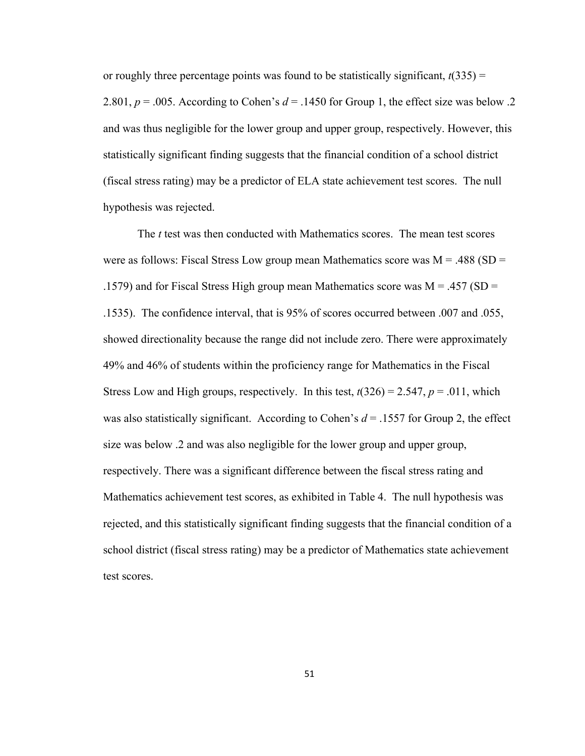or roughly three percentage points was found to be statistically significant, $t(335) = 2.801$, $p = .005$. According to Cohen's $d = .1450$ for Group 1, the effect size was below .2 and was thus negligible for the lower group and upper group, respectively. However, this statistically significant finding suggests that the financial condition of a school district (fiscal stress rating) may be a predictor of ELA state achievement test scores. The null hypothesis was rejected.

The *t* test was then conducted with Mathematics scores. The mean test scores were as follows: Fiscal Stress Low group mean Mathematics score was M = .488 (SD = .1579) and for Fiscal Stress High group mean Mathematics score was M = .457 (SD = .1535). The confidence interval, that is 95% of scores occurred between .007 and .055, showed directionality because the range did not include zero. There were approximately 49% and 46% of students within the proficiency range for Mathematics in the Fiscal Stress Low and High groups, respectively. In this test, $t(326) = 2.547$, $p = .011$, which was also statistically significant. According to Cohen's $d = .1557$ for Group 2, the effect size was below .2 and was also negligible for the lower group and upper group, respectively. There was a significant difference between the fiscal stress rating and Mathematics achievement test scores, as exhibited in Table 4. The null hypothesis was rejected, and this statistically significant finding suggests that the financial condition of a school district (fiscal stress rating) may be a predictor of Mathematics state achievement test scores.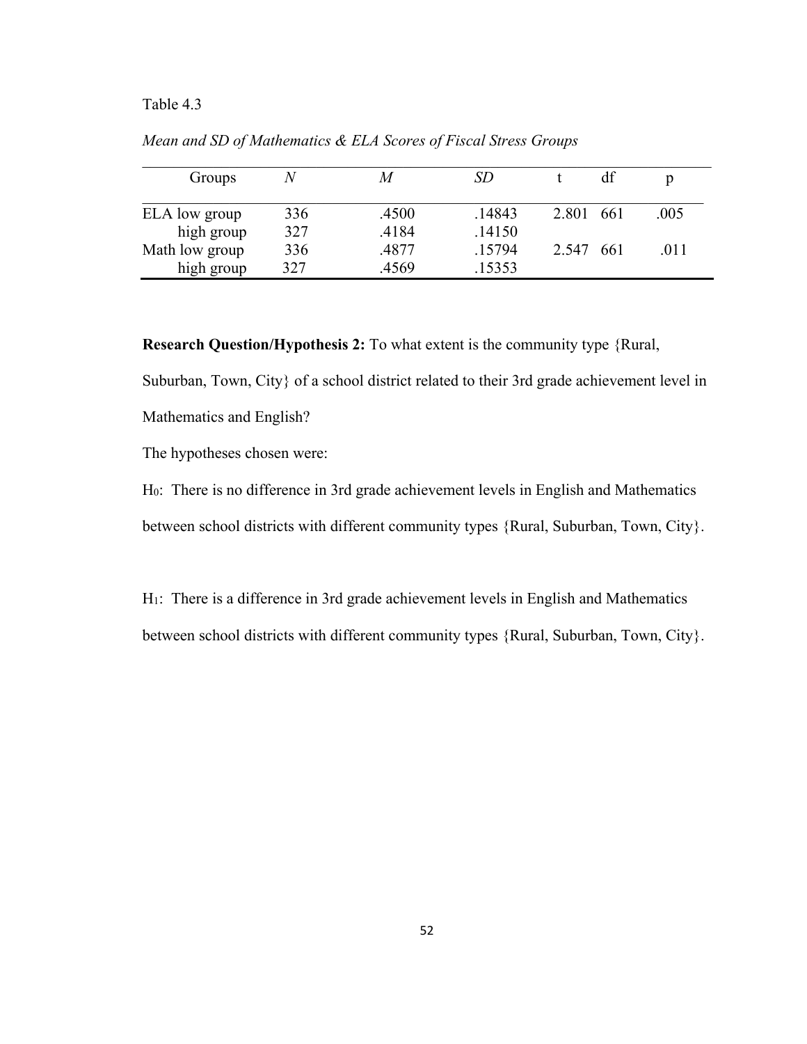Table 4.3

*Mean and SD of Mathematics & ELA Scores of Fiscal Stress Groups*

| Groups | *N* | *M* | *SD* | t | df | p |
|---|---|---|---|---|---|---|
| ELA low group | 336 | .4500 | .14843 | 2.801 | 661 | .005 |
| high group | 327 | .4184 | .14150 | | | |
| Math low group | 336 | .4877 | .15794 | 2.547 | 661 | .011 |
| high group | 327 | .4569 | .15353 | | | |

**Research Question/Hypothesis 2:** To what extent is the community type {Rural, Suburban, Town, City} of a school district related to their 3rd grade achievement level in Mathematics and English?

The hypotheses chosen were:

$H_0$: There is no difference in 3rd grade achievement levels in English and Mathematics between school districts with different community types {Rural, Suburban, Town, City}.

$H_1$: There is a difference in 3rd grade achievement levels in English and Mathematics between school districts with different community types {Rural, Suburban, Town, City}.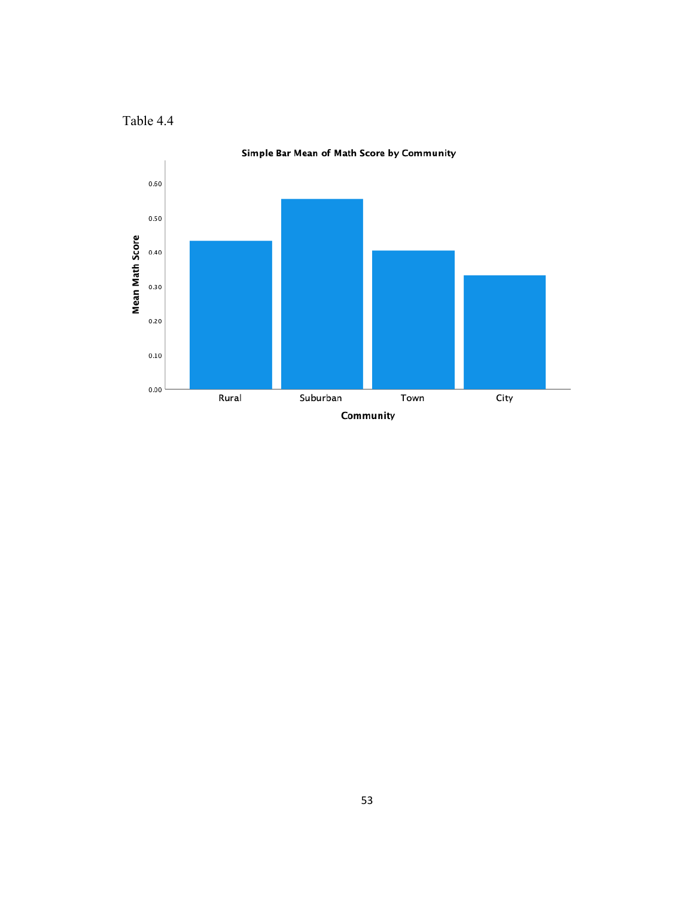Table 4.4

Simple Bar Mean of Math Score by Community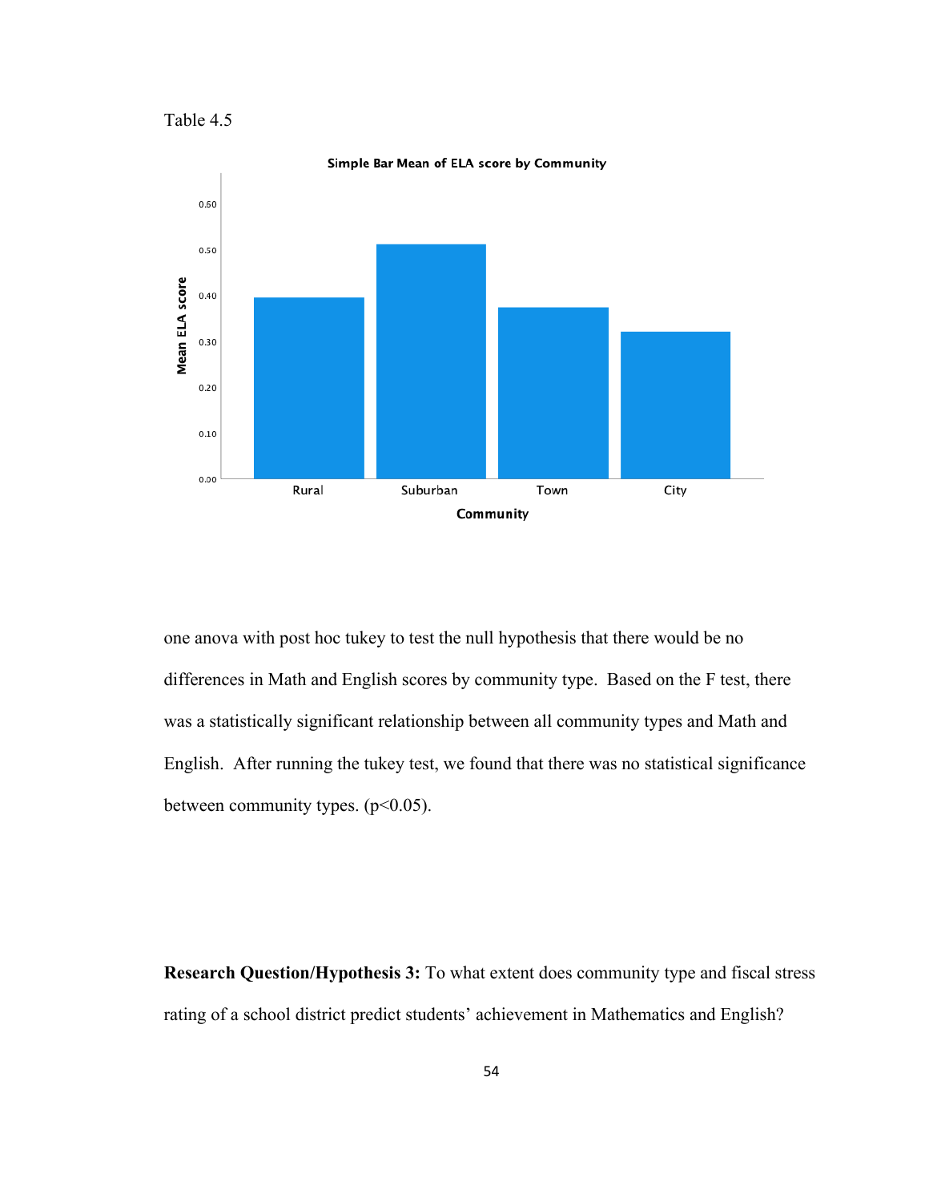Table 4.5

one anova with post hoc tukey to test the null hypothesis that there would be no differences in Math and English scores by community type. Based on the F test, there was a statistically significant relationship between all community types and Math and English. After running the tukey test, we found that there was no statistical significance between community types. ($p<0.05$).

**Research Question/Hypothesis 3:** To what extent does community type and fiscal stress rating of a school district predict students' achievement in Mathematics and English?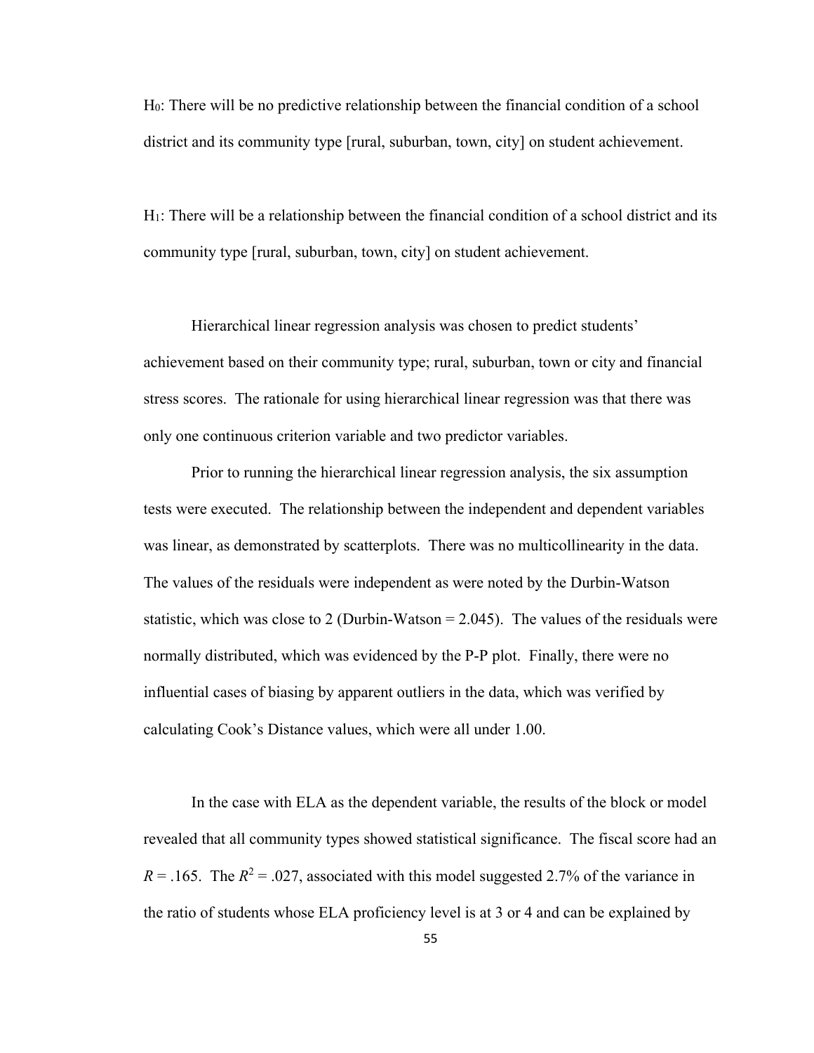$H_0$: There will be no predictive relationship between the financial condition of a school district and its community type [rural, suburban, town, city] on student achievement.

$H_1$: There will be a relationship between the financial condition of a school district and its community type [rural, suburban, town, city] on student achievement.

Hierarchical linear regression analysis was chosen to predict students' achievement based on their community type; rural, suburban, town or city and financial stress scores. The rationale for using hierarchical linear regression was that there was only one continuous criterion variable and two predictor variables.

Prior to running the hierarchical linear regression analysis, the six assumption tests were executed. The relationship between the independent and dependent variables was linear, as demonstrated by scatterplots. There was no multicollinearity in the data. The values of the residuals were independent as were noted by the Durbin-Watson statistic, which was close to 2 (Durbin-Watson = 2.045). The values of the residuals were normally distributed, which was evidenced by the P-P plot. Finally, there were no influential cases of biasing by apparent outliers in the data, which was verified by calculating Cook's Distance values, which were all under 1.00.

In the case with ELA as the dependent variable, the results of the block or model revealed that all community types showed statistical significance. The fiscal score had an $R = .165$. The $R^2 = .027$, associated with this model suggested 2.7% of the variance in the ratio of students whose ELA proficiency level is at 3 or 4 and can be explained by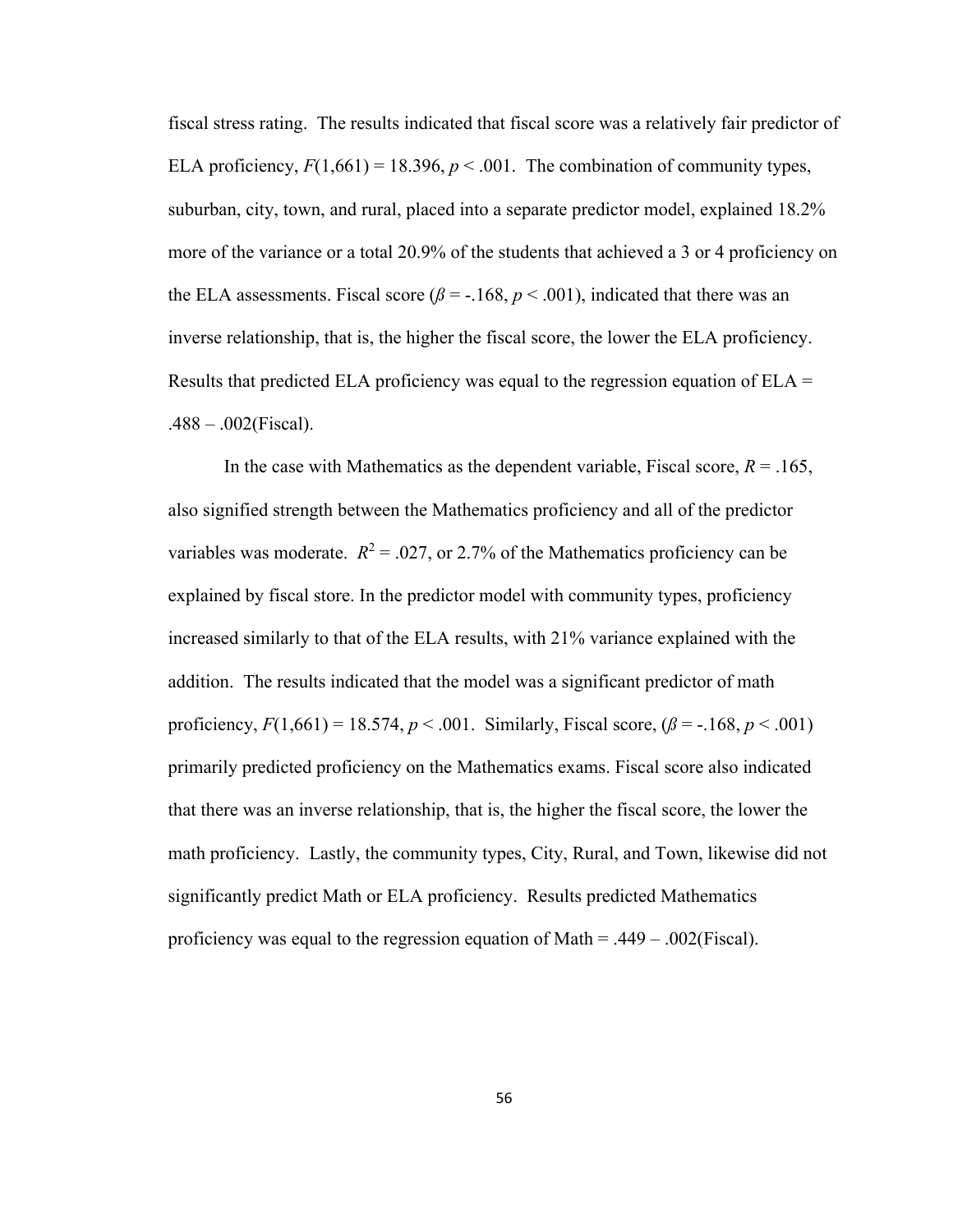fiscal stress rating. The results indicated that fiscal score was a relatively fair predictor of ELA proficiency, $F(1,661) = 18.396$, $p < .001$. The combination of community types, suburban, city, town, and rural, placed into a separate predictor model, explained 18.2% more of the variance or a total 20.9% of the students that achieved a 3 or 4 proficiency on the ELA assessments. Fiscal score ($\beta = -.168$, $p < .001$), indicated that there was an inverse relationship, that is, the higher the fiscal score, the lower the ELA proficiency. Results that predicted ELA proficiency was equal to the regression equation of ELA = .488 – .002(Fiscal).

In the case with Mathematics as the dependent variable, Fiscal score, $R = .165$, also signified strength between the Mathematics proficiency and all of the predictor variables was moderate. $R^2 = .027$, or 2.7% of the Mathematics proficiency can be explained by fiscal store. In the predictor model with community types, proficiency increased similarly to that of the ELA results, with 21% variance explained with the addition. The results indicated that the model was a significant predictor of math proficiency, $F(1,661) = 18.574$, $p < .001$. Similarly, Fiscal score, ($\beta = -.168$, $p < .001$) primarily predicted proficiency on the Mathematics exams. Fiscal score also indicated that there was an inverse relationship, that is, the higher the fiscal score, the lower the math proficiency. Lastly, the community types, City, Rural, and Town, likewise did not significantly predict Math or ELA proficiency. Results predicted Mathematics proficiency was equal to the regression equation of Math = .449 – .002(Fiscal).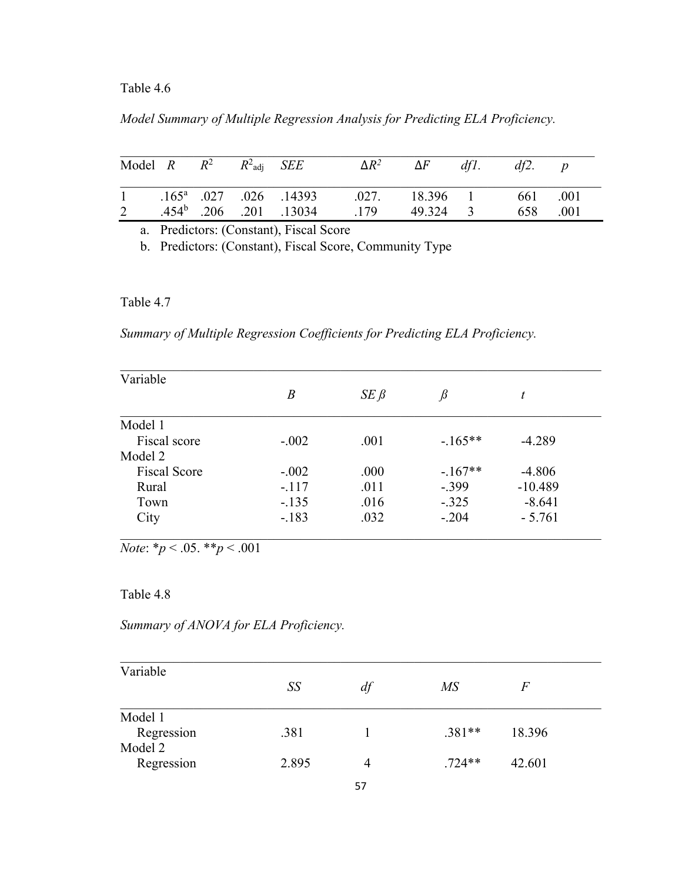Table 4.6

*Model Summary of Multiple Regression Analysis for Predicting ELA Proficiency.*

| Model | *R* | $R^2$ | $R^2_{adj}$ | *SEE* | $\Delta R^2$ | $\Delta F$ | *df1.* | *df2.* | *p* |
|---|---|---|---|---|---|---|---|---|---|
| 1 | .165[a] | .027 | .026 | .14393 | .027. | 18.396 | 1 | 661 | .001 |
| 2 | .454[b] | .206 | .201 | .13034 | .179 | 49.324 | 3 | 658 | .001 |

a. Predictors: (Constant), Fiscal Score

b. Predictors: (Constant), Fiscal Score, Community Type

Table 4.7

*Summary of Multiple Regression Coefficients for Predicting ELA Proficiency.*

| Variable | *B* | *SE ß* | *ß* | *t* |
|---|---|---|---|---|
| Model 1 | | | | |
| Fiscal score | -.002 | .001 | -.165** | -4.289 |
| Model 2 | | | | |
| Fiscal Score | -.002 | .000 | -.167** | -4.806 |
| Rural | -.117 | .011 | -.399 | -10.489 |
| Town | -.135 | .016 | -.325 | -8.641 |
| City | -.183 | .032 | -.204 | - 5.761 |

*Note*: *$p < .05$. **$p < .001$

Table 4.8

*Summary of ANOVA for ELA Proficiency.*

| Variable | *SS* | *df* | *MS* | *F* |
|---|---|---|---|---|
| Model 1 | | | | |
| Regression | .381 | 1 | .381** | 18.396 |
| Model 2 | | | | |
| Regression | 2.895 | 4 | .724** | 42.601 |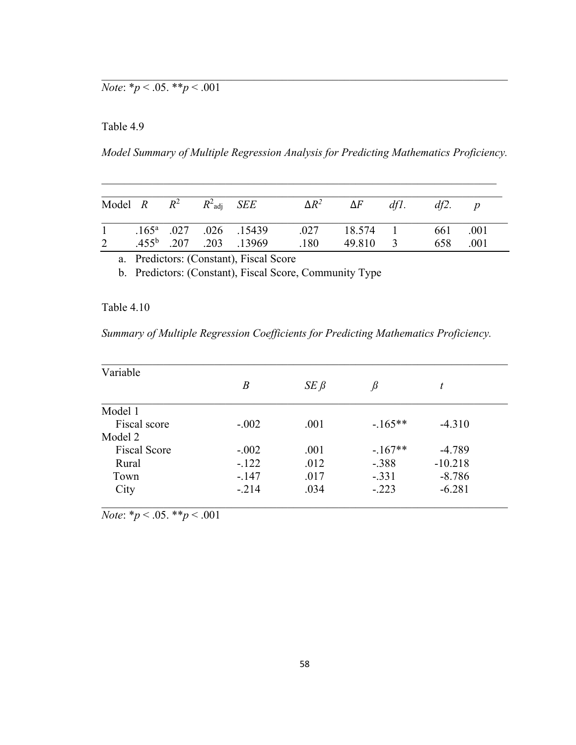*Note*: \*$p < .05$. \*\*$p < .001$

Table 4.9

*Model Summary of Multiple Regression Analysis for Predicting Mathematics Proficiency.*

| Model | $R$ | $R^2$ | $R^2_{adj}$ | *SEE* | $\Delta R^2$ | $\Delta F$ | *df1.* | *df2.* | *p* |
|---|---|---|---|---|---|---|---|---|---|
| 1 | .165[a] | .027 | .026 | .15439 | .027 | 18.574 | 1 | 661 | .001 |
| 2 | .455[b] | .207 | .203 | .13969 | .180 | 49.810 | 3 | 658 | .001 |

a. Predictors: (Constant), Fiscal Score

b. Predictors: (Constant), Fiscal Score, Community Type

Table 4.10

*Summary of Multiple Regression Coefficients for Predicting Mathematics Proficiency.*

| Variable | *B* | *SE β* | *β* | *t* |
|---|---|---|---|---|
| Model 1 | | | | |
| Fiscal score | -.002 | .001 | -.165** | -4.310 |
| Model 2 | | | | |
| Fiscal Score | -.002 | .001 | -.167** | -4.789 |
| Rural | -.122 | .012 | -.388 | -10.218 |
| Town | -.147 | .017 | -.331 | -8.786 |
| City | -.214 | .034 | -.223 | -6.281 |

*Note*: \*$p < .05$. \*\*$p < .001$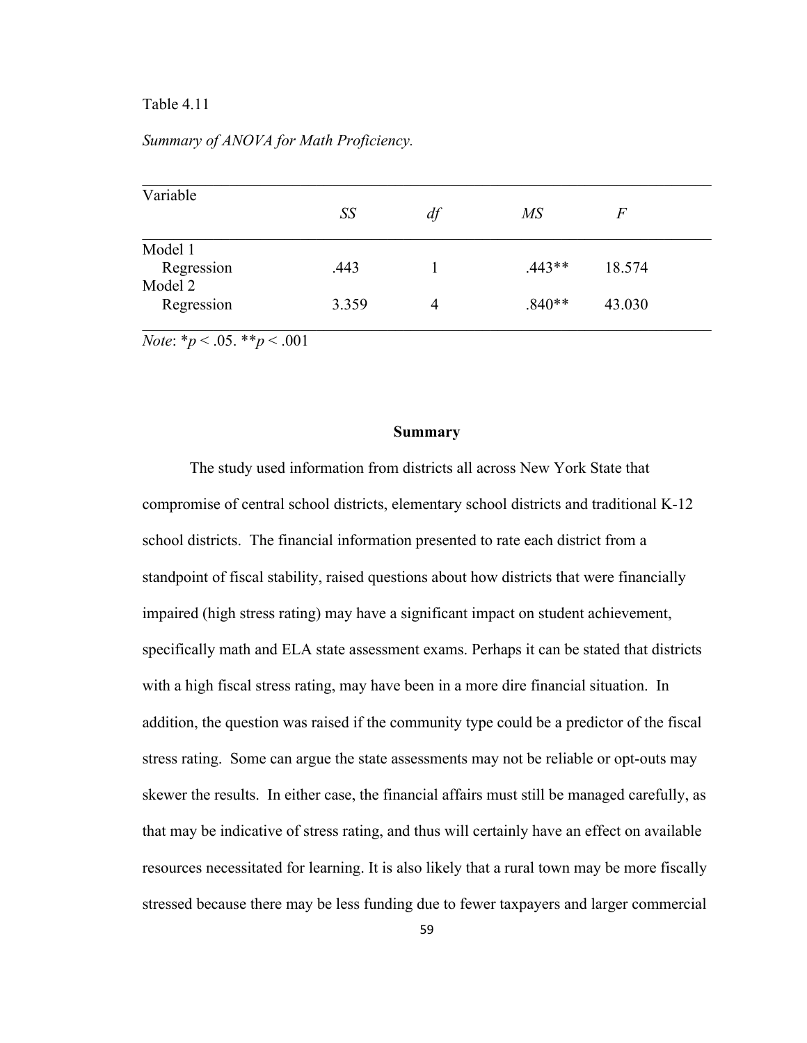Table 4.11

*Summary of ANOVA for Math Proficiency.*

| Variable | *SS* | *df* | *MS* | *F* |
|---|---|---|---|---|
| Model 1 | | | | |
| Regression | .443 | 1 | .443** | 18.574 |
| Model 2 | | | | |
| Regression | 3.359 | 4 | .840** | 43.030 |

*Note*: $*p < .05$. $**p < .001$

## Summary

The study used information from districts all across New York State that compromise of central school districts, elementary school districts and traditional K-12 school districts. The financial information presented to rate each district from a standpoint of fiscal stability, raised questions about how districts that were financially impaired (high stress rating) may have a significant impact on student achievement, specifically math and ELA state assessment exams. Perhaps it can be stated that districts with a high fiscal stress rating, may have been in a more dire financial situation. In addition, the question was raised if the community type could be a predictor of the fiscal stress rating. Some can argue the state assessments may not be reliable or opt-outs may skewer the results. In either case, the financial affairs must still be managed carefully, as that may be indicative of stress rating, and thus will certainly have an effect on available resources necessitated for learning. It is also likely that a rural town may be more fiscally stressed because there may be less funding due to fewer taxpayers and larger commercial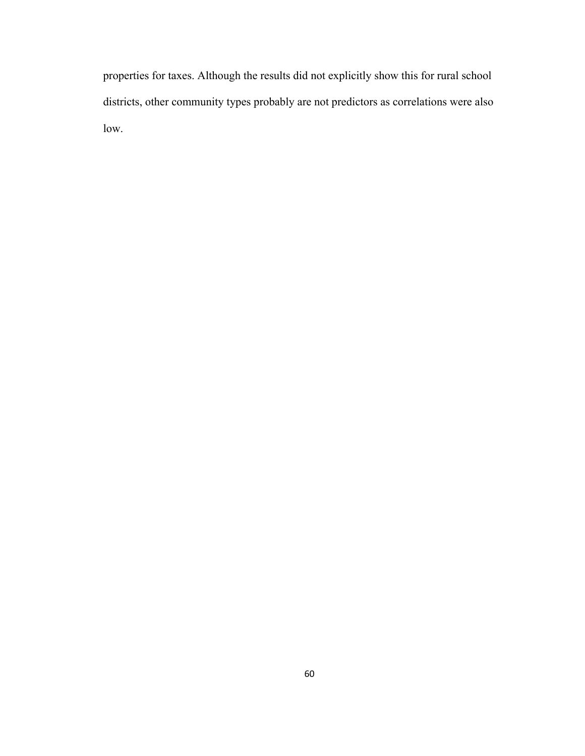properties for taxes. Although the results did not explicitly show this for rural school districts, other community types probably are not predictors as correlations were also low.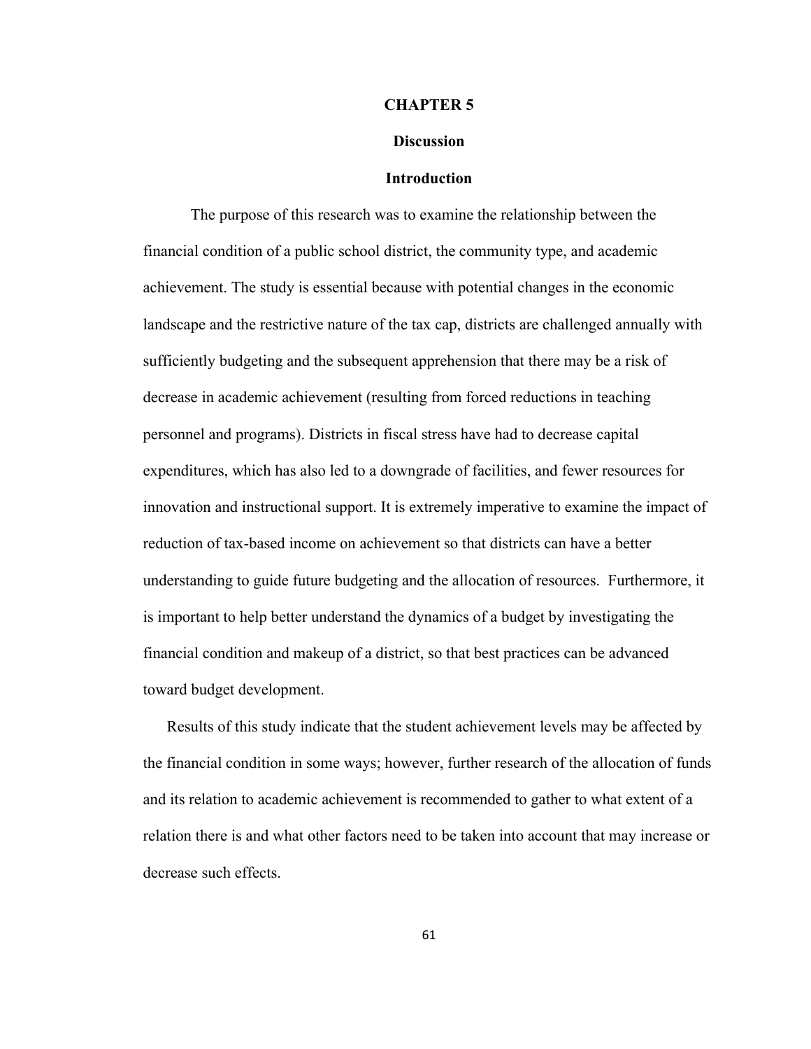# CHAPTER 5

## Discussion

### Introduction

The purpose of this research was to examine the relationship between the financial condition of a public school district, the community type, and academic achievement. The study is essential because with potential changes in the economic landscape and the restrictive nature of the tax cap, districts are challenged annually with sufficiently budgeting and the subsequent apprehension that there may be a risk of decrease in academic achievement (resulting from forced reductions in teaching personnel and programs). Districts in fiscal stress have had to decrease capital expenditures, which has also led to a downgrade of facilities, and fewer resources for innovation and instructional support. It is extremely imperative to examine the impact of reduction of tax-based income on achievement so that districts can have a better understanding to guide future budgeting and the allocation of resources. Furthermore, it is important to help better understand the dynamics of a budget by investigating the financial condition and makeup of a district, so that best practices can be advanced toward budget development.

Results of this study indicate that the student achievement levels may be affected by the financial condition in some ways; however, further research of the allocation of funds and its relation to academic achievement is recommended to gather to what extent of a relation there is and what other factors need to be taken into account that may increase or decrease such effects.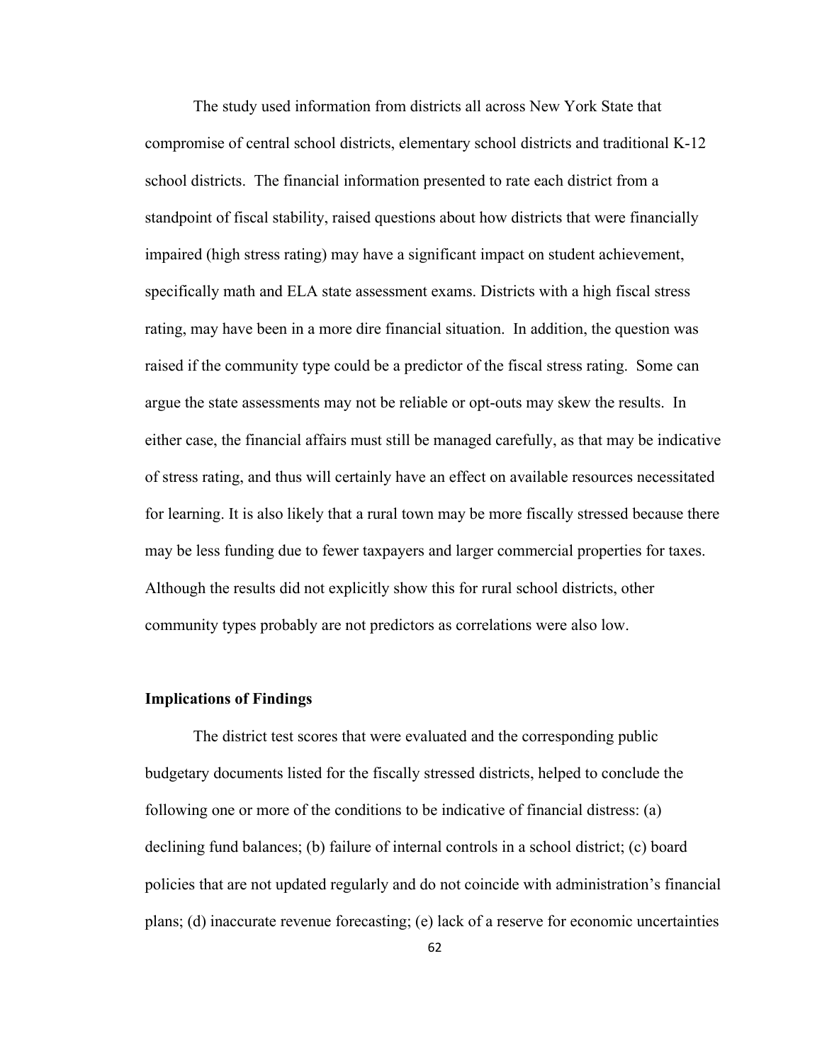The study used information from districts all across New York State that compromise of central school districts, elementary school districts and traditional K-12 school districts. The financial information presented to rate each district from a standpoint of fiscal stability, raised questions about how districts that were financially impaired (high stress rating) may have a significant impact on student achievement, specifically math and ELA state assessment exams. Districts with a high fiscal stress rating, may have been in a more dire financial situation. In addition, the question was raised if the community type could be a predictor of the fiscal stress rating. Some can argue the state assessments may not be reliable or opt-outs may skew the results. In either case, the financial affairs must still be managed carefully, as that may be indicative of stress rating, and thus will certainly have an effect on available resources necessitated for learning. It is also likely that a rural town may be more fiscally stressed because there may be less funding due to fewer taxpayers and larger commercial properties for taxes. Although the results did not explicitly show this for rural school districts, other community types probably are not predictors as correlations were also low.

### Implications of Findings

The district test scores that were evaluated and the corresponding public budgetary documents listed for the fiscally stressed districts, helped to conclude the following one or more of the conditions to be indicative of financial distress: (a) declining fund balances; (b) failure of internal controls in a school district; (c) board policies that are not updated regularly and do not coincide with administration's financial plans; (d) inaccurate revenue forecasting; (e) lack of a reserve for economic uncertainties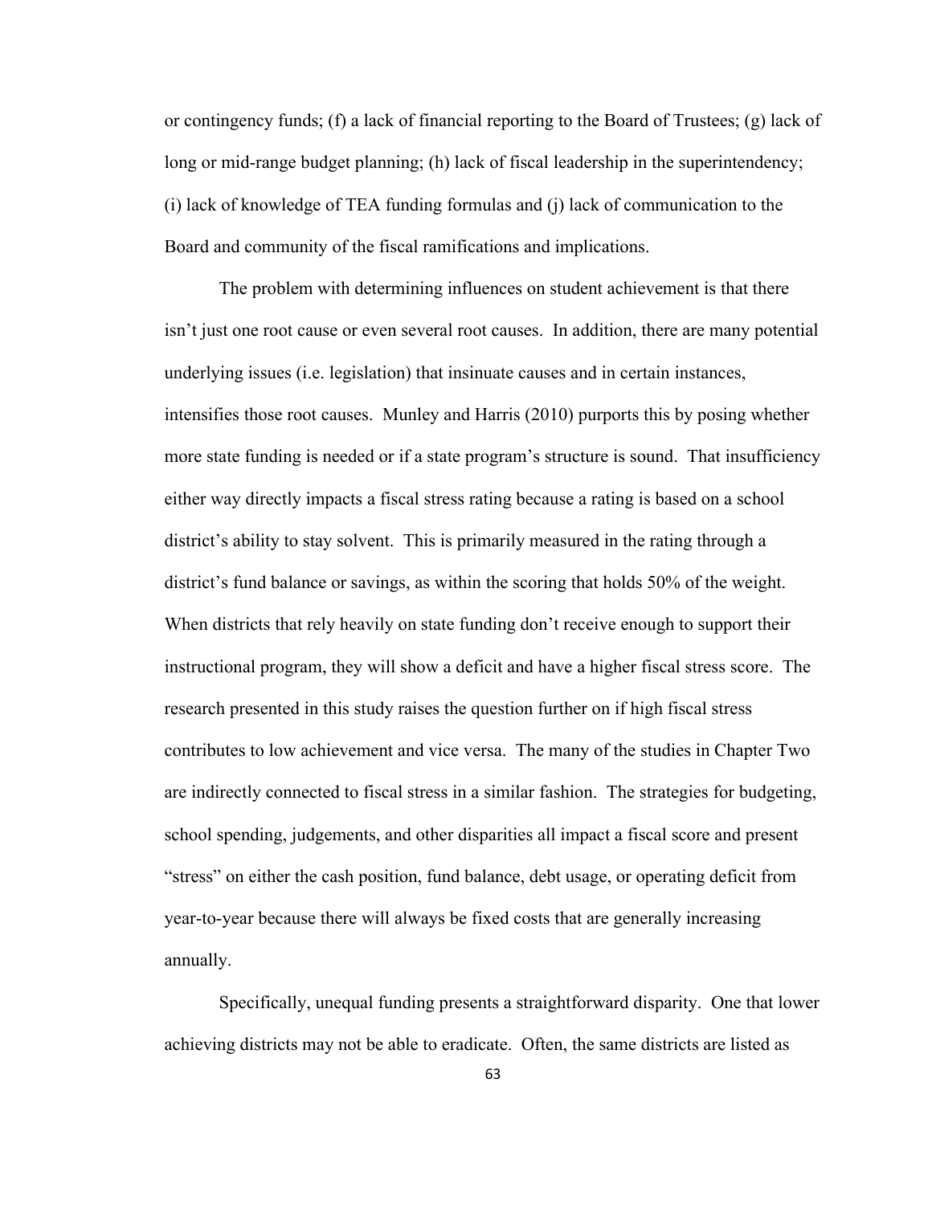or contingency funds; (f) a lack of financial reporting to the Board of Trustees; (g) lack of long or mid-range budget planning; (h) lack of fiscal leadership in the superintendency; (i) lack of knowledge of TEA funding formulas and (j) lack of communication to the Board and community of the fiscal ramifications and implications.

The problem with determining influences on student achievement is that there isn't just one root cause or even several root causes. In addition, there are many potential underlying issues (i.e. legislation) that insinuate causes and in certain instances, intensifies those root causes. Munley and Harris (2010) purports this by posing whether more state funding is needed or if a state program's structure is sound. That insufficiency either way directly impacts a fiscal stress rating because a rating is based on a school district's ability to stay solvent. This is primarily measured in the rating through a district's fund balance or savings, as within the scoring that holds 50% of the weight. When districts that rely heavily on state funding don't receive enough to support their instructional program, they will show a deficit and have a higher fiscal stress score. The research presented in this study raises the question further on if high fiscal stress contributes to low achievement and vice versa. The many of the studies in Chapter Two are indirectly connected to fiscal stress in a similar fashion. The strategies for budgeting, school spending, judgements, and other disparities all impact a fiscal score and present "stress" on either the cash position, fund balance, debt usage, or operating deficit from year-to-year because there will always be fixed costs that are generally increasing annually.

Specifically, unequal funding presents a straightforward disparity. One that lower achieving districts may not be able to eradicate. Often, the same districts are listed as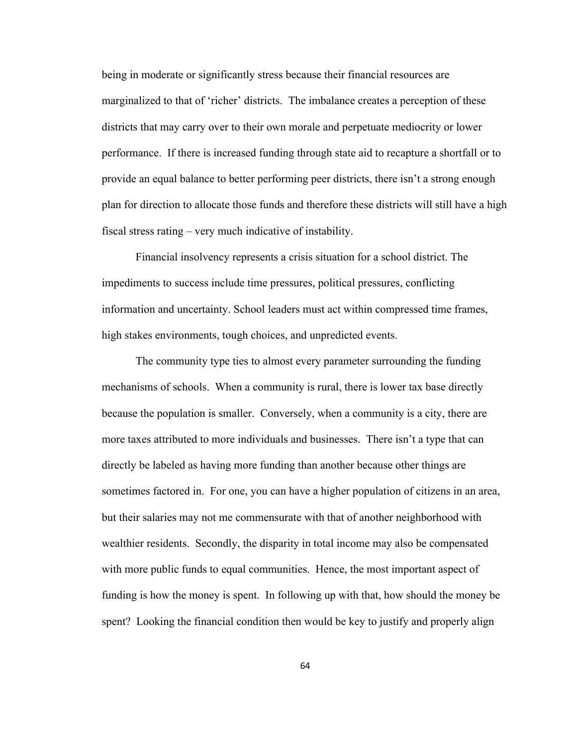being in moderate or significantly stress because their financial resources are marginalized to that of 'richer' districts. The imbalance creates a perception of these districts that may carry over to their own morale and perpetuate mediocrity or lower performance. If there is increased funding through state aid to recapture a shortfall or to provide an equal balance to better performing peer districts, there isn't a strong enough plan for direction to allocate those funds and therefore these districts will still have a high fiscal stress rating – very much indicative of instability.

Financial insolvency represents a crisis situation for a school district. The impediments to success include time pressures, political pressures, conflicting information and uncertainty. School leaders must act within compressed time frames, high stakes environments, tough choices, and unpredicted events.

The community type ties to almost every parameter surrounding the funding mechanisms of schools. When a community is rural, there is lower tax base directly because the population is smaller. Conversely, when a community is a city, there are more taxes attributed to more individuals and businesses. There isn't a type that can directly be labeled as having more funding than another because other things are sometimes factored in. For one, you can have a higher population of citizens in an area, but their salaries may not me commensurate with that of another neighborhood with wealthier residents. Secondly, the disparity in total income may also be compensated with more public funds to equal communities. Hence, the most important aspect of funding is how the money is spent. In following up with that, how should the money be spent? Looking the financial condition then would be key to justify and properly align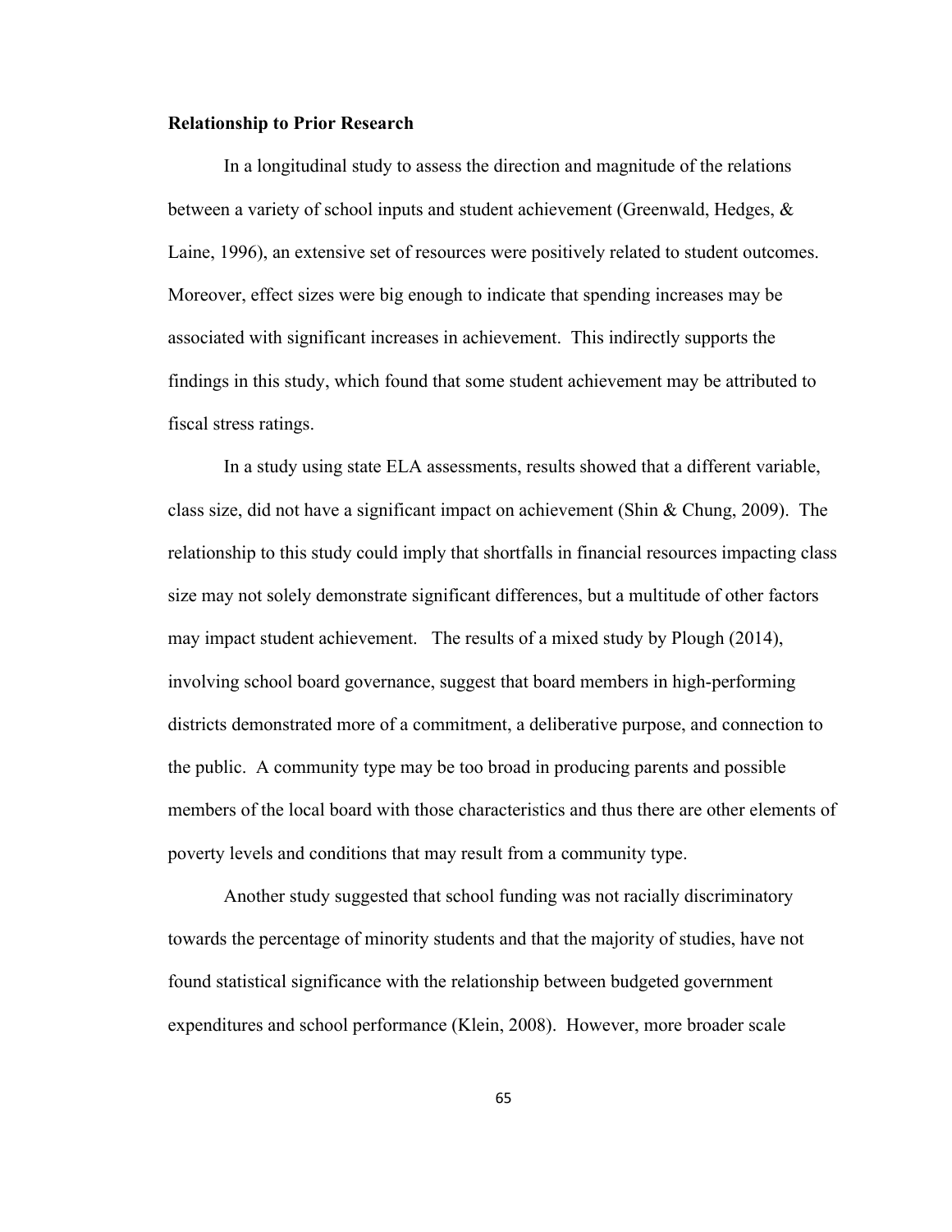**Relationship to Prior Research**

In a longitudinal study to assess the direction and magnitude of the relations between a variety of school inputs and student achievement (Greenwald, Hedges, & Laine, 1996), an extensive set of resources were positively related to student outcomes. Moreover, effect sizes were big enough to indicate that spending increases may be associated with significant increases in achievement. This indirectly supports the findings in this study, which found that some student achievement may be attributed to fiscal stress ratings.

In a study using state ELA assessments, results showed that a different variable, class size, did not have a significant impact on achievement (Shin & Chung, 2009). The relationship to this study could imply that shortfalls in financial resources impacting class size may not solely demonstrate significant differences, but a multitude of other factors may impact student achievement. The results of a mixed study by Plough (2014), involving school board governance, suggest that board members in high-performing districts demonstrated more of a commitment, a deliberative purpose, and connection to the public. A community type may be too broad in producing parents and possible members of the local board with those characteristics and thus there are other elements of poverty levels and conditions that may result from a community type.

Another study suggested that school funding was not racially discriminatory towards the percentage of minority students and that the majority of studies, have not found statistical significance with the relationship between budgeted government expenditures and school performance (Klein, 2008). However, more broader scale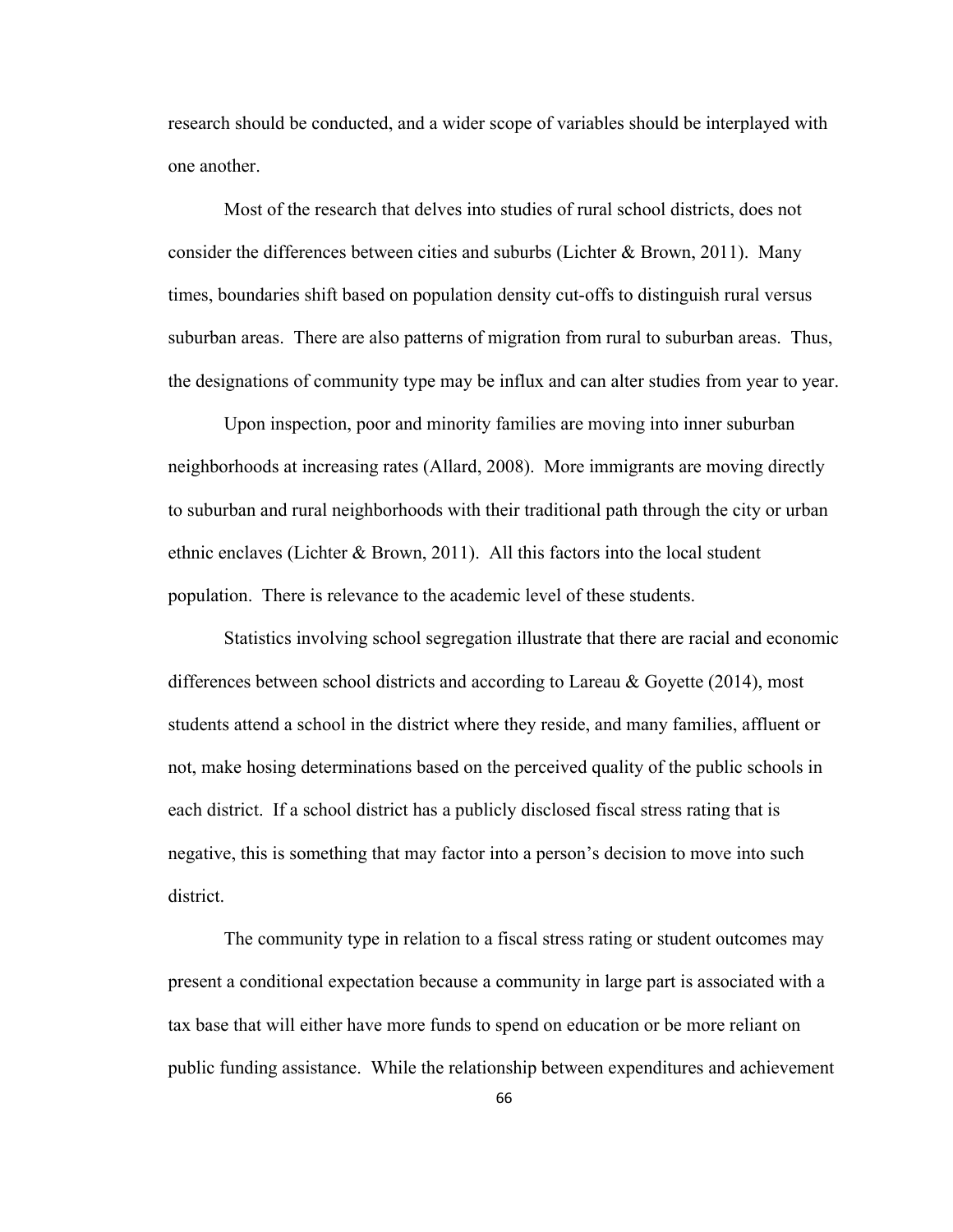research should be conducted, and a wider scope of variables should be interplayed with one another.

Most of the research that delves into studies of rural school districts, does not consider the differences between cities and suburbs (Lichter & Brown, 2011). Many times, boundaries shift based on population density cut-offs to distinguish rural versus suburban areas. There are also patterns of migration from rural to suburban areas. Thus, the designations of community type may be influx and can alter studies from year to year.

Upon inspection, poor and minority families are moving into inner suburban neighborhoods at increasing rates (Allard, 2008). More immigrants are moving directly to suburban and rural neighborhoods with their traditional path through the city or urban ethnic enclaves (Lichter & Brown, 2011). All this factors into the local student population. There is relevance to the academic level of these students.

Statistics involving school segregation illustrate that there are racial and economic differences between school districts and according to Lareau & Goyette (2014), most students attend a school in the district where they reside, and many families, affluent or not, make hosing determinations based on the perceived quality of the public schools in each district. If a school district has a publicly disclosed fiscal stress rating that is negative, this is something that may factor into a person's decision to move into such district.

The community type in relation to a fiscal stress rating or student outcomes may present a conditional expectation because a community in large part is associated with a tax base that will either have more funds to spend on education or be more reliant on public funding assistance. While the relationship between expenditures and achievement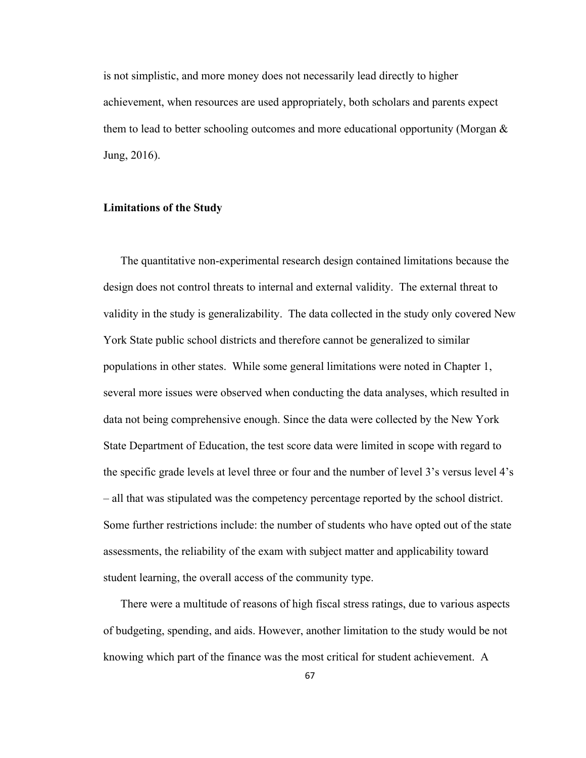is not simplistic, and more money does not necessarily lead directly to higher achievement, when resources are used appropriately, both scholars and parents expect them to lead to better schooling outcomes and more educational opportunity (Morgan & Jung, 2016).

### Limitations of the Study

The quantitative non-experimental research design contained limitations because the design does not control threats to internal and external validity. The external threat to validity in the study is generalizability. The data collected in the study only covered New York State public school districts and therefore cannot be generalized to similar populations in other states. While some general limitations were noted in Chapter 1, several more issues were observed when conducting the data analyses, which resulted in data not being comprehensive enough. Since the data were collected by the New York State Department of Education, the test score data were limited in scope with regard to the specific grade levels at level three or four and the number of level 3's versus level 4's – all that was stipulated was the competency percentage reported by the school district. Some further restrictions include: the number of students who have opted out of the state assessments, the reliability of the exam with subject matter and applicability toward student learning, the overall access of the community type.

There were a multitude of reasons of high fiscal stress ratings, due to various aspects of budgeting, spending, and aids. However, another limitation to the study would be not knowing which part of the finance was the most critical for student achievement. A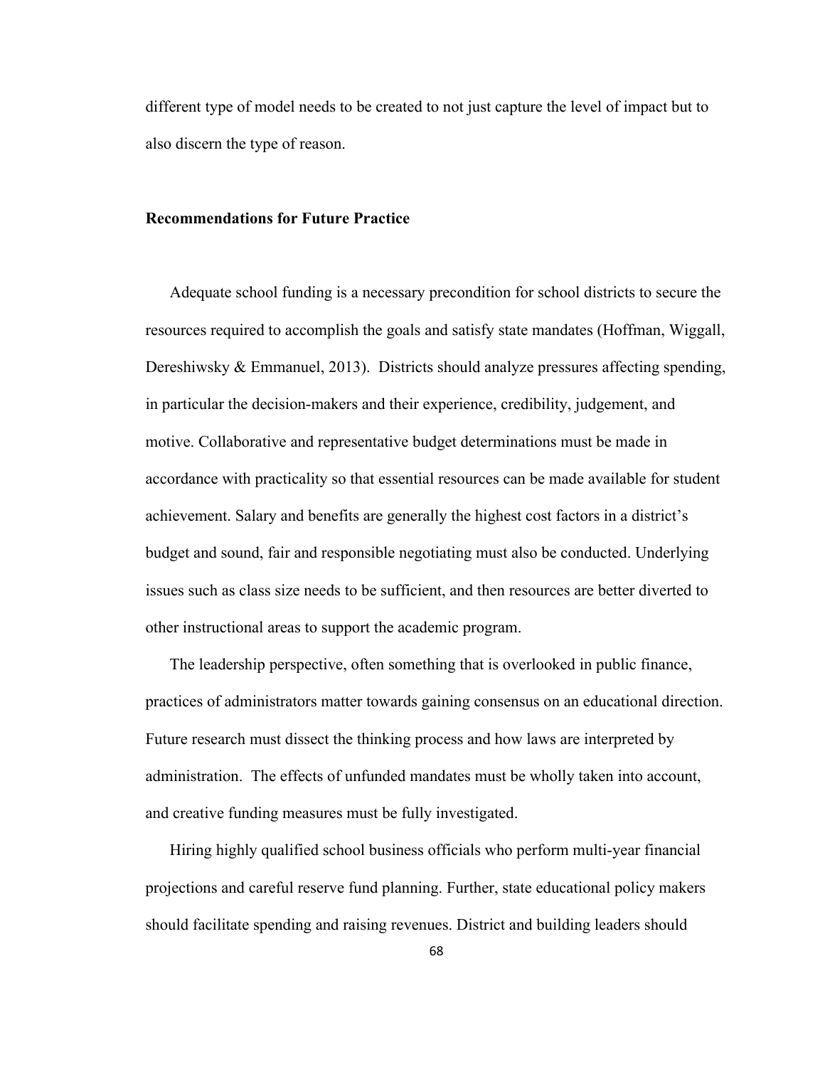different type of model needs to be created to not just capture the level of impact but to also discern the type of reason.

## Recommendations for Future Practice

Adequate school funding is a necessary precondition for school districts to secure the resources required to accomplish the goals and satisfy state mandates (Hoffman, Wiggall, Dereshiwsky & Emmanuel, 2013). Districts should analyze pressures affecting spending, in particular the decision-makers and their experience, credibility, judgement, and motive. Collaborative and representative budget determinations must be made in accordance with practicality so that essential resources can be made available for student achievement. Salary and benefits are generally the highest cost factors in a district's budget and sound, fair and responsible negotiating must also be conducted. Underlying issues such as class size needs to be sufficient, and then resources are better diverted to other instructional areas to support the academic program.

The leadership perspective, often something that is overlooked in public finance, practices of administrators matter towards gaining consensus on an educational direction. Future research must dissect the thinking process and how laws are interpreted by administration. The effects of unfunded mandates must be wholly taken into account, and creative funding measures must be fully investigated.

Hiring highly qualified school business officials who perform multi-year financial projections and careful reserve fund planning. Further, state educational policy makers should facilitate spending and raising revenues. District and building leaders should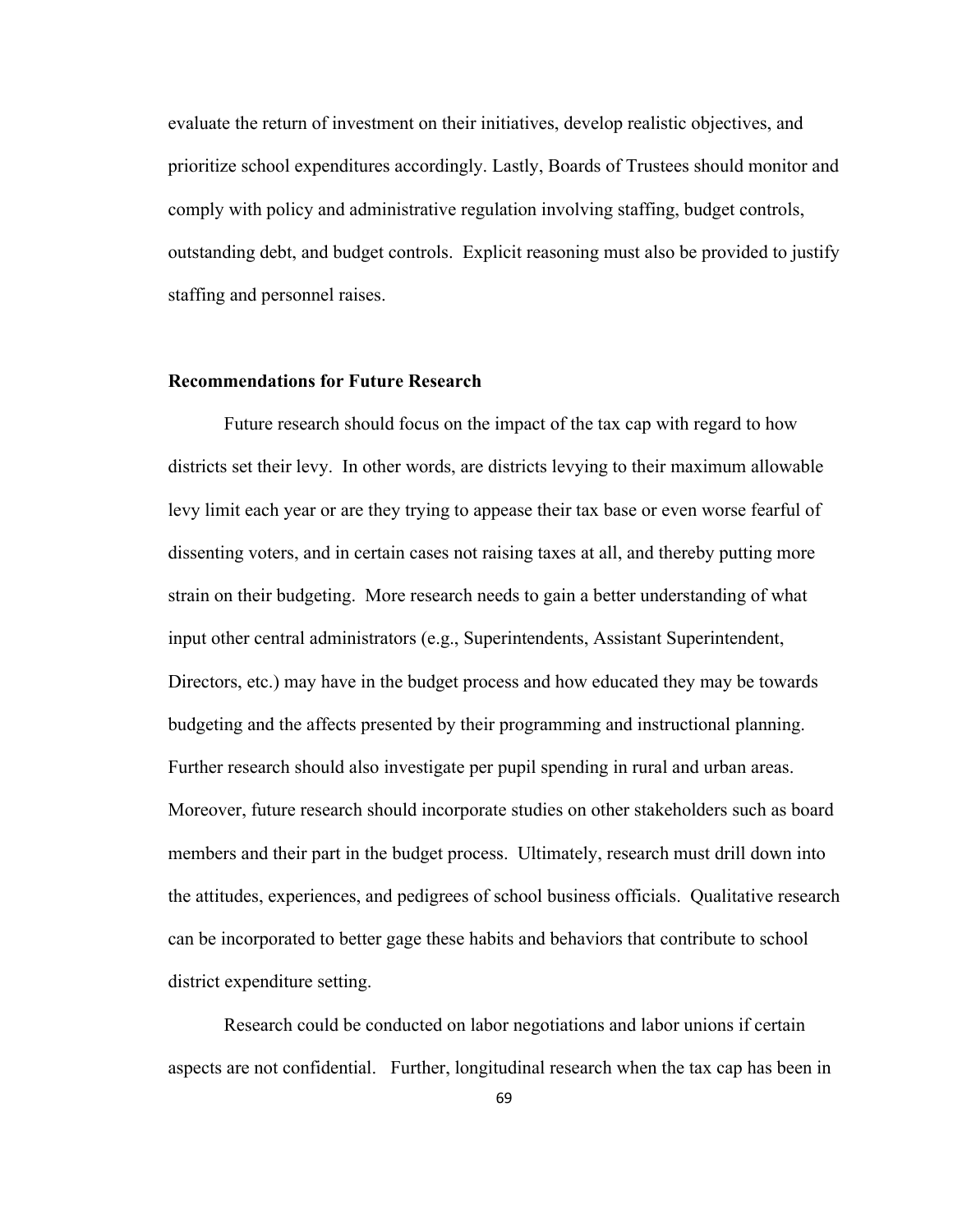evaluate the return of investment on their initiatives, develop realistic objectives, and prioritize school expenditures accordingly. Lastly, Boards of Trustees should monitor and comply with policy and administrative regulation involving staffing, budget controls, outstanding debt, and budget controls. Explicit reasoning must also be provided to justify staffing and personnel raises.

### Recommendations for Future Research

Future research should focus on the impact of the tax cap with regard to how districts set their levy. In other words, are districts levying to their maximum allowable levy limit each year or are they trying to appease their tax base or even worse fearful of dissenting voters, and in certain cases not raising taxes at all, and thereby putting more strain on their budgeting. More research needs to gain a better understanding of what input other central administrators (e.g., Superintendents, Assistant Superintendent, Directors, etc.) may have in the budget process and how educated they may be towards budgeting and the affects presented by their programming and instructional planning. Further research should also investigate per pupil spending in rural and urban areas. Moreover, future research should incorporate studies on other stakeholders such as board members and their part in the budget process. Ultimately, research must drill down into the attitudes, experiences, and pedigrees of school business officials. Qualitative research can be incorporated to better gage these habits and behaviors that contribute to school district expenditure setting.

Research could be conducted on labor negotiations and labor unions if certain aspects are not confidential. Further, longitudinal research when the tax cap has been in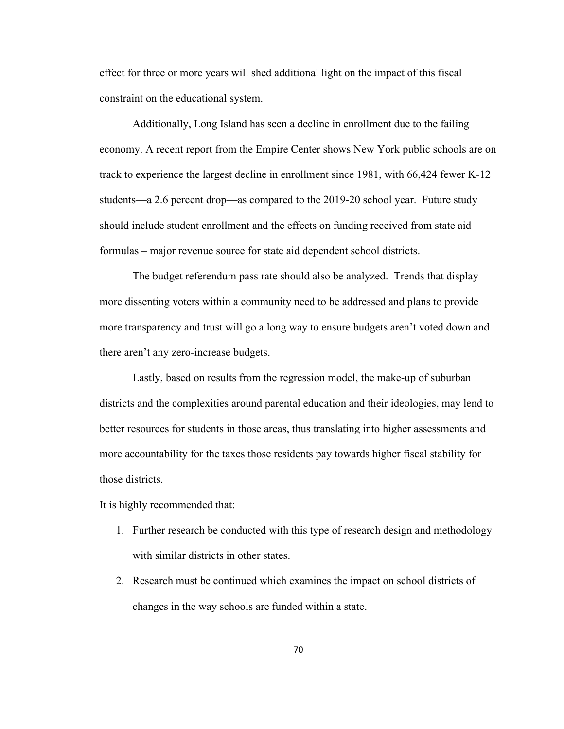effect for three or more years will shed additional light on the impact of this fiscal constraint on the educational system.

Additionally, Long Island has seen a decline in enrollment due to the failing economy. A recent report from the Empire Center shows New York public schools are on track to experience the largest decline in enrollment since 1981, with 66,424 fewer K-12 students—a 2.6 percent drop—as compared to the 2019-20 school year. Future study should include student enrollment and the effects on funding received from state aid formulas – major revenue source for state aid dependent school districts.

The budget referendum pass rate should also be analyzed. Trends that display more dissenting voters within a community need to be addressed and plans to provide more transparency and trust will go a long way to ensure budgets aren't voted down and there aren't any zero-increase budgets.

Lastly, based on results from the regression model, the make-up of suburban districts and the complexities around parental education and their ideologies, may lend to better resources for students in those areas, thus translating into higher assessments and more accountability for the taxes those residents pay towards higher fiscal stability for those districts.

It is highly recommended that:

1. Further research be conducted with this type of research design and methodology with similar districts in other states.
2. Research must be continued which examines the impact on school districts of changes in the way schools are funded within a state.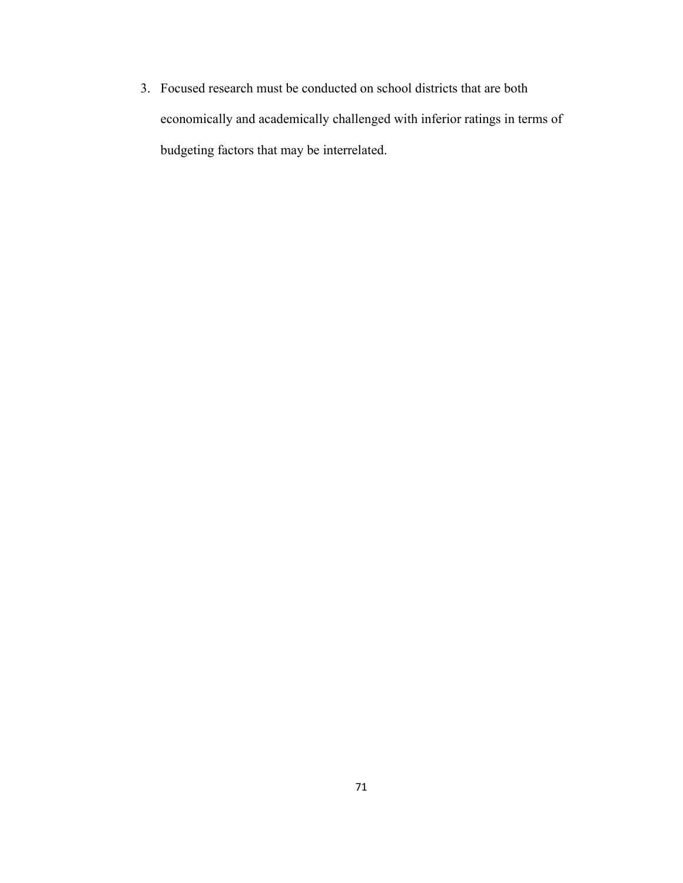3. Focused research must be conducted on school districts that are both economically and academically challenged with inferior ratings in terms of budgeting factors that may be interrelated.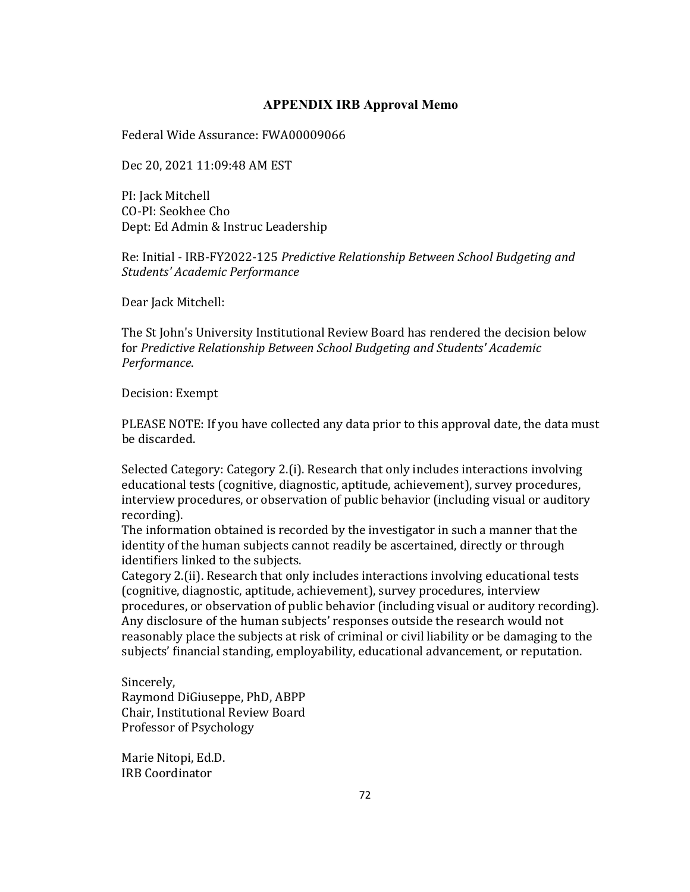# APPENDIX IRB Approval Memo

Federal Wide Assurance: FWA00009066

Dec 20, 2021 11:09:48 AM EST

PI: Jack Mitchell
CO-PI: Seokhee Cho
Dept: Ed Admin & Instruc Leadership

Re: Initial - IRB-FY2022-125 *Predictive Relationship Between School Budgeting and Students' Academic Performance*

Dear Jack Mitchell:

The St John's University Institutional Review Board has rendered the decision below for *Predictive Relationship Between School Budgeting and Students' Academic Performance*.

Decision: Exempt

PLEASE NOTE: If you have collected any data prior to this approval date, the data must be discarded.

Selected Category: Category 2.(i). Research that only includes interactions involving educational tests (cognitive, diagnostic, aptitude, achievement), survey procedures, interview procedures, or observation of public behavior (including visual or auditory recording).
The information obtained is recorded by the investigator in such a manner that the identity of the human subjects cannot readily be ascertained, directly or through identifiers linked to the subjects.
Category 2.(ii). Research that only includes interactions involving educational tests (cognitive, diagnostic, aptitude, achievement), survey procedures, interview procedures, or observation of public behavior (including visual or auditory recording). Any disclosure of the human subjects' responses outside the research would not reasonably place the subjects at risk of criminal or civil liability or be damaging to the subjects' financial standing, employability, educational advancement, or reputation.

Sincerely,
Raymond DiGiuseppe, PhD, ABPP
Chair, Institutional Review Board
Professor of Psychology

Marie Nitopi, Ed.D.
IRB Coordinator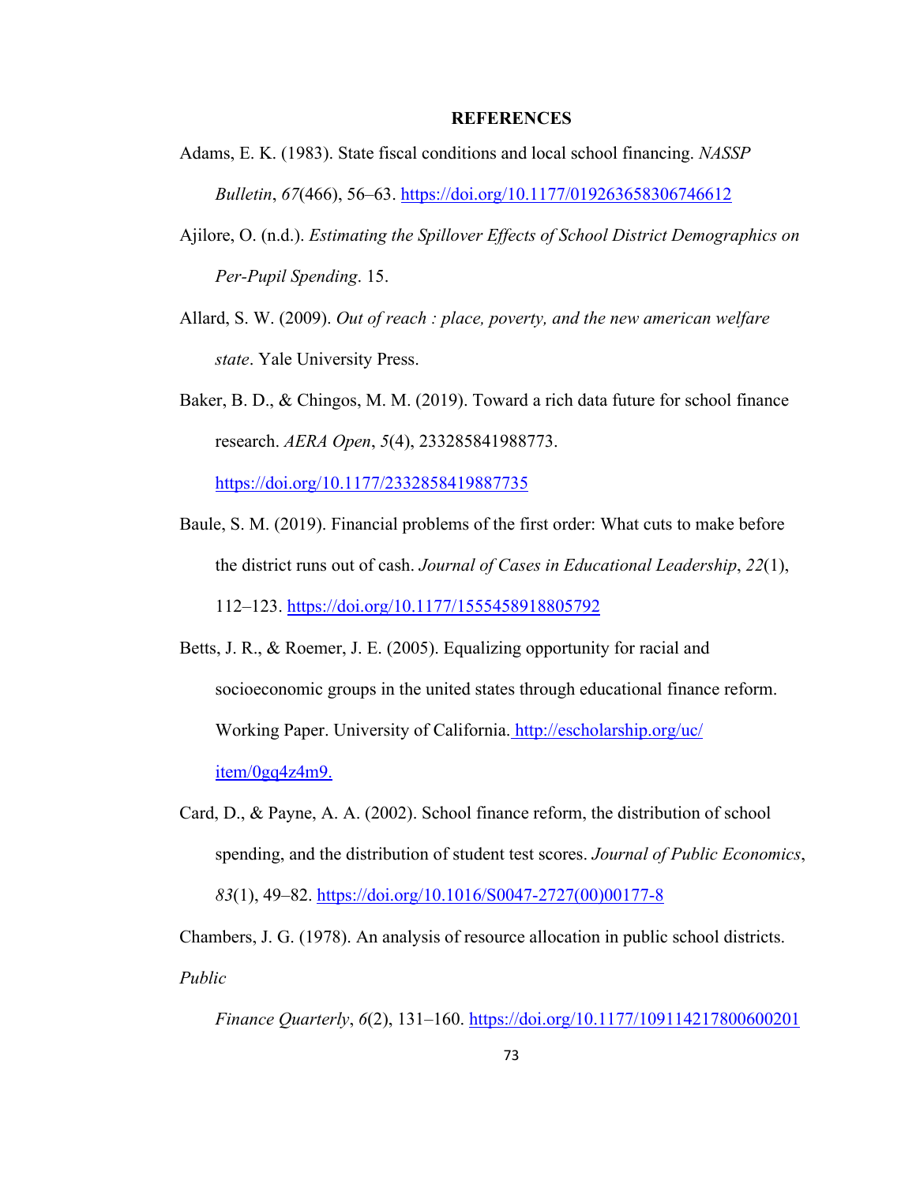## REFERENCES

Adams, E. K. (1983). State fiscal conditions and local school financing. *NASSP Bulletin*, *67*(466), 56–63. https://doi.org/10.1177/019263658306746612

Ajilore, O. (n.d.). *Estimating the Spillover Effects of School District Demographics on Per-Pupil Spending*. 15.

Allard, S. W. (2009). *Out of reach : place, poverty, and the new american welfare state*. Yale University Press.

Baker, B. D., & Chingos, M. M. (2019). Toward a rich data future for school finance research. *AERA Open*, *5*(4), 233285841988773. https://doi.org/10.1177/2332858419887735

Baule, S. M. (2019). Financial problems of the first order: What cuts to make before the district runs out of cash. *Journal of Cases in Educational Leadership*, *22*(1), 112–123. https://doi.org/10.1177/1555458918805792

Betts, J. R., & Roemer, J. E. (2005). Equalizing opportunity for racial and socioeconomic groups in the united states through educational finance reform. Working Paper. University of California. http://escholarship.org/uc/item/0gq4z4m9.

Card, D., & Payne, A. A. (2002). School finance reform, the distribution of school spending, and the distribution of student test scores. *Journal of Public Economics*, *83*(1), 49–82. https://doi.org/10.1016/S0047-2727(00)00177-8

Chambers, J. G. (1978). An analysis of resource allocation in public school districts. *Public Finance Quarterly*, *6*(2), 131–160. https://doi.org/10.1177/109114217800600201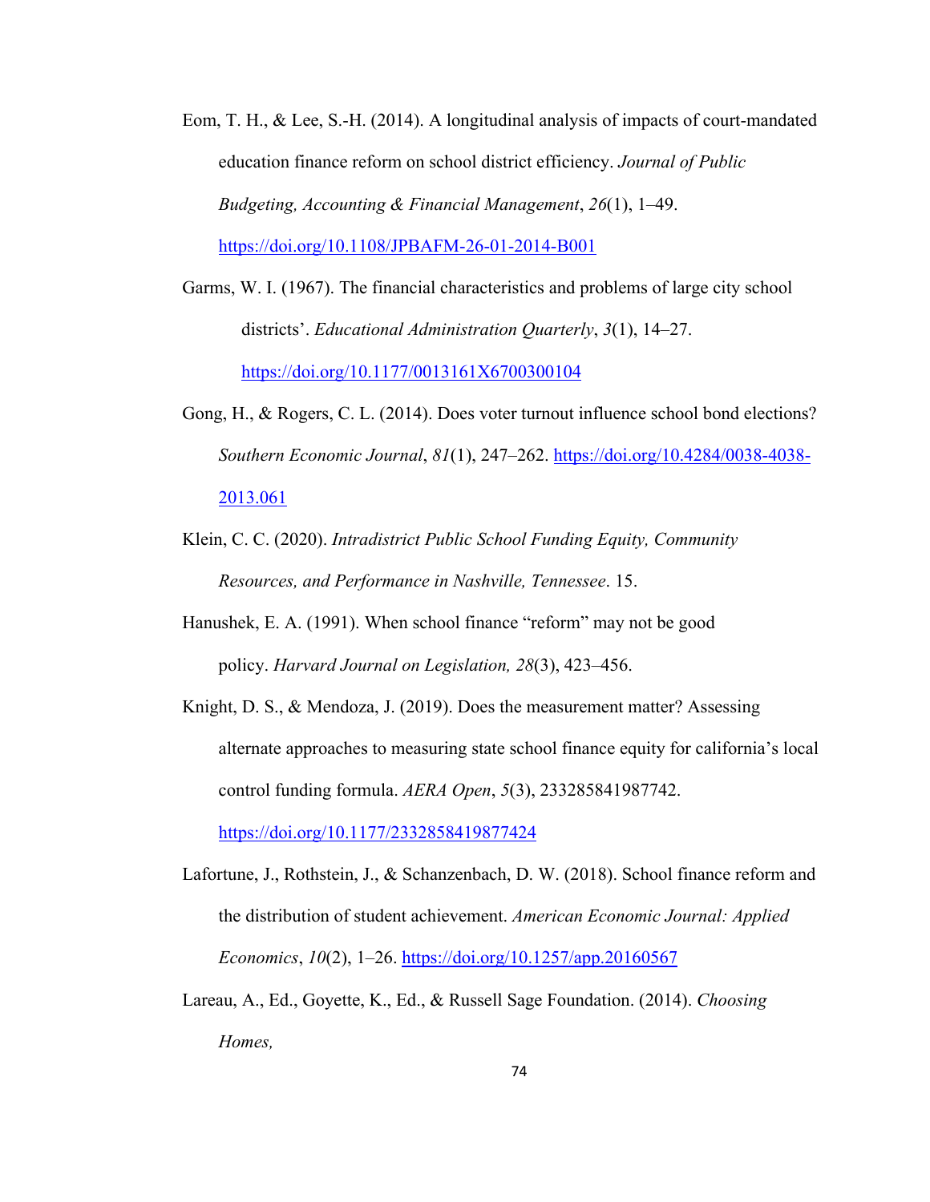Eom, T. H., & Lee, S.-H. (2014). A longitudinal analysis of impacts of court-mandated education finance reform on school district efficiency. *Journal of Public Budgeting, Accounting & Financial Management*, *26*(1), 1–49. https://doi.org/10.1108/JPBAFM-26-01-2014-B001

Garms, W. I. (1967). The financial characteristics and problems of large city school districts'. *Educational Administration Quarterly*, *3*(1), 14–27. https://doi.org/10.1177/0013161X6700300104

Gong, H., & Rogers, C. L. (2014). Does voter turnout influence school bond elections? *Southern Economic Journal*, *81*(1), 247–262. https://doi.org/10.4284/0038-4038-2013.061

Klein, C. C. (2020). *Intradistrict Public School Funding Equity, Community Resources, and Performance in Nashville, Tennessee*. 15.

Hanushek, E. A. (1991). When school finance "reform" may not be good policy. *Harvard Journal on Legislation, 28*(3), 423–456.

Knight, D. S., & Mendoza, J. (2019). Does the measurement matter? Assessing alternate approaches to measuring state school finance equity for california's local control funding formula. *AERA Open*, *5*(3), 233285841987742. https://doi.org/10.1177/2332858419877424

Lafortune, J., Rothstein, J., & Schanzenbach, D. W. (2018). School finance reform and the distribution of student achievement. *American Economic Journal: Applied Economics*, *10*(2), 1–26. https://doi.org/10.1257/app.20160567

Lareau, A., Ed., Goyette, K., Ed., & Russell Sage Foundation. (2014). *Choosing Homes,*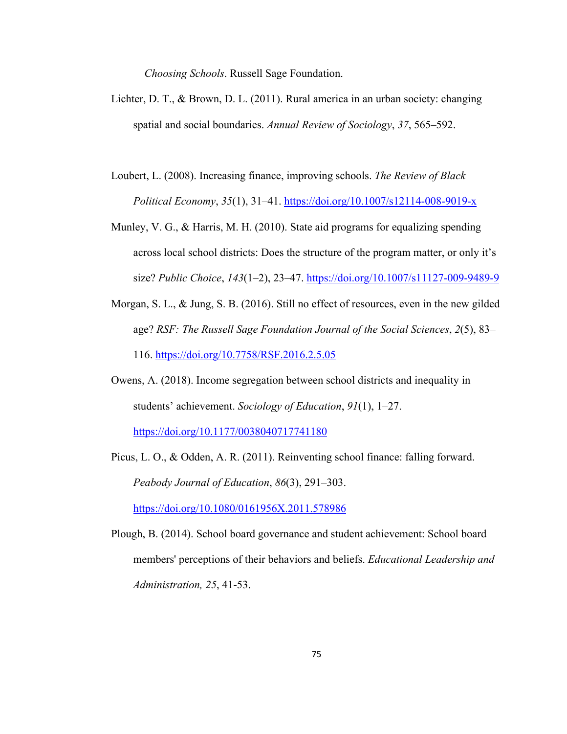*Choosing Schools*. Russell Sage Foundation.

Lichter, D. T., & Brown, D. L. (2011). Rural america in an urban society: changing spatial and social boundaries. *Annual Review of Sociology*, *37*, 565–592.

Loubert, L. (2008). Increasing finance, improving schools. *The Review of Black Political Economy*, *35*(1), 31–41. https://doi.org/10.1007/s12114-008-9019-x

Munley, V. G., & Harris, M. H. (2010). State aid programs for equalizing spending across local school districts: Does the structure of the program matter, or only it's size? *Public Choice*, *143*(1–2), 23–47. https://doi.org/10.1007/s11127-009-9489-9

Morgan, S. L., & Jung, S. B. (2016). Still no effect of resources, even in the new gilded age? *RSF: The Russell Sage Foundation Journal of the Social Sciences*, *2*(5), 83–116. https://doi.org/10.7758/RSF.2016.2.5.05

Owens, A. (2018). Income segregation between school districts and inequality in students' achievement. *Sociology of Education*, *91*(1), 1–27. https://doi.org/10.1177/0038040717741180

Picus, L. O., & Odden, A. R. (2011). Reinventing school finance: falling forward. *Peabody Journal of Education*, *86*(3), 291–303. https://doi.org/10.1080/0161956X.2011.578986

Plough, B. (2014). School board governance and student achievement: School board members' perceptions of their behaviors and beliefs. *Educational Leadership and Administration, 25*, 41-53.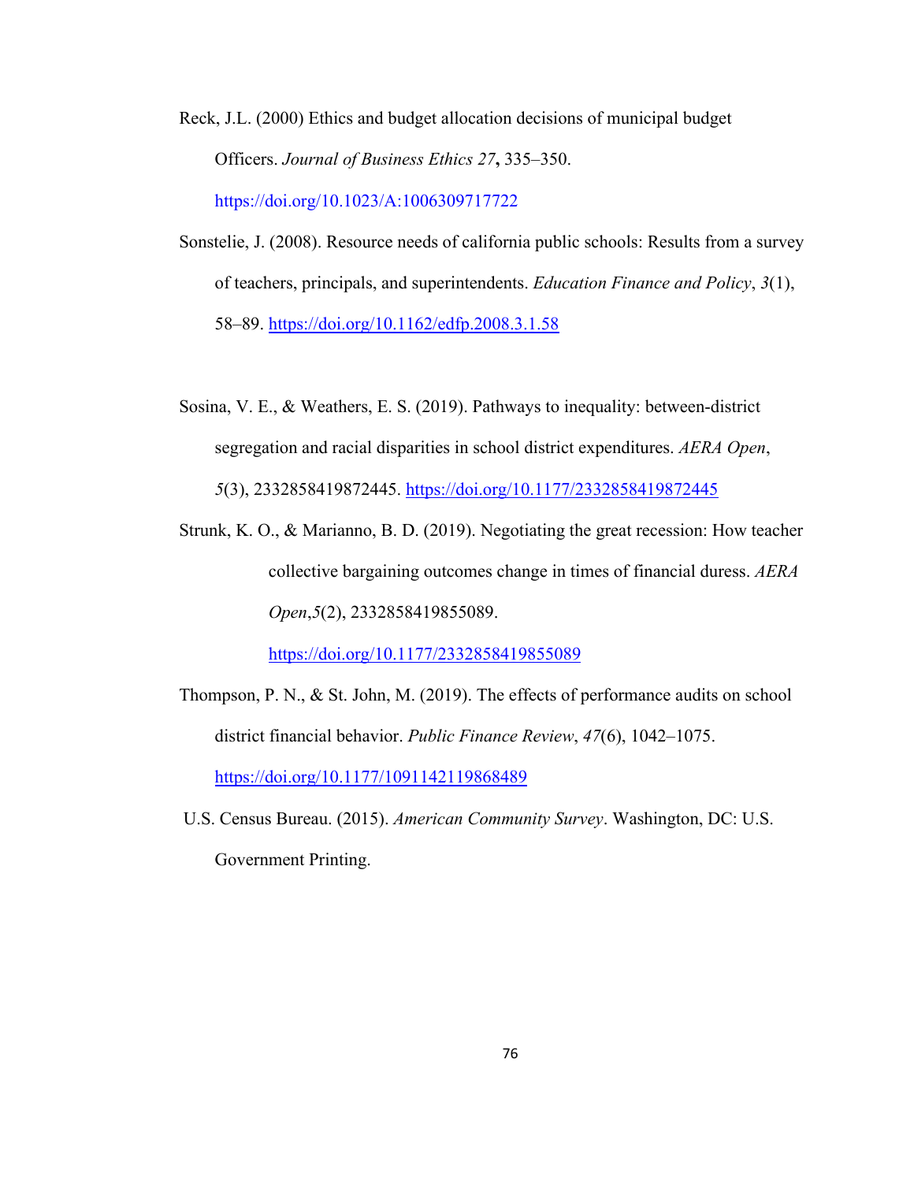Reck, J.L. (2000) Ethics and budget allocation decisions of municipal budget Officers. *Journal of Business Ethics 27*, 335–350. https://doi.org/10.1023/A:1006309717722

Sonstelie, J. (2008). Resource needs of california public schools: Results from a survey of teachers, principals, and superintendents. *Education Finance and Policy*, *3*(1), 58–89. https://doi.org/10.1162/edfp.2008.3.1.58

Sosina, V. E., & Weathers, E. S. (2019). Pathways to inequality: between-district segregation and racial disparities in school district expenditures. *AERA Open*, *5*(3), 2332858419872445. https://doi.org/10.1177/2332858419872445

Strunk, K. O., & Marianno, B. D. (2019). Negotiating the great recession: How teacher collective bargaining outcomes change in times of financial duress. *AERA Open*,*5*(2), 2332858419855089. https://doi.org/10.1177/2332858419855089

Thompson, P. N., & St. John, M. (2019). The effects of performance audits on school district financial behavior. *Public Finance Review*, *47*(6), 1042–1075. https://doi.org/10.1177/1091142119868489

U.S. Census Bureau. (2015). *American Community Survey*. Washington, DC: U.S. Government Printing.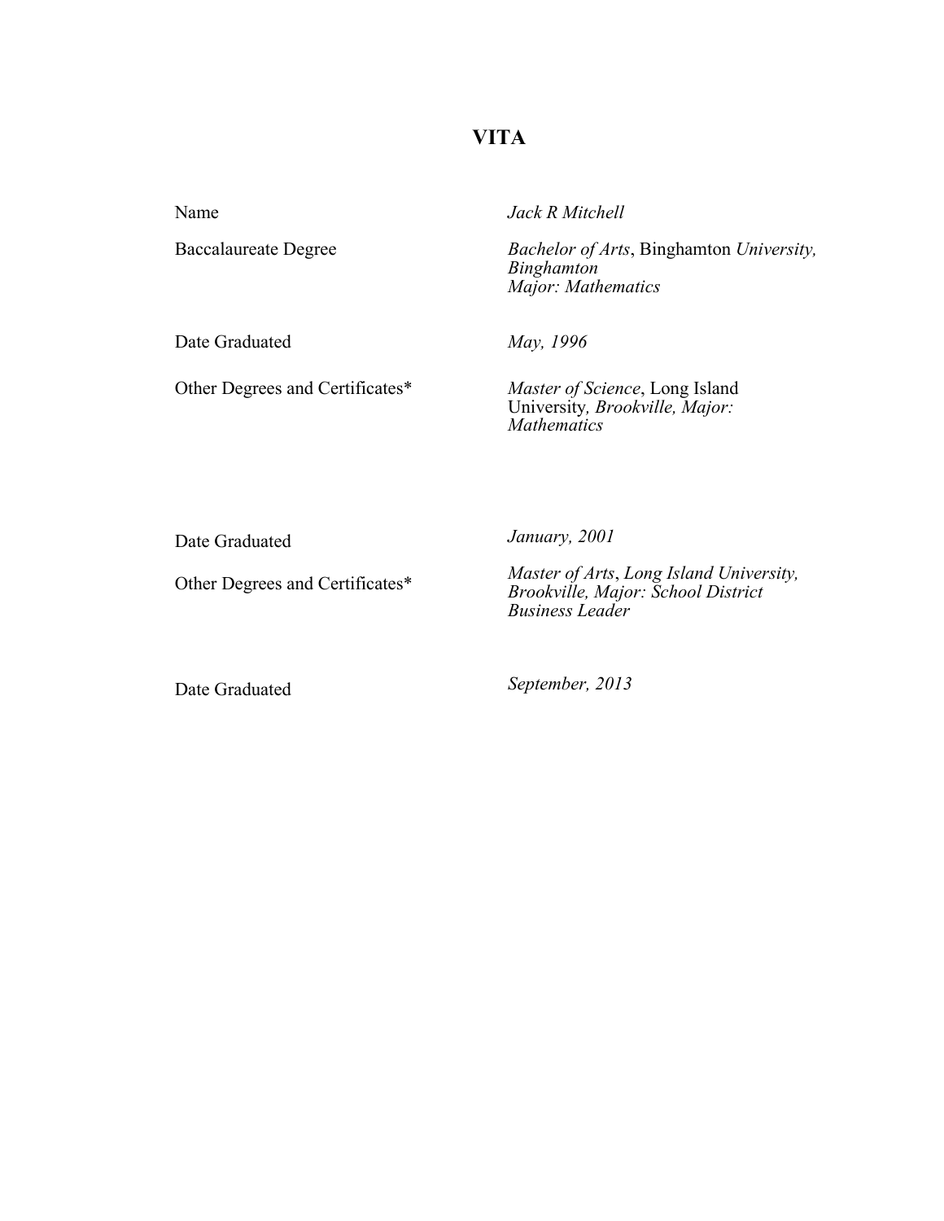# VITA

| | |
|---|---|
| Name | *Jack R Mitchell* |
| Baccalaureate Degree | *Bachelor of Arts*, Binghamton *University, Binghamton Major: Mathematics* |
| Date Graduated | *May, 1996* |
| Other Degrees and Certificates* | *Master of Science*, Long Island University*, Brookville, Major: Mathematics* |
| Date Graduated | *January, 2001* |
| Other Degrees and Certificates* | *Master of Arts*, *Long Island University, Brookville, Major: School District Business Leader* |
| Date Graduated | *September, 2013* |